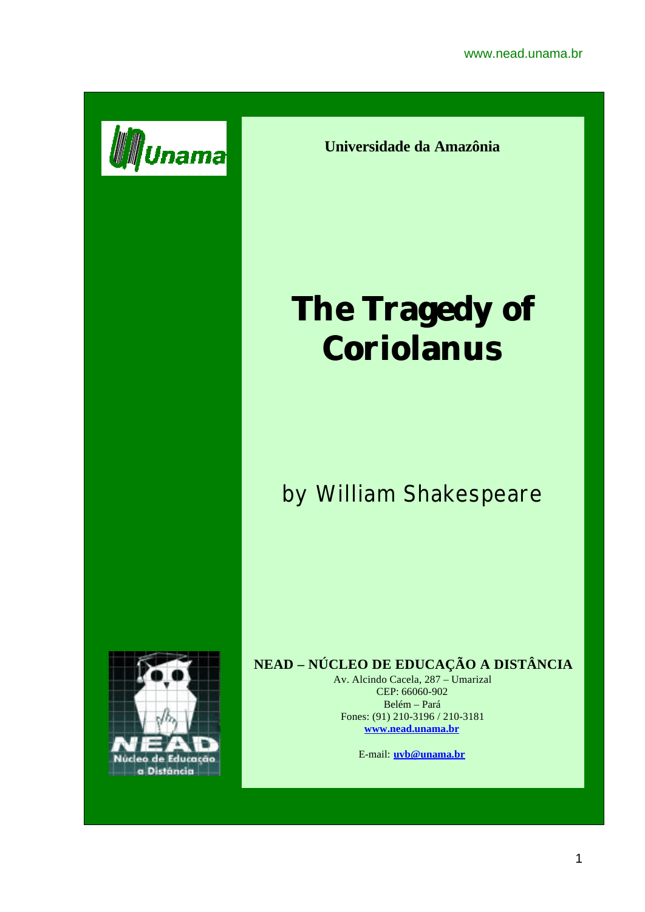Universidade da Amazônia

# The Tragedy of Coriolanus

by William Shakespeare

**NEAD – NÚCLEO DE EDUCAÇÃO A DISTÂNCIA**

Av. Alcindo Cacela, 287 – Umarizal
CEP: 66060-902
Belém – Pará
Fones: (91) 210-3196 / 210-3181
**www.nead.unama.br**

E-mail: **uvb@unama.br**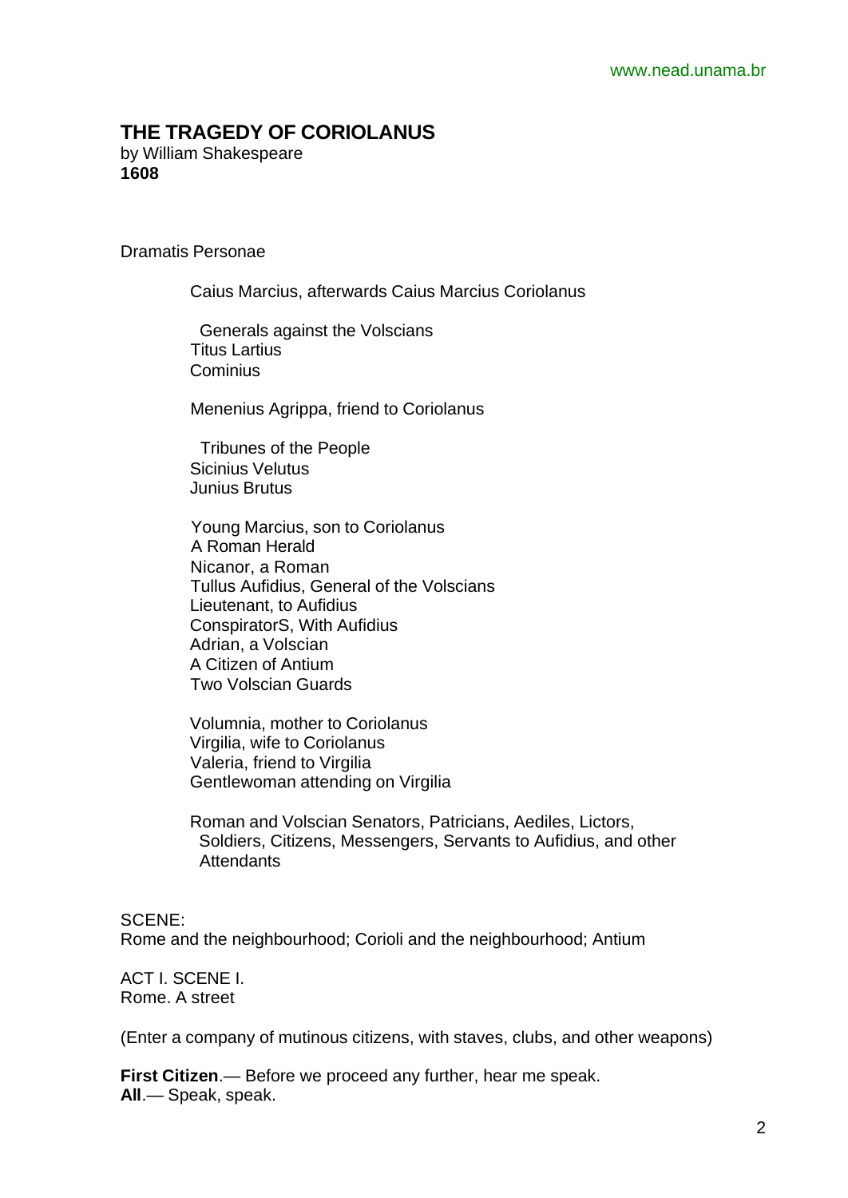# THE TRAGEDY OF CORIOLANUS

by William Shakespeare
**1608**

Dramatis Personae

Caius Marcius, afterwards Caius Marcius Coriolanus

Generals against the Volscians
Titus Lartius
Cominius

Menenius Agrippa, friend to Coriolanus

Tribunes of the People
Sicinius Velutus
Junius Brutus

Young Marcius, son to Coriolanus
A Roman Herald
Nicanor, a Roman
Tullus Aufidius, General of the Volscians
Lieutenant, to Aufidius
ConspiratorS, With Aufidius
Adrian, a Volscian
A Citizen of Antium
Two Volscian Guards

Volumnia, mother to Coriolanus
Virgilia, wife to Coriolanus
Valeria, friend to Virgilia
Gentlewoman attending on Virgilia

Roman and Volscian Senators, Patricians, Aediles, Lictors, Soldiers, Citizens, Messengers, Servants to Aufidius, and other Attendants

SCENE:
Rome and the neighbourhood; Corioli and the neighbourhood; Antium

ACT I. SCENE I.
Rome. A street

(Enter a company of mutinous citizens, with staves, clubs, and other weapons)

**First Citizen**.— Before we proceed any further, hear me speak.
**All**.— Speak, speak.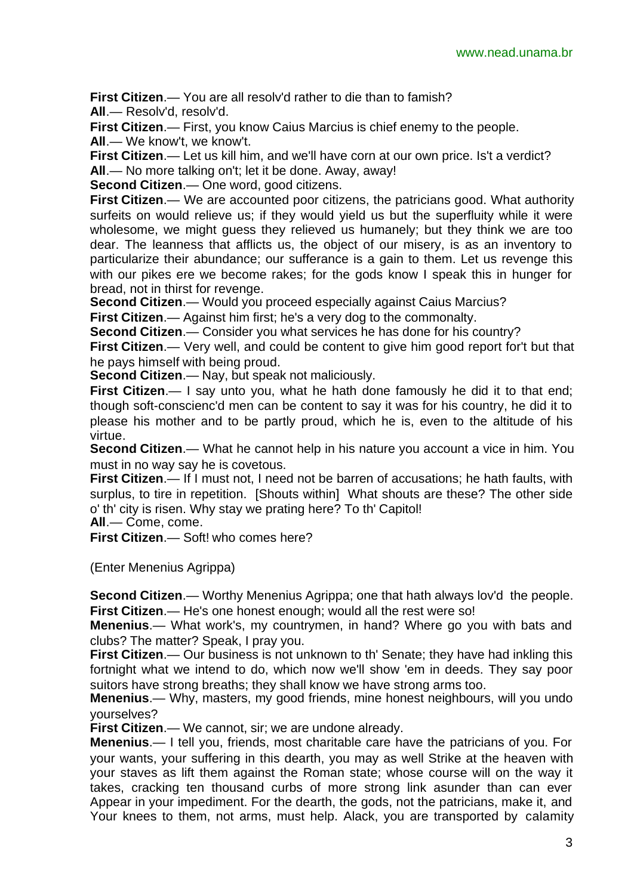**First Citizen**.— You are all resolv'd rather to die than to famish?

**All**.— Resolv'd, resolv'd.

**First Citizen**.— First, you know Caius Marcius is chief enemy to the people.

**All**.— We know't, we know't.

**First Citizen**.— Let us kill him, and we'll have corn at our own price. Is't a verdict?

**All**.— No more talking on't; let it be done. Away, away!

**Second Citizen**.— One word, good citizens.

**First Citizen**.— We are accounted poor citizens, the patricians good. What authority surfeits on would relieve us; if they would yield us but the superfluity while it were wholesome, we might guess they relieved us humanely; but they think we are too dear. The leanness that afflicts us, the object of our misery, is as an inventory to particularize their abundance; our sufferance is a gain to them. Let us revenge this with our pikes ere we become rakes; for the gods know I speak this in hunger for bread, not in thirst for revenge.

**Second Citizen**.— Would you proceed especially against Caius Marcius?

**First Citizen**.— Against him first; he's a very dog to the commonalty.

**Second Citizen**.— Consider you what services he has done for his country?

**First Citizen**.— Very well, and could be content to give him good report for't but that he pays himself with being proud.

**Second Citizen**.— Nay, but speak not maliciously.

**First Citizen**.— I say unto you, what he hath done famously he did it to that end; though soft-conscienc'd men can be content to say it was for his country, he did it to please his mother and to be partly proud, which he is, even to the altitude of his virtue.

**Second Citizen**.— What he cannot help in his nature you account a vice in him. You must in no way say he is covetous.

**First Citizen**.— If I must not, I need not be barren of accusations; he hath faults, with surplus, to tire in repetition. [Shouts within] What shouts are these? The other side o' th' city is risen. Why stay we prating here? To th' Capitol!

**All**.— Come, come.

**First Citizen**.— Soft! who comes here?

(Enter Menenius Agrippa)

**Second Citizen**.— Worthy Menenius Agrippa; one that hath always lov'd the people.

**First Citizen**.— He's one honest enough; would all the rest were so!

**Menenius**.— What work's, my countrymen, in hand? Where go you with bats and clubs? The matter? Speak, I pray you.

**First Citizen**.— Our business is not unknown to th' Senate; they have had inkling this fortnight what we intend to do, which now we'll show 'em in deeds. They say poor suitors have strong breaths; they shall know we have strong arms too.

**Menenius**.— Why, masters, my good friends, mine honest neighbours, will you undo yourselves?

**First Citizen**.— We cannot, sir; we are undone already.

**Menenius**.— I tell you, friends, most charitable care have the patricians of you. For your wants, your suffering in this dearth, you may as well Strike at the heaven with your staves as lift them against the Roman state; whose course will on the way it takes, cracking ten thousand curbs of more strong link asunder than can ever Appear in your impediment. For the dearth, the gods, not the patricians, make it, and Your knees to them, not arms, must help. Alack, you are transported by calamity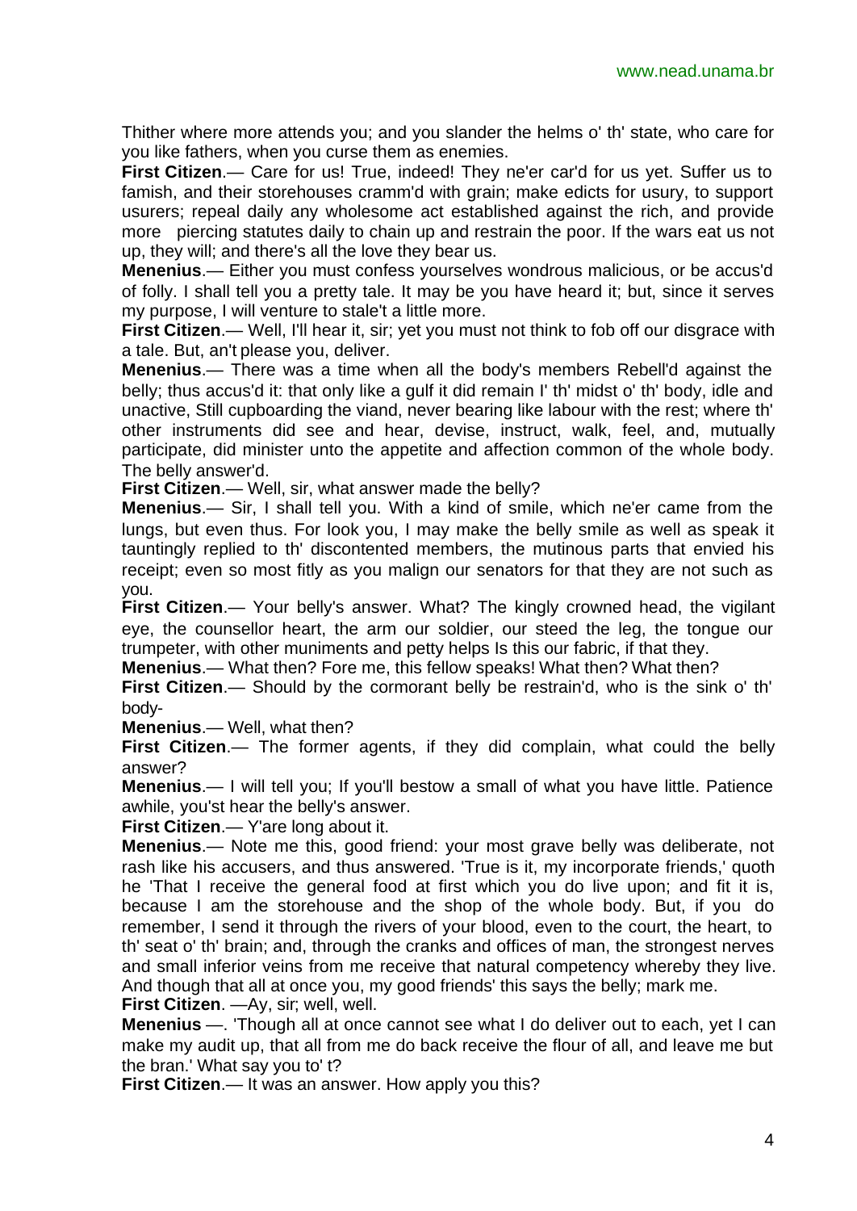Thither where more attends you; and you slander the helms o' th' state, who care for you like fathers, when you curse them as enemies.

**First Citizen**.— Care for us! True, indeed! They ne'er car'd for us yet. Suffer us to famish, and their storehouses cramm'd with grain; make edicts for usury, to support usurers; repeal daily any wholesome act established against the rich, and provide more piercing statutes daily to chain up and restrain the poor. If the wars eat us not up, they will; and there's all the love they bear us.

**Menenius**.— Either you must confess yourselves wondrous malicious, or be accus'd of folly. I shall tell you a pretty tale. It may be you have heard it; but, since it serves my purpose, I will venture to stale't a little more.

**First Citizen**.— Well, I'll hear it, sir; yet you must not think to fob off our disgrace with a tale. But, an't please you, deliver.

**Menenius**.— There was a time when all the body's members Rebell'd against the belly; thus accus'd it: that only like a gulf it did remain I' th' midst o' th' body, idle and unactive, Still cupboarding the viand, never bearing like labour with the rest; where th' other instruments did see and hear, devise, instruct, walk, feel, and, mutually participate, did minister unto the appetite and affection common of the whole body. The belly answer'd.

**First Citizen**.— Well, sir, what answer made the belly?

**Menenius**.— Sir, I shall tell you. With a kind of smile, which ne'er came from the lungs, but even thus. For look you, I may make the belly smile as well as speak it tauntingly replied to th' discontented members, the mutinous parts that envied his receipt; even so most fitly as you malign our senators for that they are not such as you.

**First Citizen**.— Your belly's answer. What? The kingly crowned head, the vigilant eye, the counsellor heart, the arm our soldier, our steed the leg, the tongue our trumpeter, with other muniments and petty helps Is this our fabric, if that they.

**Menenius**.— What then? Fore me, this fellow speaks! What then? What then?

**First Citizen**.— Should by the cormorant belly be restrain'd, who is the sink o' th' body-

**Menenius**.— Well, what then?

**First Citizen**.— The former agents, if they did complain, what could the belly answer?

**Menenius**.— I will tell you; If you'll bestow a small of what you have little. Patience awhile, you'st hear the belly's answer.

**First Citizen**.— Y'are long about it.

**Menenius**.— Note me this, good friend: your most grave belly was deliberate, not rash like his accusers, and thus answered. 'True is it, my incorporate friends,' quoth he 'That I receive the general food at first which you do live upon; and fit it is, because I am the storehouse and the shop of the whole body. But, if you do remember, I send it through the rivers of your blood, even to the court, the heart, to th' seat o' th' brain; and, through the cranks and offices of man, the strongest nerves and small inferior veins from me receive that natural competency whereby they live. And though that all at once you, my good friends' this says the belly; mark me.

**First Citizen**. —Ay, sir; well, well.

**Menenius** —. 'Though all at once cannot see what I do deliver out to each, yet I can make my audit up, that all from me do back receive the flour of all, and leave me but the bran.' What say you to' t?

**First Citizen**.— It was an answer. How apply you this?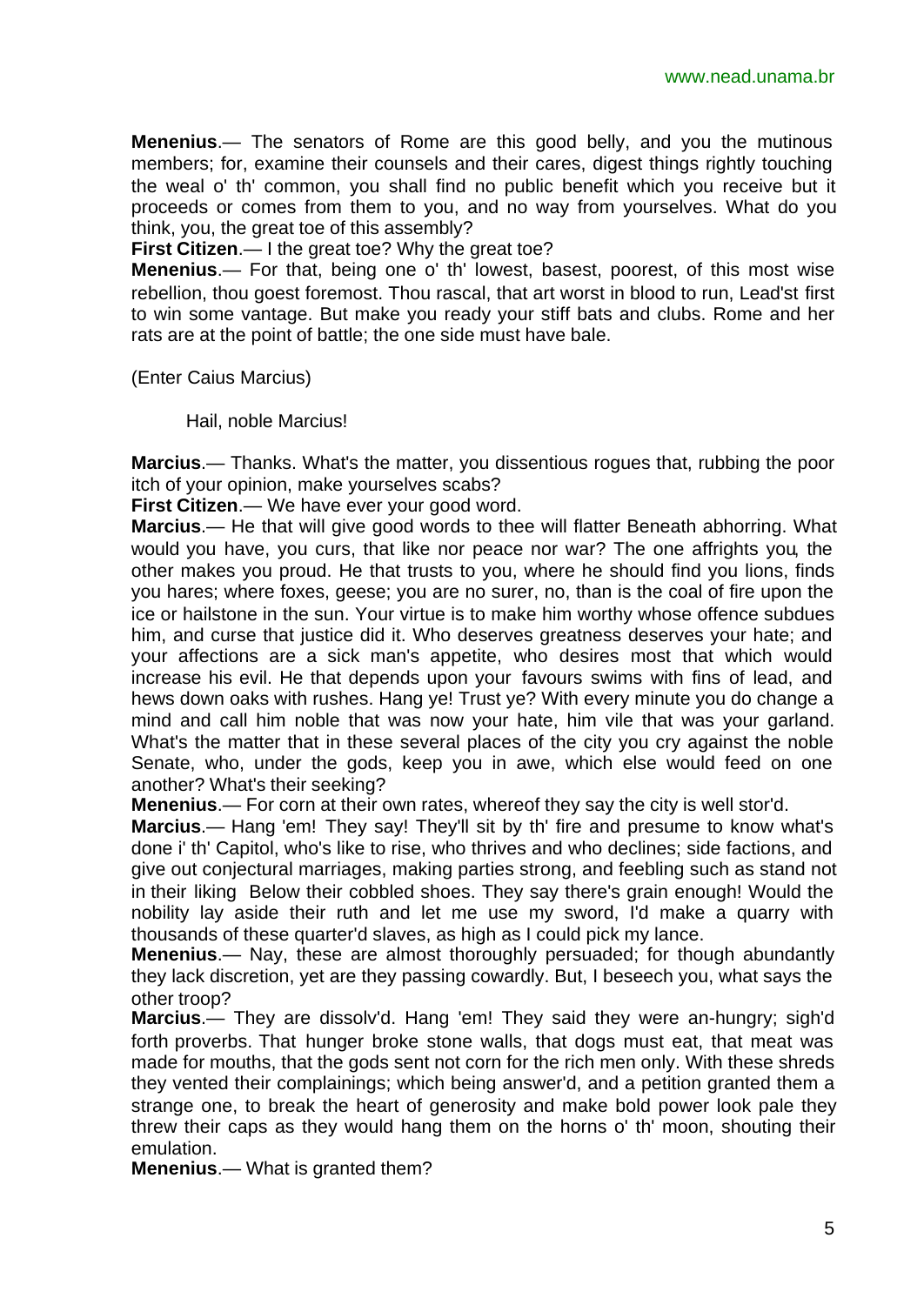**Menenius**.— The senators of Rome are this good belly, and you the mutinous members; for, examine their counsels and their cares, digest things rightly touching the weal o' th' common, you shall find no public benefit which you receive but it proceeds or comes from them to you, and no way from yourselves. What do you think, you, the great toe of this assembly?

**First Citizen**.— I the great toe? Why the great toe?

**Menenius**.— For that, being one o' th' lowest, basest, poorest, of this most wise rebellion, thou goest foremost. Thou rascal, that art worst in blood to run, Lead'st first to win some vantage. But make you ready your stiff bats and clubs. Rome and her rats are at the point of battle; the one side must have bale.

(Enter Caius Marcius)

Hail, noble Marcius!

**Marcius**.— Thanks. What's the matter, you dissentious rogues that, rubbing the poor itch of your opinion, make yourselves scabs?

**First Citizen**.— We have ever your good word.

**Marcius**.— He that will give good words to thee will flatter Beneath abhorring. What would you have, you curs, that like nor peace nor war? The one affrights you, the other makes you proud. He that trusts to you, where he should find you lions, finds you hares; where foxes, geese; you are no surer, no, than is the coal of fire upon the ice or hailstone in the sun. Your virtue is to make him worthy whose offence subdues him, and curse that justice did it. Who deserves greatness deserves your hate; and your affections are a sick man's appetite, who desires most that which would increase his evil. He that depends upon your favours swims with fins of lead, and hews down oaks with rushes. Hang ye! Trust ye? With every minute you do change a mind and call him noble that was now your hate, him vile that was your garland. What's the matter that in these several places of the city you cry against the noble Senate, who, under the gods, keep you in awe, which else would feed on one another? What's their seeking?

**Menenius**.— For corn at their own rates, whereof they say the city is well stor'd.

**Marcius**.— Hang 'em! They say! They'll sit by th' fire and presume to know what's done i' th' Capitol, who's like to rise, who thrives and who declines; side factions, and give out conjectural marriages, making parties strong, and feebling such as stand not in their liking Below their cobbled shoes. They say there's grain enough! Would the nobility lay aside their ruth and let me use my sword, I'd make a quarry with thousands of these quarter'd slaves, as high as I could pick my lance.

**Menenius**.— Nay, these are almost thoroughly persuaded; for though abundantly they lack discretion, yet are they passing cowardly. But, I beseech you, what says the other troop?

**Marcius**.— They are dissolv'd. Hang 'em! They said they were an-hungry; sigh'd forth proverbs. That hunger broke stone walls, that dogs must eat, that meat was made for mouths, that the gods sent not corn for the rich men only. With these shreds they vented their complainings; which being answer'd, and a petition granted them a strange one, to break the heart of generosity and make bold power look pale they threw their caps as they would hang them on the horns o' th' moon, shouting their emulation.

**Menenius**.— What is granted them?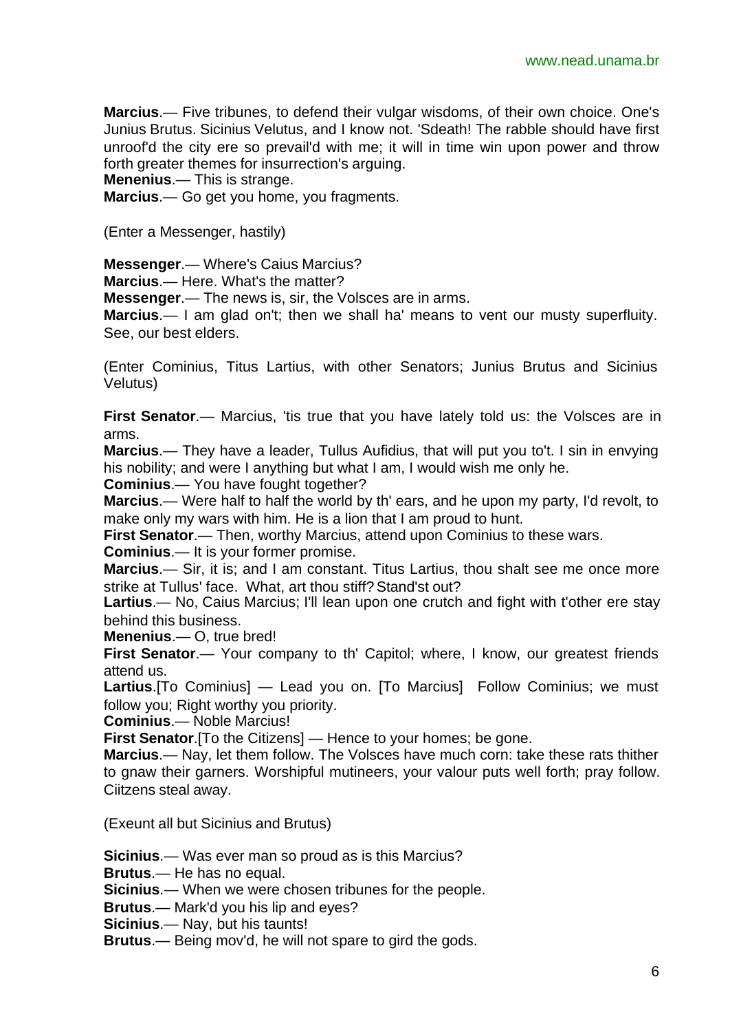**Marcius**.— Five tribunes, to defend their vulgar wisdoms, of their own choice. One's Junius Brutus. Sicinius Velutus, and I know not. 'Sdeath! The rabble should have first unroof'd the city ere so prevail'd with me; it will in time win upon power and throw forth greater themes for insurrection's arguing.
**Menenius**.— This is strange.
**Marcius**.— Go get you home, you fragments.

(Enter a Messenger, hastily)

**Messenger**.— Where's Caius Marcius?
**Marcius**.— Here. What's the matter?
**Messenger**.— The news is, sir, the Volsces are in arms.
**Marcius**.— I am glad on't; then we shall ha' means to vent our musty superfluity. See, our best elders.

(Enter Cominius, Titus Lartius, with other Senators; Junius Brutus and Sicinius Velutus)

**First Senator**.— Marcius, 'tis true that you have lately told us: the Volsces are in arms.
**Marcius**.— They have a leader, Tullus Aufidius, that will put you to't. I sin in envying his nobility; and were I anything but what I am, I would wish me only he.
**Cominius**.— You have fought together?
**Marcius**.— Were half to half the world by th' ears, and he upon my party, I'd revolt, to make only my wars with him. He is a lion that I am proud to hunt.
**First Senator**.— Then, worthy Marcius, attend upon Cominius to these wars.
**Cominius**.— It is your former promise.
**Marcius**.— Sir, it is; and I am constant. Titus Lartius, thou shalt see me once more strike at Tullus' face. What, art thou stiff? Stand'st out?
**Lartius**.— No, Caius Marcius; I'll lean upon one crutch and fight with t'other ere stay behind this business.
**Menenius**.— O, true bred!
**First Senator**.— Your company to th' Capitol; where, I know, our greatest friends attend us.
**Lartius**.[To Cominius] — Lead you on. [To Marcius] Follow Cominius; we must follow you; Right worthy you priority.
**Cominius**.— Noble Marcius!
**First Senator**.[To the Citizens] — Hence to your homes; be gone.
**Marcius**.— Nay, let them follow. The Volsces have much corn: take these rats thither to gnaw their garners. Worshipful mutineers, your valour puts well forth; pray follow. Ciitzens steal away.

(Exeunt all but Sicinius and Brutus)

**Sicinius**.— Was ever man so proud as is this Marcius?
**Brutus**.— He has no equal.
**Sicinius**.— When we were chosen tribunes for the people.
**Brutus**.— Mark'd you his lip and eyes?
**Sicinius**.— Nay, but his taunts!
**Brutus**.— Being mov'd, he will not spare to gird the gods.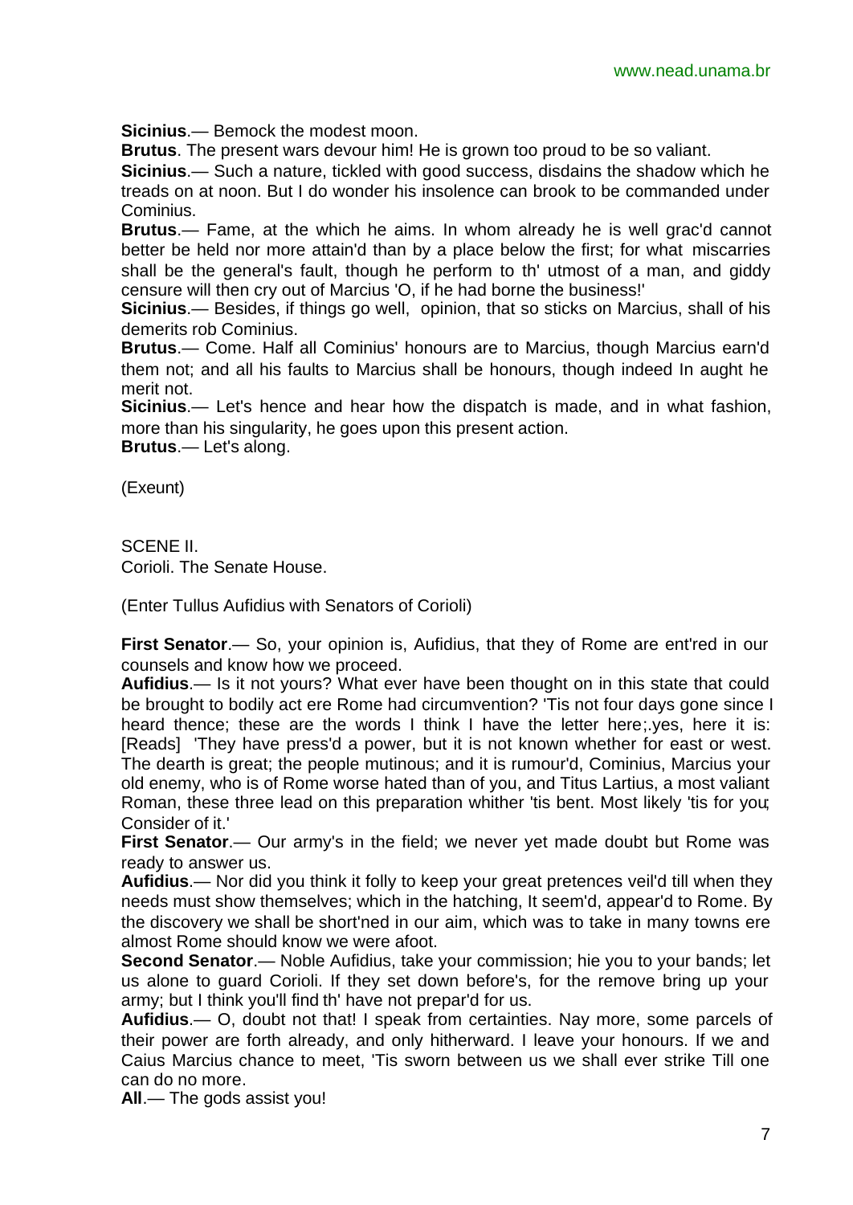**Sicinius**.— Bemock the modest moon.

**Brutus**. The present wars devour him! He is grown too proud to be so valiant.

**Sicinius**.— Such a nature, tickled with good success, disdains the shadow which he treads on at noon. But I do wonder his insolence can brook to be commanded under Cominius.

**Brutus**.— Fame, at the which he aims. In whom already he is well grac'd cannot better be held nor more attain'd than by a place below the first; for what miscarries shall be the general's fault, though he perform to th' utmost of a man, and giddy censure will then cry out of Marcius 'O, if he had borne the business!'

**Sicinius**.— Besides, if things go well, opinion, that so sticks on Marcius, shall of his demerits rob Cominius.

**Brutus**.— Come. Half all Cominius' honours are to Marcius, though Marcius earn'd them not; and all his faults to Marcius shall be honours, though indeed In aught he merit not.

**Sicinius**.— Let's hence and hear how the dispatch is made, and in what fashion, more than his singularity, he goes upon this present action.

**Brutus**.— Let's along.

(Exeunt)

SCENE II.
Corioli. The Senate House.

(Enter Tullus Aufidius with Senators of Corioli)

**First Senator**.— So, your opinion is, Aufidius, that they of Rome are ent'red in our counsels and know how we proceed.

**Aufidius**.— Is it not yours? What ever have been thought on in this state that could be brought to bodily act ere Rome had circumvention? 'Tis not four days gone since I heard thence; these are the words I think I have the letter here;.yes, here it is: [Reads] 'They have press'd a power, but it is not known whether for east or west. The dearth is great; the people mutinous; and it is rumour'd, Cominius, Marcius your old enemy, who is of Rome worse hated than of you, and Titus Lartius, a most valiant Roman, these three lead on this preparation whither 'tis bent. Most likely 'tis for you; Consider of it.'

**First Senator**.— Our army's in the field; we never yet made doubt but Rome was ready to answer us.

**Aufidius**.— Nor did you think it folly to keep your great pretences veil'd till when they needs must show themselves; which in the hatching, It seem'd, appear'd to Rome. By the discovery we shall be short'ned in our aim, which was to take in many towns ere almost Rome should know we were afoot.

**Second Senator**.— Noble Aufidius, take your commission; hie you to your bands; let us alone to guard Corioli. If they set down before's, for the remove bring up your army; but I think you'll find th' have not prepar'd for us.

**Aufidius**.— O, doubt not that! I speak from certainties. Nay more, some parcels of their power are forth already, and only hitherward. I leave your honours. If we and Caius Marcius chance to meet, 'Tis sworn between us we shall ever strike Till one can do no more.

**All**.— The gods assist you!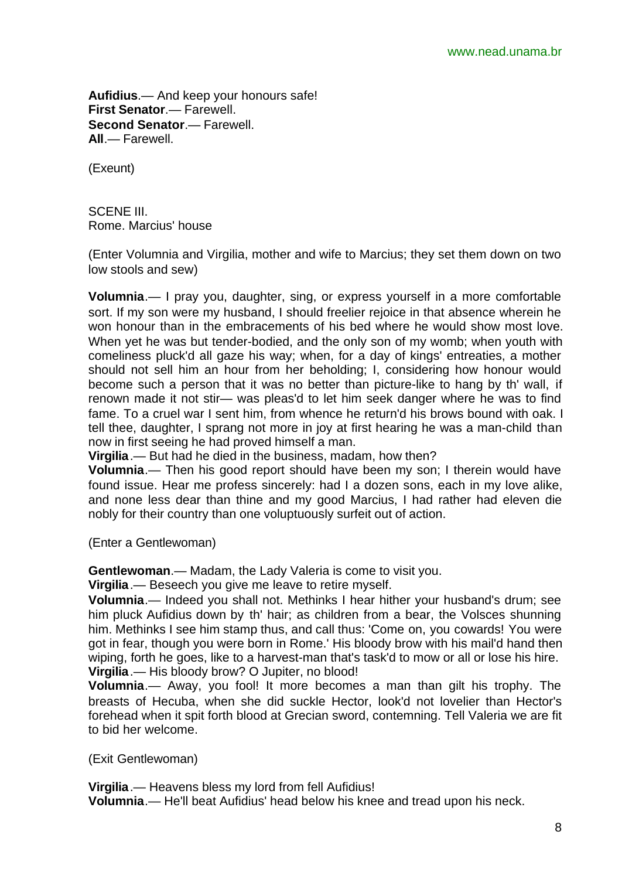**Aufidius**.— And keep your honours safe!
**First Senator**.— Farewell.
**Second Senator**.— Farewell.
**All**.— Farewell.

(Exeunt)

SCENE III.
Rome. Marcius' house

(Enter Volumnia and Virgilia, mother and wife to Marcius; they set them down on two low stools and sew)

**Volumnia**.— I pray you, daughter, sing, or express yourself in a more comfortable sort. If my son were my husband, I should freelier rejoice in that absence wherein he won honour than in the embracements of his bed where he would show most love. When yet he was but tender-bodied, and the only son of my womb; when youth with comeliness pluck'd all gaze his way; when, for a day of kings' entreaties, a mother should not sell him an hour from her beholding; I, considering how honour would become such a person that it was no better than picture-like to hang by th' wall, if renown made it not stir— was pleas'd to let him seek danger where he was to find fame. To a cruel war I sent him, from whence he return'd his brows bound with oak. I tell thee, daughter, I sprang not more in joy at first hearing he was a man-child than now in first seeing he had proved himself a man.
**Virgilia**.— But had he died in the business, madam, how then?
**Volumnia**.— Then his good report should have been my son; I therein would have found issue. Hear me profess sincerely: had I a dozen sons, each in my love alike, and none less dear than thine and my good Marcius, I had rather had eleven die nobly for their country than one voluptuously surfeit out of action.

(Enter a Gentlewoman)

**Gentlewoman**.— Madam, the Lady Valeria is come to visit you.
**Virgilia**.— Beseech you give me leave to retire myself.
**Volumnia**.— Indeed you shall not. Methinks I hear hither your husband's drum; see him pluck Aufidius down by th' hair; as children from a bear, the Volsces shunning him. Methinks I see him stamp thus, and call thus: 'Come on, you cowards! You were got in fear, though you were born in Rome.' His bloody brow with his mail'd hand then wiping, forth he goes, like to a harvest-man that's task'd to mow or all or lose his hire.
**Virgilia**.— His bloody brow? O Jupiter, no blood!
**Volumnia**.— Away, you fool! It more becomes a man than gilt his trophy. The breasts of Hecuba, when she did suckle Hector, look'd not lovelier than Hector's forehead when it spit forth blood at Grecian sword, contemning. Tell Valeria we are fit to bid her welcome.

(Exit Gentlewoman)

**Virgilia**.— Heavens bless my lord from fell Aufidius!
**Volumnia**.— He'll beat Aufidius' head below his knee and tread upon his neck.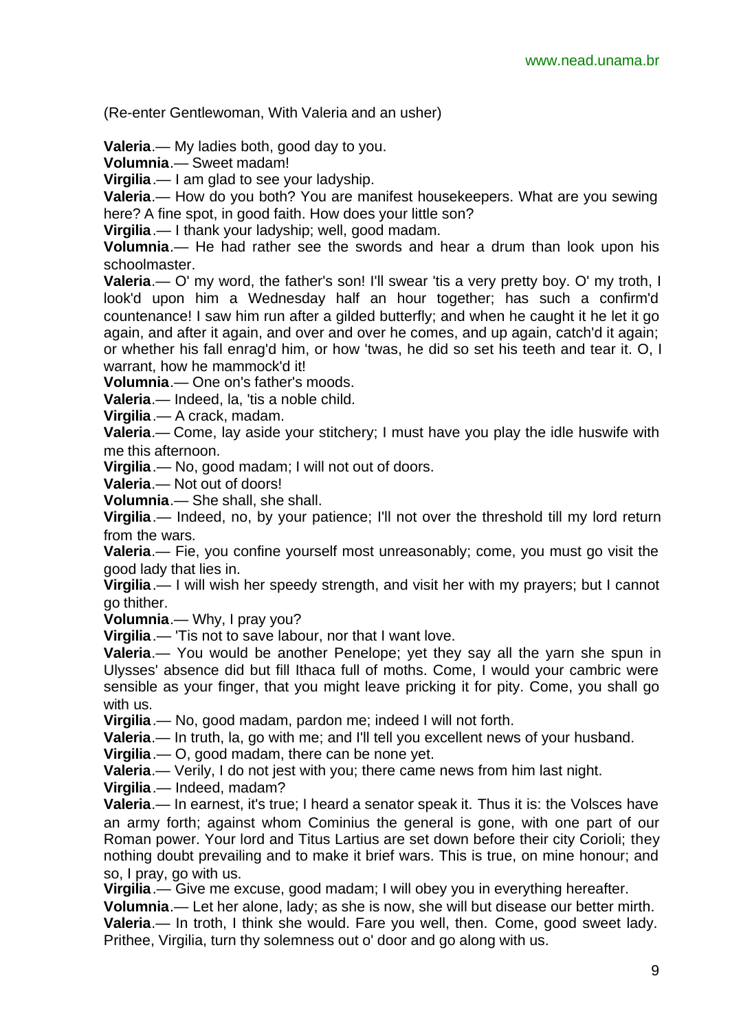(Re-enter Gentlewoman, With Valeria and an usher)

**Valeria**.— My ladies both, good day to you.

**Volumnia**.— Sweet madam!

**Virgilia**.— I am glad to see your ladyship.

**Valeria**.— How do you both? You are manifest housekeepers. What are you sewing here? A fine spot, in good faith. How does your little son?

**Virgilia**.— I thank your ladyship; well, good madam.

**Volumnia**.— He had rather see the swords and hear a drum than look upon his schoolmaster.

**Valeria**.— O' my word, the father's son! I'll swear 'tis a very pretty boy. O' my troth, I look'd upon him a Wednesday half an hour together; has such a confirm'd countenance! I saw him run after a gilded butterfly; and when he caught it he let it go again, and after it again, and over and over he comes, and up again, catch'd it again; or whether his fall enrag'd him, or how 'twas, he did so set his teeth and tear it. O, I warrant, how he mammock'd it!

**Volumnia**.— One on's father's moods.

**Valeria**.— Indeed, la, 'tis a noble child.

**Virgilia**.— A crack, madam.

**Valeria**.— Come, lay aside your stitchery; I must have you play the idle huswife with me this afternoon.

**Virgilia**.— No, good madam; I will not out of doors.

**Valeria**.— Not out of doors!

**Volumnia**.— She shall, she shall.

**Virgilia**.— Indeed, no, by your patience; I'll not over the threshold till my lord return from the wars.

**Valeria**.— Fie, you confine yourself most unreasonably; come, you must go visit the good lady that lies in.

**Virgilia**.— I will wish her speedy strength, and visit her with my prayers; but I cannot go thither.

**Volumnia**.— Why, I pray you?

**Virgilia**.— 'Tis not to save labour, nor that I want love.

**Valeria**.— You would be another Penelope; yet they say all the yarn she spun in Ulysses' absence did but fill Ithaca full of moths. Come, I would your cambric were sensible as your finger, that you might leave pricking it for pity. Come, you shall go with us.

**Virgilia**.— No, good madam, pardon me; indeed I will not forth.

**Valeria**.— In truth, la, go with me; and I'll tell you excellent news of your husband.

**Virgilia**.— O, good madam, there can be none yet.

**Valeria**.— Verily, I do not jest with you; there came news from him last night.

**Virgilia**.— Indeed, madam?

**Valeria**.— In earnest, it's true; I heard a senator speak it. Thus it is: the Volsces have an army forth; against whom Cominius the general is gone, with one part of our Roman power. Your lord and Titus Lartius are set down before their city Corioli; they nothing doubt prevailing and to make it brief wars. This is true, on mine honour; and so, I pray, go with us.

**Virgilia**.— Give me excuse, good madam; I will obey you in everything hereafter.

**Volumnia**.— Let her alone, lady; as she is now, she will but disease our better mirth.

**Valeria**.— In troth, I think she would. Fare you well, then. Come, good sweet lady. Prithee, Virgilia, turn thy solemness out o' door and go along with us.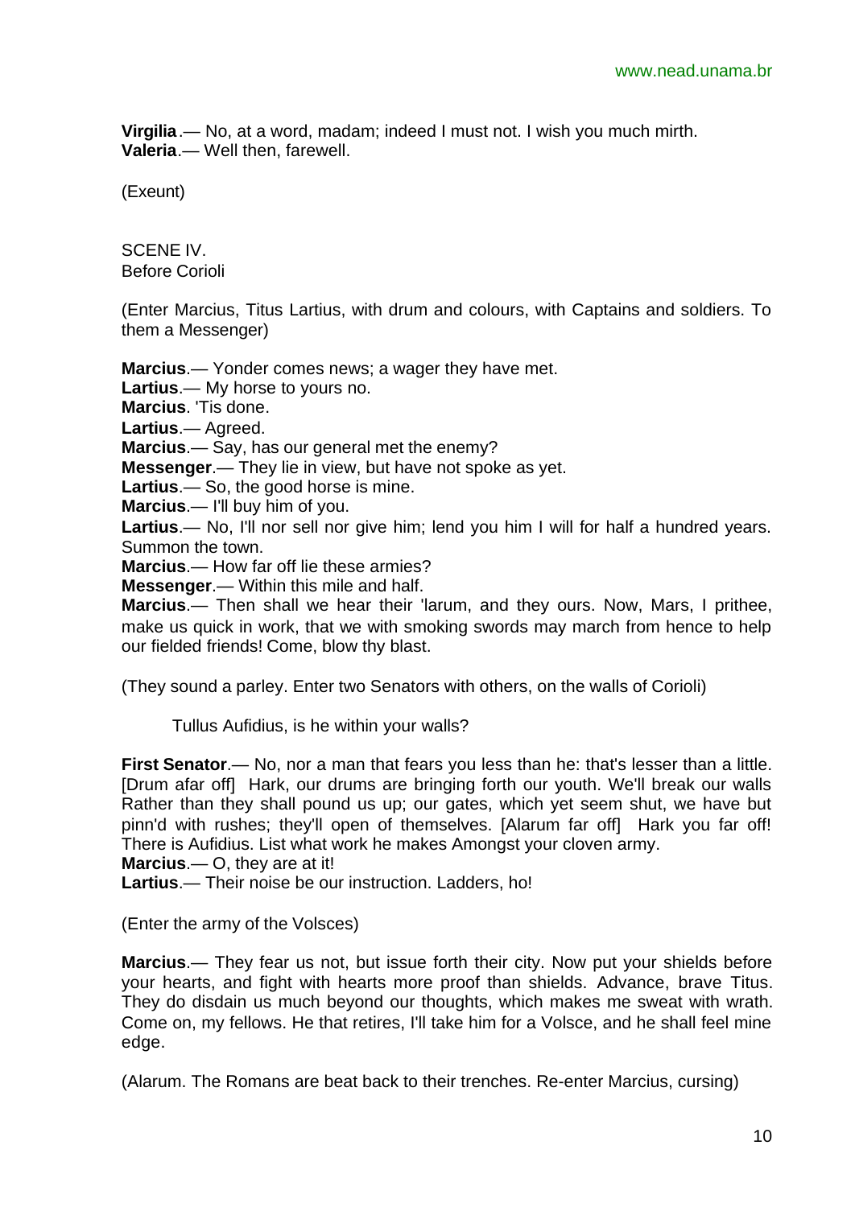**Virgilia**.— No, at a word, madam; indeed I must not. I wish you much mirth.
**Valeria**.— Well then, farewell.

(Exeunt)

SCENE IV.
Before Corioli

(Enter Marcius, Titus Lartius, with drum and colours, with Captains and soldiers. To them a Messenger)

**Marcius**.— Yonder comes news; a wager they have met.
**Lartius**.— My horse to yours no.
**Marcius**. 'Tis done.
**Lartius**.— Agreed.
**Marcius**.— Say, has our general met the enemy?
**Messenger**.— They lie in view, but have not spoke as yet.
**Lartius**.— So, the good horse is mine.
**Marcius**.— I'll buy him of you.
**Lartius**.— No, I'll nor sell nor give him; lend you him I will for half a hundred years. Summon the town.
**Marcius**.— How far off lie these armies?
**Messenger**.— Within this mile and half.
**Marcius**.— Then shall we hear their 'larum, and they ours. Now, Mars, I prithee, make us quick in work, that we with smoking swords may march from hence to help our fielded friends! Come, blow thy blast.

(They sound a parley. Enter two Senators with others, on the walls of Corioli)

Tullus Aufidius, is he within your walls?

**First Senator**.— No, nor a man that fears you less than he: that's lesser than a little. [Drum afar off] Hark, our drums are bringing forth our youth. We'll break our walls Rather than they shall pound us up; our gates, which yet seem shut, we have but pinn'd with rushes; they'll open of themselves. [Alarum far off] Hark you far off! There is Aufidius. List what work he makes Amongst your cloven army.
**Marcius**.— O, they are at it!
**Lartius**.— Their noise be our instruction. Ladders, ho!

(Enter the army of the Volsces)

**Marcius**.— They fear us not, but issue forth their city. Now put your shields before your hearts, and fight with hearts more proof than shields. Advance, brave Titus. They do disdain us much beyond our thoughts, which makes me sweat with wrath. Come on, my fellows. He that retires, I'll take him for a Volsce, and he shall feel mine edge.

(Alarum. The Romans are beat back to their trenches. Re-enter Marcius, cursing)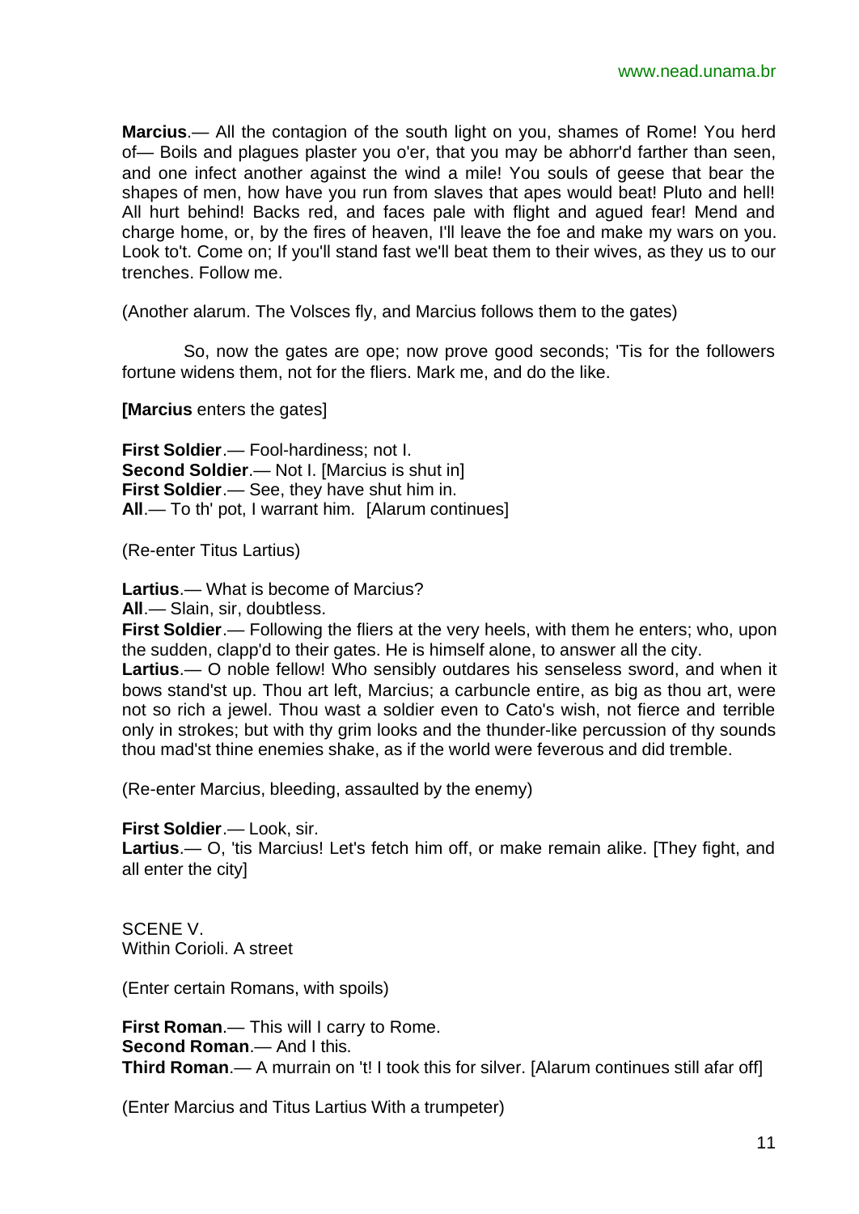**Marcius**.— All the contagion of the south light on you, shames of Rome! You herd of— Boils and plagues plaster you o'er, that you may be abhorr'd farther than seen, and one infect another against the wind a mile! You souls of geese that bear the shapes of men, how have you run from slaves that apes would beat! Pluto and hell! All hurt behind! Backs red, and faces pale with flight and agued fear! Mend and charge home, or, by the fires of heaven, I'll leave the foe and make my wars on you. Look to't. Come on; If you'll stand fast we'll beat them to their wives, as they us to our trenches. Follow me.

(Another alarum. The Volsces fly, and Marcius follows them to the gates)

So, now the gates are ope; now prove good seconds; 'Tis for the followers fortune widens them, not for the fliers. Mark me, and do the like.

**[Marcius** enters the gates]

**First Soldier**.— Fool-hardiness; not I.
**Second Soldier**.— Not I. [Marcius is shut in]
**First Soldier**.— See, they have shut him in.
**All**.— To th' pot, I warrant him. [Alarum continues]

(Re-enter Titus Lartius)

**Lartius**.— What is become of Marcius?
**All**.— Slain, sir, doubtless.
**First Soldier**.— Following the fliers at the very heels, with them he enters; who, upon the sudden, clapp'd to their gates. He is himself alone, to answer all the city.
**Lartius**.— O noble fellow! Who sensibly outdares his senseless sword, and when it bows stand'st up. Thou art left, Marcius; a carbuncle entire, as big as thou art, were not so rich a jewel. Thou wast a soldier even to Cato's wish, not fierce and terrible only in strokes; but with thy grim looks and the thunder-like percussion of thy sounds thou mad'st thine enemies shake, as if the world were feverous and did tremble.

(Re-enter Marcius, bleeding, assaulted by the enemy)

**First Soldier**.— Look, sir.
**Lartius**.— O, 'tis Marcius! Let's fetch him off, or make remain alike. [They fight, and all enter the city]

SCENE V.
Within Corioli. A street

(Enter certain Romans, with spoils)

**First Roman**.— This will I carry to Rome.
**Second Roman**.— And I this.
**Third Roman**.— A murrain on 't! I took this for silver. [Alarum continues still afar off]

(Enter Marcius and Titus Lartius With a trumpeter)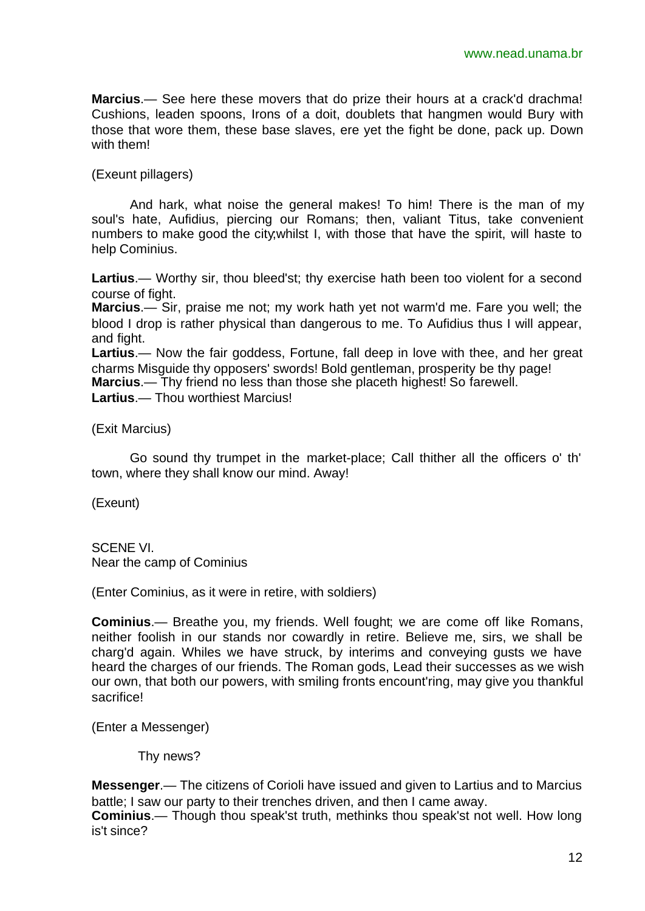**Marcius**.— See here these movers that do prize their hours at a crack'd drachma! Cushions, leaden spoons, Irons of a doit, doublets that hangmen would Bury with those that wore them, these base slaves, ere yet the fight be done, pack up. Down with them!

(Exeunt pillagers)

And hark, what noise the general makes! To him! There is the man of my soul's hate, Aufidius, piercing our Romans; then, valiant Titus, take convenient numbers to make good the city;whilst I, with those that have the spirit, will haste to help Cominius.

**Lartius**.— Worthy sir, thou bleed'st; thy exercise hath been too violent for a second course of fight.

**Marcius**.— Sir, praise me not; my work hath yet not warm'd me. Fare you well; the blood I drop is rather physical than dangerous to me. To Aufidius thus I will appear, and fight.

**Lartius**.— Now the fair goddess, Fortune, fall deep in love with thee, and her great charms Misguide thy opposers' swords! Bold gentleman, prosperity be thy page!

**Marcius**.— Thy friend no less than those she placeth highest! So farewell.

**Lartius**.— Thou worthiest Marcius!

(Exit Marcius)

Go sound thy trumpet in the market-place; Call thither all the officers o' th' town, where they shall know our mind. Away!

(Exeunt)

SCENE VI.
Near the camp of Cominius

(Enter Cominius, as it were in retire, with soldiers)

**Cominius**.— Breathe you, my friends. Well fought; we are come off like Romans, neither foolish in our stands nor cowardly in retire. Believe me, sirs, we shall be charg'd again. Whiles we have struck, by interims and conveying gusts we have heard the charges of our friends. The Roman gods, Lead their successes as we wish our own, that both our powers, with smiling fronts encount'ring, may give you thankful sacrifice!

(Enter a Messenger)

Thy news?

**Messenger**.— The citizens of Corioli have issued and given to Lartius and to Marcius battle; I saw our party to their trenches driven, and then I came away.

**Cominius**.— Though thou speak'st truth, methinks thou speak'st not well. How long is't since?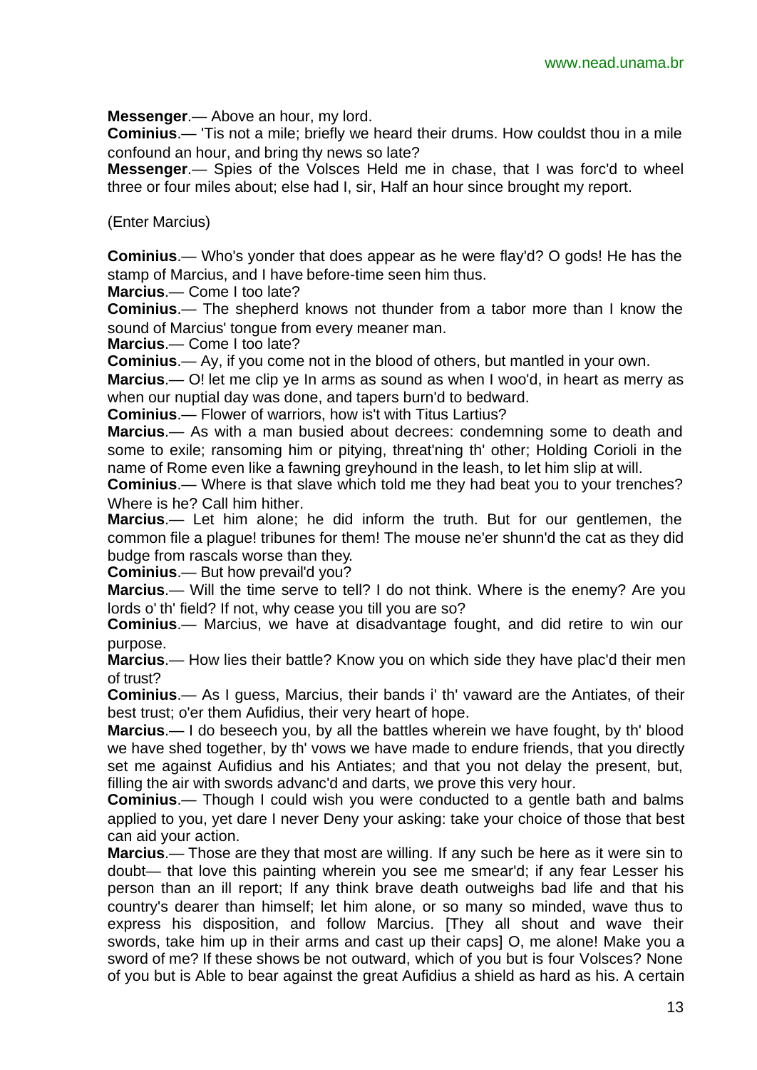**Messenger**.— Above an hour, my lord.

**Cominius**.— 'Tis not a mile; briefly we heard their drums. How couldst thou in a mile confound an hour, and bring thy news so late?

**Messenger**.— Spies of the Volsces Held me in chase, that I was forc'd to wheel three or four miles about; else had I, sir, Half an hour since brought my report.

(Enter Marcius)

**Cominius**.— Who's yonder that does appear as he were flay'd? O gods! He has the stamp of Marcius, and I have before-time seen him thus.

**Marcius**.— Come I too late?

**Cominius**.— The shepherd knows not thunder from a tabor more than I know the sound of Marcius' tongue from every meaner man.

**Marcius**.— Come I too late?

**Cominius**.— Ay, if you come not in the blood of others, but mantled in your own.

**Marcius**.— O! let me clip ye In arms as sound as when I woo'd, in heart as merry as when our nuptial day was done, and tapers burn'd to bedward.

**Cominius**.— Flower of warriors, how is't with Titus Lartius?

**Marcius**.— As with a man busied about decrees: condemning some to death and some to exile; ransoming him or pitying, threat'ning th' other; Holding Corioli in the name of Rome even like a fawning greyhound in the leash, to let him slip at will.

**Cominius**.— Where is that slave which told me they had beat you to your trenches? Where is he? Call him hither.

**Marcius**.— Let him alone; he did inform the truth. But for our gentlemen, the common file a plague! tribunes for them! The mouse ne'er shunn'd the cat as they did budge from rascals worse than they.

**Cominius**.— But how prevail'd you?

**Marcius**.— Will the time serve to tell? I do not think. Where is the enemy? Are you lords o' th' field? If not, why cease you till you are so?

**Cominius**.— Marcius, we have at disadvantage fought, and did retire to win our purpose.

**Marcius**.— How lies their battle? Know you on which side they have plac'd their men of trust?

**Cominius**.— As I guess, Marcius, their bands i' th' vaward are the Antiates, of their best trust; o'er them Aufidius, their very heart of hope.

**Marcius**.— I do beseech you, by all the battles wherein we have fought, by th' blood we have shed together, by th' vows we have made to endure friends, that you directly set me against Aufidius and his Antiates; and that you not delay the present, but, filling the air with swords advanc'd and darts, we prove this very hour.

**Cominius**.— Though I could wish you were conducted to a gentle bath and balms applied to you, yet dare I never Deny your asking: take your choice of those that best can aid your action.

**Marcius**.— Those are they that most are willing. If any such be here as it were sin to doubt— that love this painting wherein you see me smear'd; if any fear Lesser his person than an ill report; If any think brave death outweighs bad life and that his country's dearer than himself; let him alone, or so many so minded, wave thus to express his disposition, and follow Marcius. [They all shout and wave their swords, take him up in their arms and cast up their caps] O, me alone! Make you a sword of me? If these shows be not outward, which of you but is four Volsces? None of you but is Able to bear against the great Aufidius a shield as hard as his. A certain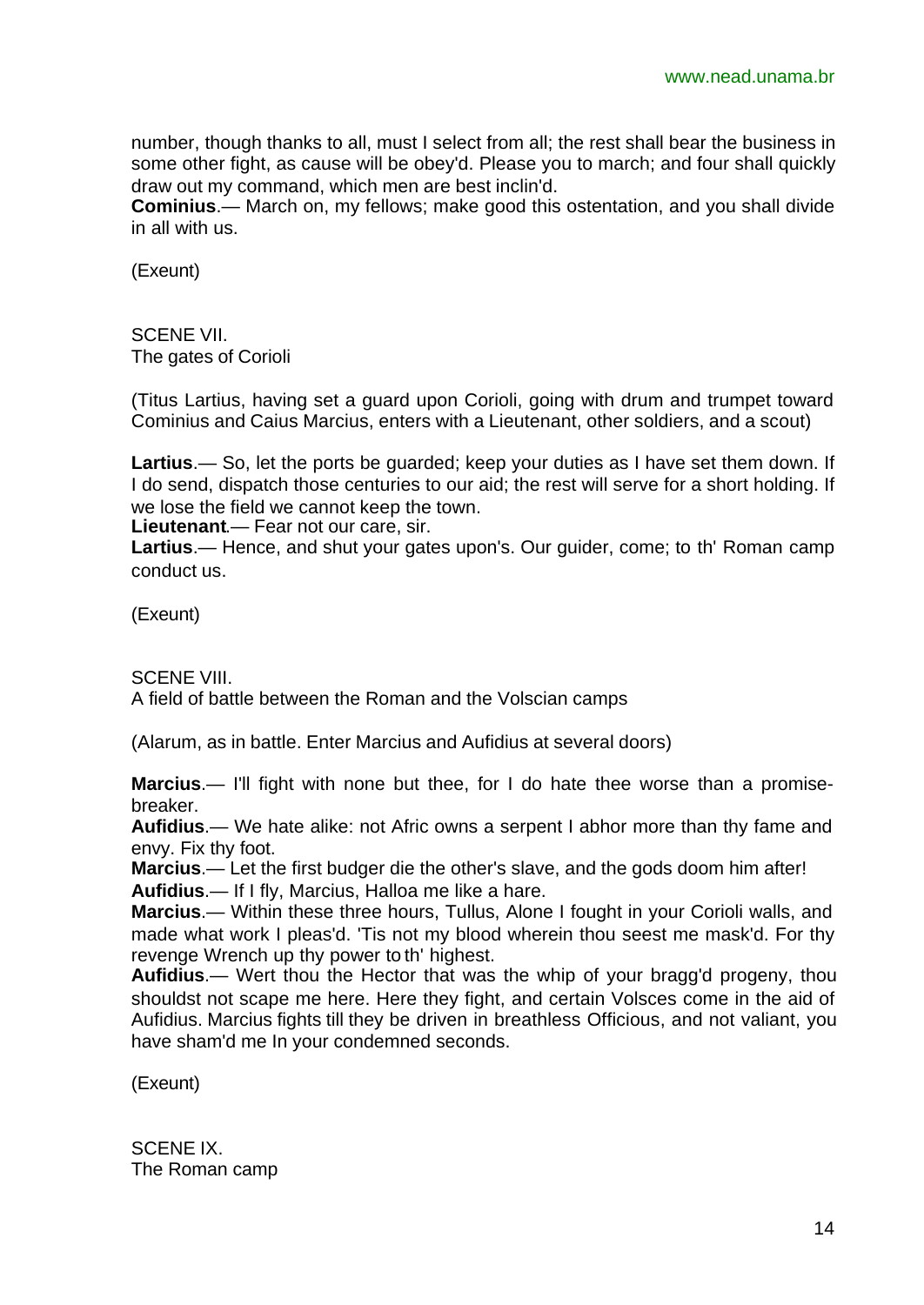number, though thanks to all, must I select from all; the rest shall bear the business in some other fight, as cause will be obey'd. Please you to march; and four shall quickly draw out my command, which men are best inclin'd.

**Cominius**.— March on, my fellows; make good this ostentation, and you shall divide in all with us.

(Exeunt)

SCENE VII.
The gates of Corioli

(Titus Lartius, having set a guard upon Corioli, going with drum and trumpet toward Cominius and Caius Marcius, enters with a Lieutenant, other soldiers, and a scout)

**Lartius**.— So, let the ports be guarded; keep your duties as I have set them down. If I do send, dispatch those centuries to our aid; the rest will serve for a short holding. If we lose the field we cannot keep the town.

**Lieutenant**.— Fear not our care, sir.

**Lartius**.— Hence, and shut your gates upon's. Our guider, come; to th' Roman camp conduct us.

(Exeunt)

SCENE VIII.
A field of battle between the Roman and the Volscian camps

(Alarum, as in battle. Enter Marcius and Aufidius at several doors)

**Marcius**.— I'll fight with none but thee, for I do hate thee worse than a promise-breaker.

**Aufidius**.— We hate alike: not Afric owns a serpent I abhor more than thy fame and envy. Fix thy foot.

**Marcius**.— Let the first budger die the other's slave, and the gods doom him after!

**Aufidius**.— If I fly, Marcius, Halloa me like a hare.

**Marcius**.— Within these three hours, Tullus, Alone I fought in your Corioli walls, and made what work I pleas'd. 'Tis not my blood wherein thou seest me mask'd. For thy revenge Wrench up thy power to th' highest.

**Aufidius**.— Wert thou the Hector that was the whip of your bragg'd progeny, thou shouldst not scape me here. Here they fight, and certain Volsces come in the aid of Aufidius. Marcius fights till they be driven in breathless Officious, and not valiant, you have sham'd me In your condemned seconds.

(Exeunt)

SCENE IX.
The Roman camp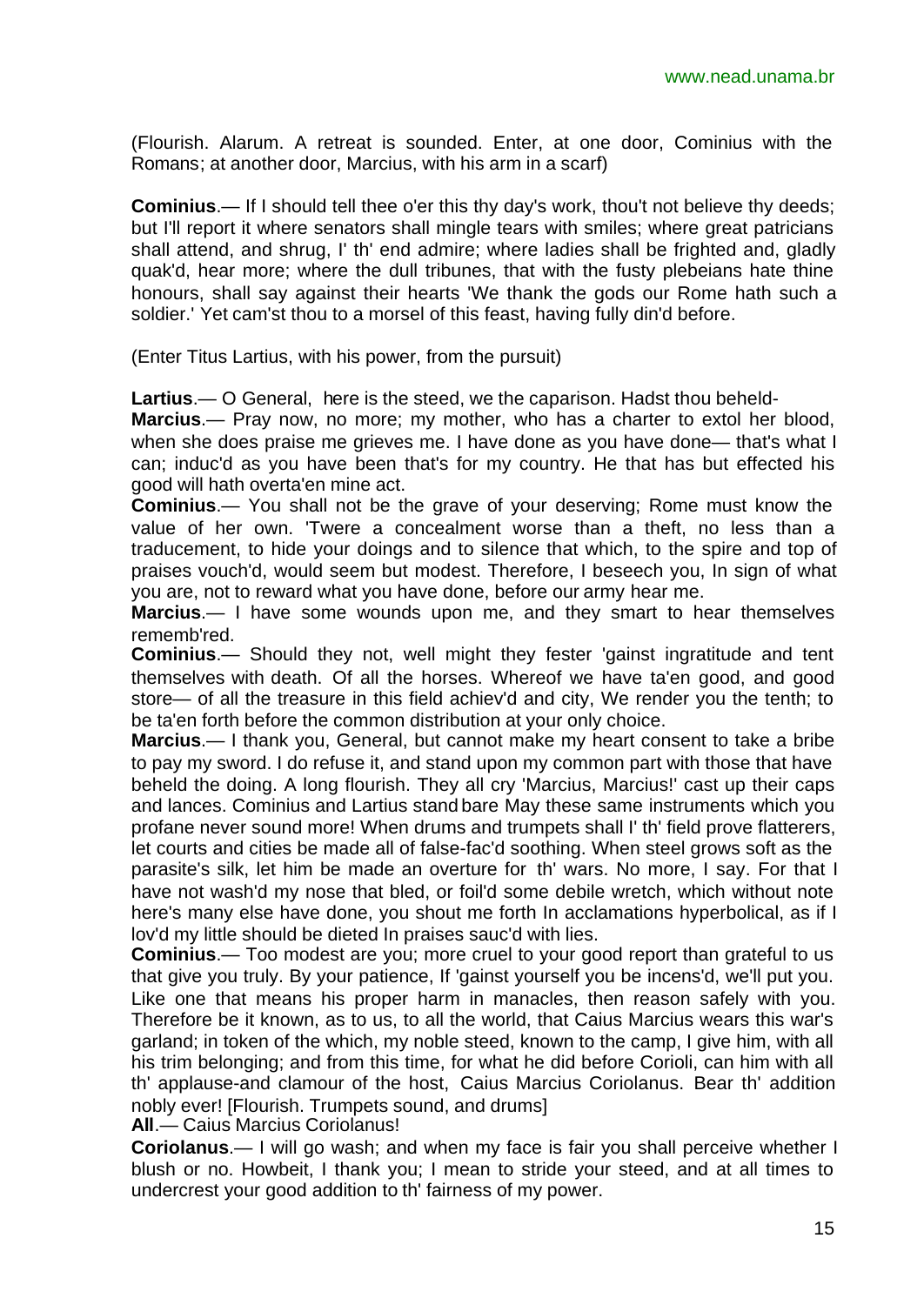(Flourish. Alarum. A retreat is sounded. Enter, at one door, Cominius with the Romans; at another door, Marcius, with his arm in a scarf)

**Cominius**.— If I should tell thee o'er this thy day's work, thou't not believe thy deeds; but I'll report it where senators shall mingle tears with smiles; where great patricians shall attend, and shrug, I' th' end admire; where ladies shall be frighted and, gladly quak'd, hear more; where the dull tribunes, that with the fusty plebeians hate thine honours, shall say against their hearts 'We thank the gods our Rome hath such a soldier.' Yet cam'st thou to a morsel of this feast, having fully din'd before.

(Enter Titus Lartius, with his power, from the pursuit)

**Lartius**.— O General, here is the steed, we the caparison. Hadst thou beheld-

**Marcius**.— Pray now, no more; my mother, who has a charter to extol her blood, when she does praise me grieves me. I have done as you have done— that's what I can; induc'd as you have been that's for my country. He that has but effected his good will hath overta'en mine act.

**Cominius**.— You shall not be the grave of your deserving; Rome must know the value of her own. 'Twere a concealment worse than a theft, no less than a traducement, to hide your doings and to silence that which, to the spire and top of praises vouch'd, would seem but modest. Therefore, I beseech you, In sign of what you are, not to reward what you have done, before our army hear me.

**Marcius**.— I have some wounds upon me, and they smart to hear themselves rememb'red.

**Cominius**.— Should they not, well might they fester 'gainst ingratitude and tent themselves with death. Of all the horses. Whereof we have ta'en good, and good store— of all the treasure in this field achiev'd and city, We render you the tenth; to be ta'en forth before the common distribution at your only choice.

**Marcius**.— I thank you, General, but cannot make my heart consent to take a bribe to pay my sword. I do refuse it, and stand upon my common part with those that have beheld the doing. A long flourish. They all cry 'Marcius, Marcius!' cast up their caps and lances. Cominius and Lartius stand bare May these same instruments which you profane never sound more! When drums and trumpets shall I' th' field prove flatterers, let courts and cities be made all of false-fac'd soothing. When steel grows soft as the parasite's silk, let him be made an overture for th' wars. No more, I say. For that I have not wash'd my nose that bled, or foil'd some debile wretch, which without note here's many else have done, you shout me forth In acclamations hyperbolical, as if I lov'd my little should be dieted In praises sauc'd with lies.

**Cominius**.— Too modest are you; more cruel to your good report than grateful to us that give you truly. By your patience, If 'gainst yourself you be incens'd, we'll put you. Like one that means his proper harm in manacles, then reason safely with you. Therefore be it known, as to us, to all the world, that Caius Marcius wears this war's garland; in token of the which, my noble steed, known to the camp, I give him, with all his trim belonging; and from this time, for what he did before Corioli, can him with all th' applause-and clamour of the host, Caius Marcius Coriolanus. Bear th' addition nobly ever! [Flourish. Trumpets sound, and drums]

**All**.— Caius Marcius Coriolanus!

**Coriolanus**.— I will go wash; and when my face is fair you shall perceive whether I blush or no. Howbeit, I thank you; I mean to stride your steed, and at all times to undercrest your good addition to th' fairness of my power.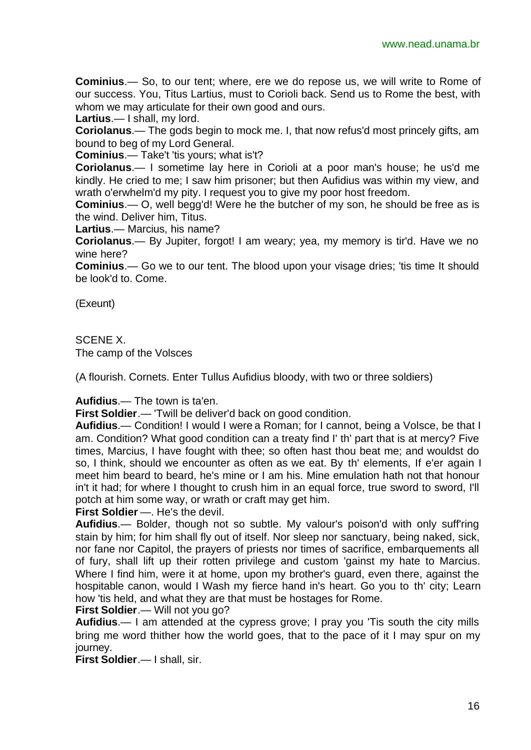**Cominius**.— So, to our tent; where, ere we do repose us, we will write to Rome of our success. You, Titus Lartius, must to Corioli back. Send us to Rome the best, with whom we may articulate for their own good and ours.

**Lartius**.— I shall, my lord.

**Coriolanus**.— The gods begin to mock me. I, that now refus'd most princely gifts, am bound to beg of my Lord General.

**Cominius**.— Take't 'tis yours; what is't?

**Coriolanus**.— I sometime lay here in Corioli at a poor man's house; he us'd me kindly. He cried to me; I saw him prisoner; but then Aufidius was within my view, and wrath o'erwhelm'd my pity. I request you to give my poor host freedom.

**Cominius**.— O, well begg'd! Were he the butcher of my son, he should be free as is the wind. Deliver him, Titus.

**Lartius**.— Marcius, his name?

**Coriolanus**.— By Jupiter, forgot! I am weary; yea, my memory is tir'd. Have we no wine here?

**Cominius**.— Go we to our tent. The blood upon your visage dries; 'tis time It should be look'd to. Come.

(Exeunt)

SCENE X.

The camp of the Volsces

(A flourish. Cornets. Enter Tullus Aufidius bloody, with two or three soldiers)

**Aufidius**.— The town is ta'en.

**First Soldier**.— 'Twill be deliver'd back on good condition.

**Aufidius**.— Condition! I would I were a Roman; for I cannot, being a Volsce, be that I am. Condition? What good condition can a treaty find I' th' part that is at mercy? Five times, Marcius, I have fought with thee; so often hast thou beat me; and wouldst do so, I think, should we encounter as often as we eat. By th' elements, If e'er again I meet him beard to beard, he's mine or I am his. Mine emulation hath not that honour in't it had; for where I thought to crush him in an equal force, true sword to sword, I'll potch at him some way, or wrath or craft may get him.

**First Soldier** —. He's the devil.

**Aufidius**.— Bolder, though not so subtle. My valour's poison'd with only suff'ring stain by him; for him shall fly out of itself. Nor sleep nor sanctuary, being naked, sick, nor fane nor Capitol, the prayers of priests nor times of sacrifice, embarquements all of fury, shall lift up their rotten privilege and custom 'gainst my hate to Marcius. Where I find him, were it at home, upon my brother's guard, even there, against the hospitable canon, would I Wash my fierce hand in's heart. Go you to th' city; Learn how 'tis held, and what they are that must be hostages for Rome.

**First Soldier**.— Will not you go?

**Aufidius**.— I am attended at the cypress grove; I pray you 'Tis south the city mills bring me word thither how the world goes, that to the pace of it I may spur on my journey.

**First Soldier**.— I shall, sir.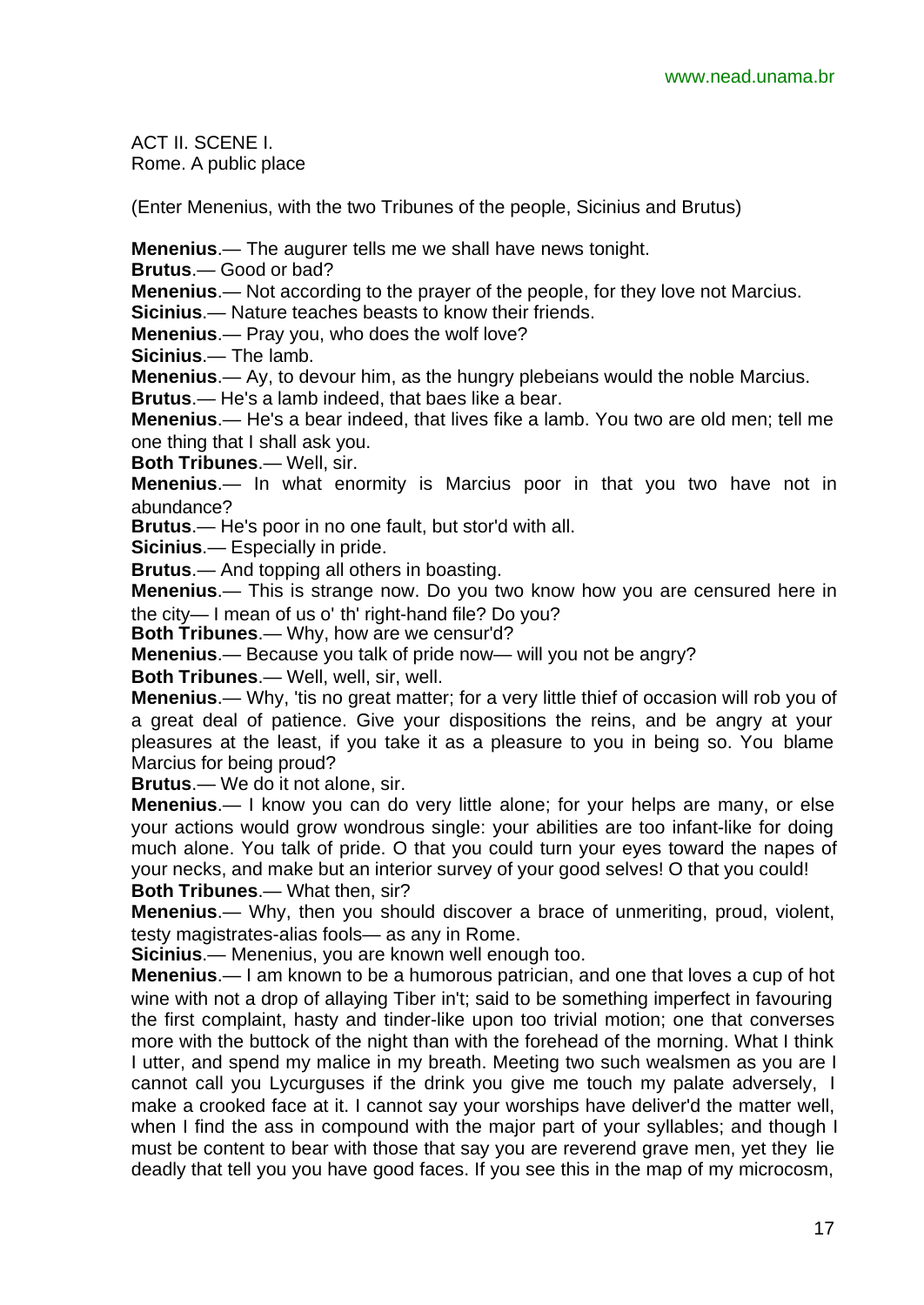ACT II. SCENE I.
Rome. A public place

(Enter Menenius, with the two Tribunes of the people, Sicinius and Brutus)

**Menenius**.— The augurer tells me we shall have news tonight.
**Brutus**.— Good or bad?
**Menenius**.— Not according to the prayer of the people, for they love not Marcius.
**Sicinius**.— Nature teaches beasts to know their friends.
**Menenius**.— Pray you, who does the wolf love?
**Sicinius**.— The lamb.
**Menenius**.— Ay, to devour him, as the hungry plebeians would the noble Marcius.
**Brutus**.— He's a lamb indeed, that baes like a bear.
**Menenius**.— He's a bear indeed, that lives fike a lamb. You two are old men; tell me one thing that I shall ask you.
**Both Tribunes**.— Well, sir.
**Menenius**.— In what enormity is Marcius poor in that you two have not in abundance?
**Brutus**.— He's poor in no one fault, but stor'd with all.
**Sicinius**.— Especially in pride.
**Brutus**.— And topping all others in boasting.
**Menenius**.— This is strange now. Do you two know how you are censured here in the city— I mean of us o' th' right-hand file? Do you?
**Both Tribunes**.— Why, how are we censur'd?
**Menenius**.— Because you talk of pride now— will you not be angry?
**Both Tribunes**.— Well, well, sir, well.
**Menenius**.— Why, 'tis no great matter; for a very little thief of occasion will rob you of a great deal of patience. Give your dispositions the reins, and be angry at your pleasures at the least, if you take it as a pleasure to you in being so. You blame Marcius for being proud?
**Brutus**.— We do it not alone, sir.
**Menenius**.— I know you can do very little alone; for your helps are many, or else your actions would grow wondrous single: your abilities are too infant-like for doing much alone. You talk of pride. O that you could turn your eyes toward the napes of your necks, and make but an interior survey of your good selves! O that you could!
**Both Tribunes**.— What then, sir?
**Menenius**.— Why, then you should discover a brace of unmeriting, proud, violent, testy magistrates-alias fools— as any in Rome.
**Sicinius**.— Menenius, you are known well enough too.
**Menenius**.— I am known to be a humorous patrician, and one that loves a cup of hot wine with not a drop of allaying Tiber in't; said to be something imperfect in favouring the first complaint, hasty and tinder-like upon too trivial motion; one that converses more with the buttock of the night than with the forehead of the morning. What I think I utter, and spend my malice in my breath. Meeting two such wealsmen as you are I cannot call you Lycurguses if the drink you give me touch my palate adversely, I make a crooked face at it. I cannot say your worships have deliver'd the matter well, when I find the ass in compound with the major part of your syllables; and though I must be content to bear with those that say you are reverend grave men, yet they lie deadly that tell you you have good faces. If you see this in the map of my microcosm,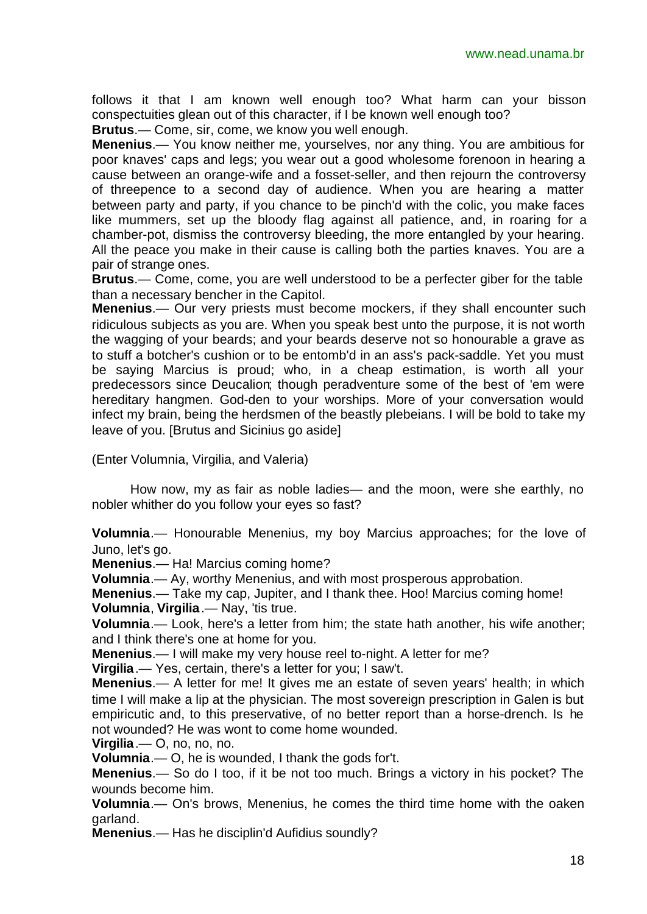follows it that I am known well enough too? What harm can your bisson conspectuities glean out of this character, if I be known well enough too?

**Brutus**.— Come, sir, come, we know you well enough.

**Menenius**.— You know neither me, yourselves, nor any thing. You are ambitious for poor knaves' caps and legs; you wear out a good wholesome forenoon in hearing a cause between an orange-wife and a fosset-seller, and then rejourn the controversy of threepence to a second day of audience. When you are hearing a matter between party and party, if you chance to be pinch'd with the colic, you make faces like mummers, set up the bloody flag against all patience, and, in roaring for a chamber-pot, dismiss the controversy bleeding, the more entangled by your hearing. All the peace you make in their cause is calling both the parties knaves. You are a pair of strange ones.

**Brutus**.— Come, come, you are well understood to be a perfecter giber for the table than a necessary bencher in the Capitol.

**Menenius**.— Our very priests must become mockers, if they shall encounter such ridiculous subjects as you are. When you speak best unto the purpose, it is not worth the wagging of your beards; and your beards deserve not so honourable a grave as to stuff a botcher's cushion or to be entomb'd in an ass's pack-saddle. Yet you must be saying Marcius is proud; who, in a cheap estimation, is worth all your predecessors since Deucalion; though peradventure some of the best of 'em were hereditary hangmen. God-den to your worships. More of your conversation would infect my brain, being the herdsmen of the beastly plebeians. I will be bold to take my leave of you. [Brutus and Sicinius go aside]

(Enter Volumnia, Virgilia, and Valeria)

How now, my as fair as noble ladies— and the moon, were she earthly, no nobler whither do you follow your eyes so fast?

**Volumnia**.— Honourable Menenius, my boy Marcius approaches; for the love of Juno, let's go.

**Menenius**.— Ha! Marcius coming home?

**Volumnia**.— Ay, worthy Menenius, and with most prosperous approbation.

**Menenius**.— Take my cap, Jupiter, and I thank thee. Hoo! Marcius coming home!

**Volumnia**, **Virgilia**.— Nay, 'tis true.

**Volumnia**.— Look, here's a letter from him; the state hath another, his wife another; and I think there's one at home for you.

**Menenius**.— I will make my very house reel to-night. A letter for me?

**Virgilia**.— Yes, certain, there's a letter for you; I saw't.

**Menenius**.— A letter for me! It gives me an estate of seven years' health; in which time I will make a lip at the physician. The most sovereign prescription in Galen is but empiricutic and, to this preservative, of no better report than a horse-drench. Is he not wounded? He was wont to come home wounded.

**Virgilia**.— O, no, no, no.

**Volumnia**.— O, he is wounded, I thank the gods for't.

**Menenius**.— So do I too, if it be not too much. Brings a victory in his pocket? The wounds become him.

**Volumnia**.— On's brows, Menenius, he comes the third time home with the oaken garland.

**Menenius**.— Has he disciplin'd Aufidius soundly?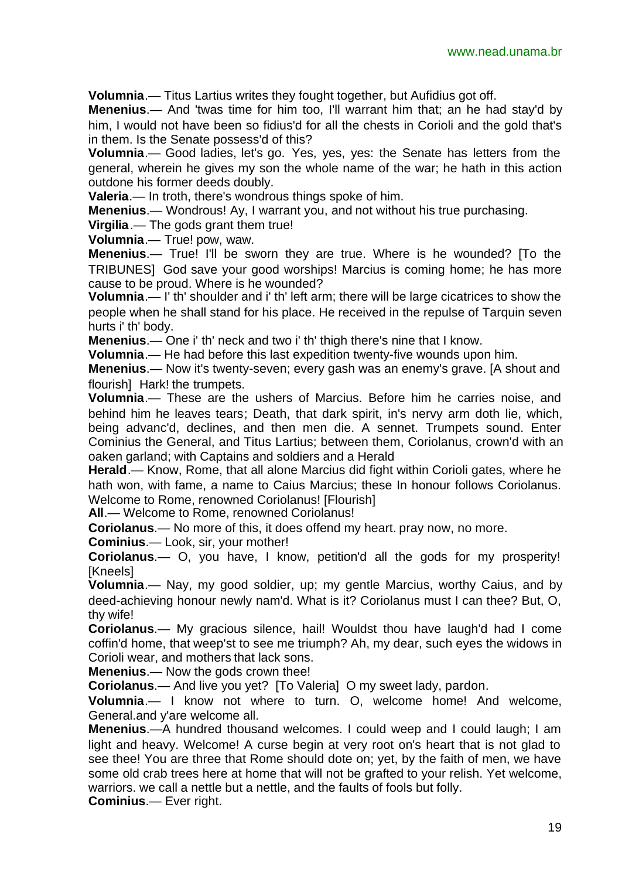**Volumnia**.— Titus Lartius writes they fought together, but Aufidius got off.

**Menenius**.— And 'twas time for him too, I'll warrant him that; an he had stay'd by him, I would not have been so fidius'd for all the chests in Corioli and the gold that's in them. Is the Senate possess'd of this?

**Volumnia**.— Good ladies, let's go. Yes, yes, yes: the Senate has letters from the general, wherein he gives my son the whole name of the war; he hath in this action outdone his former deeds doubly.

**Valeria**.— In troth, there's wondrous things spoke of him.

**Menenius**.— Wondrous! Ay, I warrant you, and not without his true purchasing.

**Virgilia**.— The gods grant them true!

**Volumnia**.— True! pow, waw.

**Menenius**.— True! I'll be sworn they are true. Where is he wounded? [To the TRIBUNES] God save your good worships! Marcius is coming home; he has more cause to be proud. Where is he wounded?

**Volumnia**.— I' th' shoulder and i' th' left arm; there will be large cicatrices to show the people when he shall stand for his place. He received in the repulse of Tarquin seven hurts i' th' body.

**Menenius**.— One i' th' neck and two i' th' thigh there's nine that I know.

**Volumnia**.— He had before this last expedition twenty-five wounds upon him.

**Menenius**.— Now it's twenty-seven; every gash was an enemy's grave. [A shout and flourish] Hark! the trumpets.

**Volumnia**.— These are the ushers of Marcius. Before him he carries noise, and behind him he leaves tears; Death, that dark spirit, in's nervy arm doth lie, which, being advanc'd, declines, and then men die. A sennet. Trumpets sound. Enter Cominius the General, and Titus Lartius; between them, Coriolanus, crown'd with an oaken garland; with Captains and soldiers and a Herald

**Herald**.— Know, Rome, that all alone Marcius did fight within Corioli gates, where he hath won, with fame, a name to Caius Marcius; these In honour follows Coriolanus. Welcome to Rome, renowned Coriolanus! [Flourish]

**All**.— Welcome to Rome, renowned Coriolanus!

**Coriolanus**.— No more of this, it does offend my heart. pray now, no more.

**Cominius**.— Look, sir, your mother!

**Coriolanus**.— O, you have, I know, petition'd all the gods for my prosperity! [Kneels]

**Volumnia**.— Nay, my good soldier, up; my gentle Marcius, worthy Caius, and by deed-achieving honour newly nam'd. What is it? Coriolanus must I can thee? But, O, thy wife!

**Coriolanus**.— My gracious silence, hail! Wouldst thou have laugh'd had I come coffin'd home, that weep'st to see me triumph? Ah, my dear, such eyes the widows in Corioli wear, and mothers that lack sons.

**Menenius**.— Now the gods crown thee!

**Coriolanus**.— And live you yet? [To Valeria] O my sweet lady, pardon.

**Volumnia**.— I know not where to turn. O, welcome home! And welcome, General.and y'are welcome all.

**Menenius**.—A hundred thousand welcomes. I could weep and I could laugh; I am light and heavy. Welcome! A curse begin at very root on's heart that is not glad to see thee! You are three that Rome should dote on; yet, by the faith of men, we have some old crab trees here at home that will not be grafted to your relish. Yet welcome, warriors. we call a nettle but a nettle, and the faults of fools but folly.

**Cominius**.— Ever right.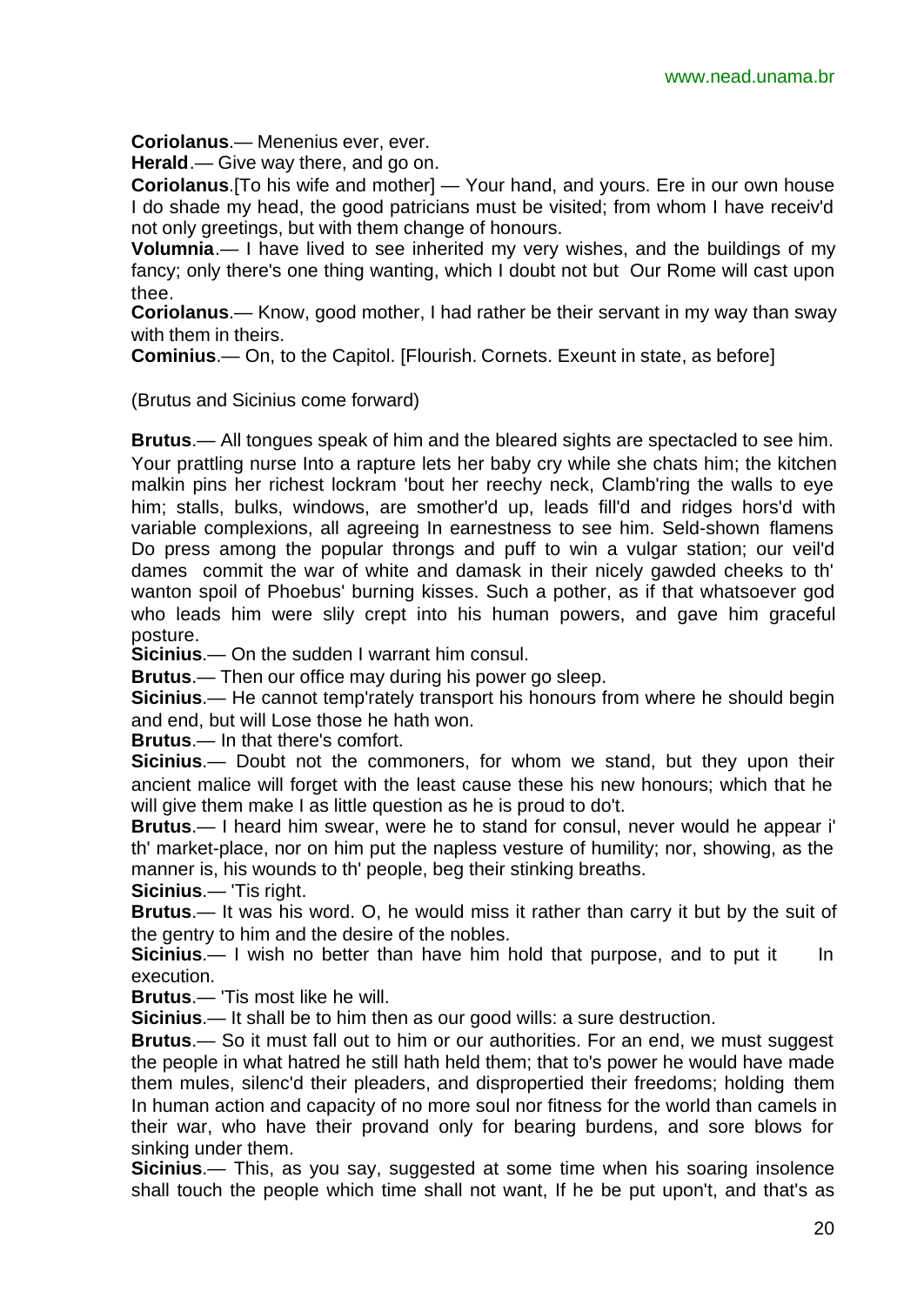**Coriolanus**.— Menenius ever, ever.

**Herald**.— Give way there, and go on.

**Coriolanus**.[To his wife and mother] — Your hand, and yours. Ere in our own house I do shade my head, the good patricians must be visited; from whom I have receiv'd not only greetings, but with them change of honours.

**Volumnia**.— I have lived to see inherited my very wishes, and the buildings of my fancy; only there's one thing wanting, which I doubt not but Our Rome will cast upon thee.

**Coriolanus**.— Know, good mother, I had rather be their servant in my way than sway with them in theirs.

**Cominius**.— On, to the Capitol. [Flourish. Cornets. Exeunt in state, as before]

(Brutus and Sicinius come forward)

**Brutus**.— All tongues speak of him and the bleared sights are spectacled to see him. Your prattling nurse Into a rapture lets her baby cry while she chats him; the kitchen malkin pins her richest lockram 'bout her reechy neck, Clamb'ring the walls to eye him; stalls, bulks, windows, are smother'd up, leads fill'd and ridges hors'd with variable complexions, all agreeing In earnestness to see him. Seld-shown flamens Do press among the popular throngs and puff to win a vulgar station; our veil'd dames commit the war of white and damask in their nicely gawded cheeks to th' wanton spoil of Phoebus' burning kisses. Such a pother, as if that whatsoever god who leads him were slily crept into his human powers, and gave him graceful posture.

**Sicinius**.— On the sudden I warrant him consul.

**Brutus**.— Then our office may during his power go sleep.

**Sicinius**.— He cannot temp'rately transport his honours from where he should begin and end, but will Lose those he hath won.

**Brutus**.— In that there's comfort.

**Sicinius**.— Doubt not the commoners, for whom we stand, but they upon their ancient malice will forget with the least cause these his new honours; which that he will give them make I as little question as he is proud to do't.

**Brutus**.— I heard him swear, were he to stand for consul, never would he appear i' th' market-place, nor on him put the napless vesture of humility; nor, showing, as the manner is, his wounds to th' people, beg their stinking breaths.

**Sicinius**.— 'Tis right.

**Brutus**.— It was his word. O, he would miss it rather than carry it but by the suit of the gentry to him and the desire of the nobles.

**Sicinius**.— I wish no better than have him hold that purpose, and to put it In execution.

**Brutus**.— 'Tis most like he will.

**Sicinius**.— It shall be to him then as our good wills: a sure destruction.

**Brutus**.— So it must fall out to him or our authorities. For an end, we must suggest the people in what hatred he still hath held them; that to's power he would have made them mules, silenc'd their pleaders, and dispropertied their freedoms; holding them In human action and capacity of no more soul nor fitness for the world than camels in their war, who have their provand only for bearing burdens, and sore blows for sinking under them.

**Sicinius**.— This, as you say, suggested at some time when his soaring insolence shall touch the people which time shall not want, If he be put upon't, and that's as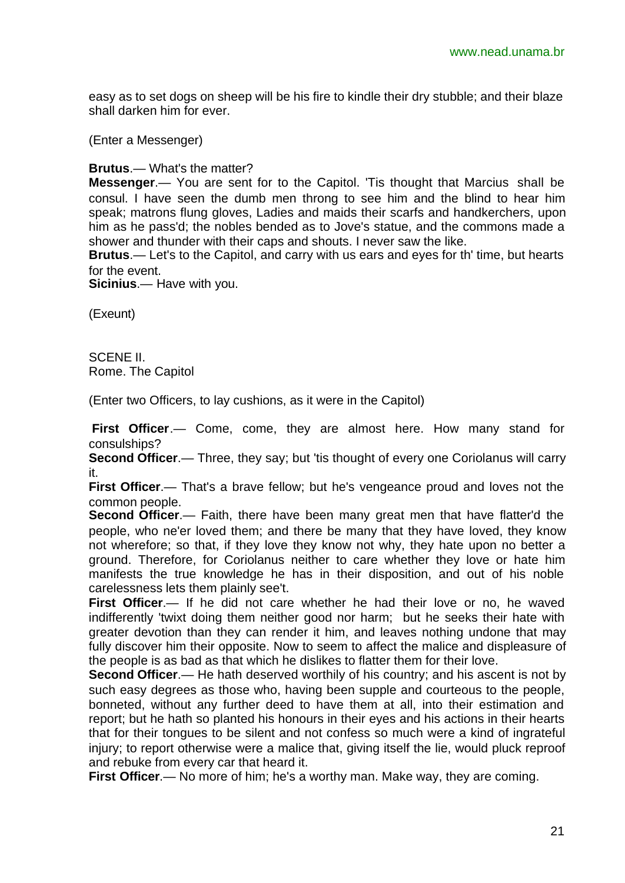easy as to set dogs on sheep will be his fire to kindle their dry stubble; and their blaze shall darken him for ever.

(Enter a Messenger)

**Brutus**.— What's the matter?
**Messenger**.— You are sent for to the Capitol. 'Tis thought that Marcius shall be consul. I have seen the dumb men throng to see him and the blind to hear him speak; matrons flung gloves, Ladies and maids their scarfs and handkerchers, upon him as he pass'd; the nobles bended as to Jove's statue, and the commons made a shower and thunder with their caps and shouts. I never saw the like.
**Brutus**.— Let's to the Capitol, and carry with us ears and eyes for th' time, but hearts for the event.
**Sicinius**.— Have with you.

(Exeunt)

SCENE II.
Rome. The Capitol

(Enter two Officers, to lay cushions, as it were in the Capitol)

**First Officer**.— Come, come, they are almost here. How many stand for consulships?
**Second Officer**.— Three, they say; but 'tis thought of every one Coriolanus will carry it.
**First Officer**.— That's a brave fellow; but he's vengeance proud and loves not the common people.
**Second Officer**.— Faith, there have been many great men that have flatter'd the people, who ne'er loved them; and there be many that they have loved, they know not wherefore; so that, if they love they know not why, they hate upon no better a ground. Therefore, for Coriolanus neither to care whether they love or hate him manifests the true knowledge he has in their disposition, and out of his noble carelessness lets them plainly see't.
**First Officer**.— If he did not care whether he had their love or no, he waved indifferently 'twixt doing them neither good nor harm; but he seeks their hate with greater devotion than they can render it him, and leaves nothing undone that may fully discover him their opposite. Now to seem to affect the malice and displeasure of the people is as bad as that which he dislikes to flatter them for their love.
**Second Officer**.— He hath deserved worthily of his country; and his ascent is not by such easy degrees as those who, having been supple and courteous to the people, bonneted, without any further deed to have them at all, into their estimation and report; but he hath so planted his honours in their eyes and his actions in their hearts that for their tongues to be silent and not confess so much were a kind of ingrateful injury; to report otherwise were a malice that, giving itself the lie, would pluck reproof and rebuke from every car that heard it.
**First Officer**.— No more of him; he's a worthy man. Make way, they are coming.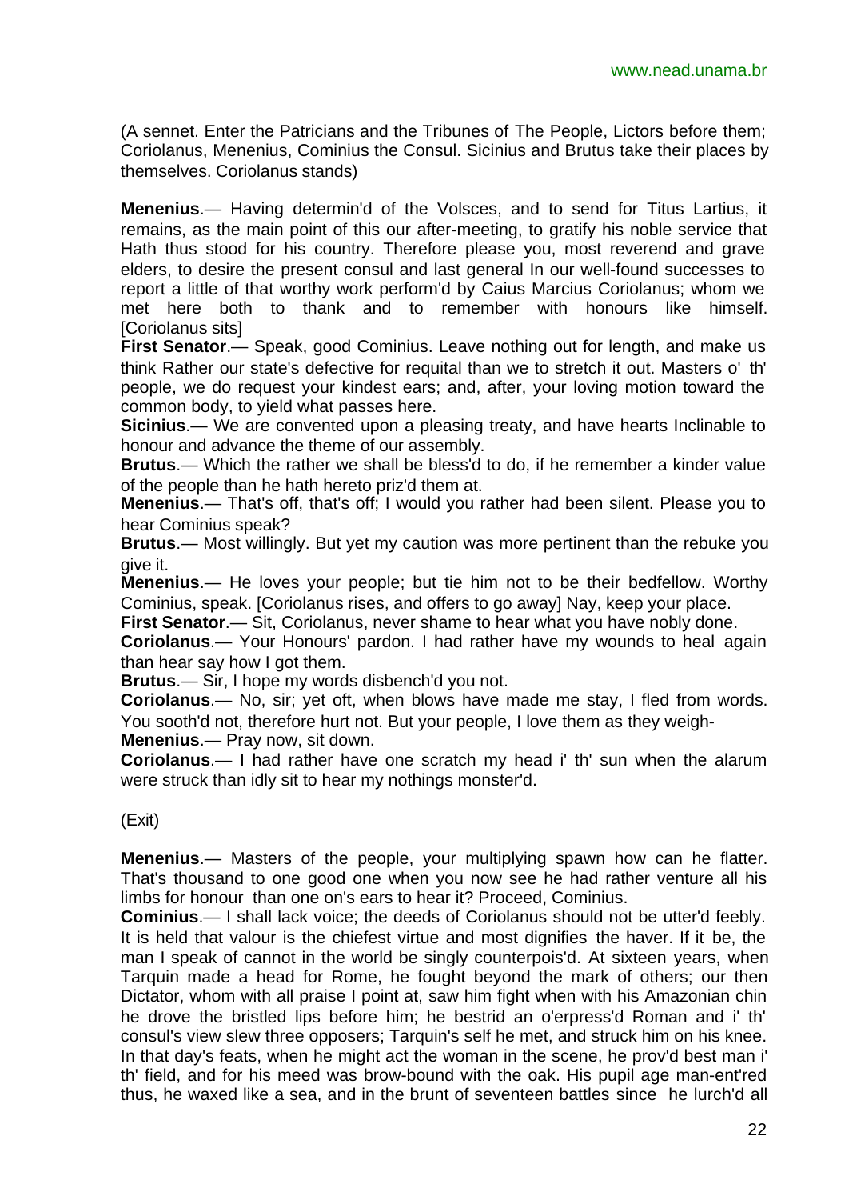(A sennet. Enter the Patricians and the Tribunes of The People, Lictors before them; Coriolanus, Menenius, Cominius the Consul. Sicinius and Brutus take their places by themselves. Coriolanus stands)

**Menenius**.— Having determin'd of the Volsces, and to send for Titus Lartius, it remains, as the main point of this our after-meeting, to gratify his noble service that Hath thus stood for his country. Therefore please you, most reverend and grave elders, to desire the present consul and last general In our well-found successes to report a little of that worthy work perform'd by Caius Marcius Coriolanus; whom we met here both to thank and to remember with honours like himself. [Coriolanus sits]

**First Senator**.— Speak, good Cominius. Leave nothing out for length, and make us think Rather our state's defective for requital than we to stretch it out. Masters o' th' people, we do request your kindest ears; and, after, your loving motion toward the common body, to yield what passes here.

**Sicinius**.— We are convented upon a pleasing treaty, and have hearts Inclinable to honour and advance the theme of our assembly.

**Brutus**.— Which the rather we shall be bless'd to do, if he remember a kinder value of the people than he hath hereto priz'd them at.

**Menenius**.— That's off, that's off; I would you rather had been silent. Please you to hear Cominius speak?

**Brutus**.— Most willingly. But yet my caution was more pertinent than the rebuke you give it.

**Menenius**.— He loves your people; but tie him not to be their bedfellow. Worthy Cominius, speak. [Coriolanus rises, and offers to go away] Nay, keep your place.

**First Senator**.— Sit, Coriolanus, never shame to hear what you have nobly done.

**Coriolanus**.— Your Honours' pardon. I had rather have my wounds to heal again than hear say how I got them.

**Brutus**.— Sir, I hope my words disbench'd you not.

**Coriolanus**.— No, sir; yet oft, when blows have made me stay, I fled from words. You sooth'd not, therefore hurt not. But your people, I love them as they weigh-

**Menenius**.— Pray now, sit down.

**Coriolanus**.— I had rather have one scratch my head i' th' sun when the alarum were struck than idly sit to hear my nothings monster'd.

(Exit)

**Menenius**.— Masters of the people, your multiplying spawn how can he flatter. That's thousand to one good one when you now see he had rather venture all his limbs for honour than one on's ears to hear it? Proceed, Cominius.

**Cominius**.— I shall lack voice; the deeds of Coriolanus should not be utter'd feebly. It is held that valour is the chiefest virtue and most dignifies the haver. If it be, the man I speak of cannot in the world be singly counterpois'd. At sixteen years, when Tarquin made a head for Rome, he fought beyond the mark of others; our then Dictator, whom with all praise I point at, saw him fight when with his Amazonian chin he drove the bristled lips before him; he bestrid an o'erpress'd Roman and i' th' consul's view slew three opposers; Tarquin's self he met, and struck him on his knee. In that day's feats, when he might act the woman in the scene, he prov'd best man i' th' field, and for his meed was brow-bound with the oak. His pupil age man-ent'red thus, he waxed like a sea, and in the brunt of seventeen battles since he lurch'd all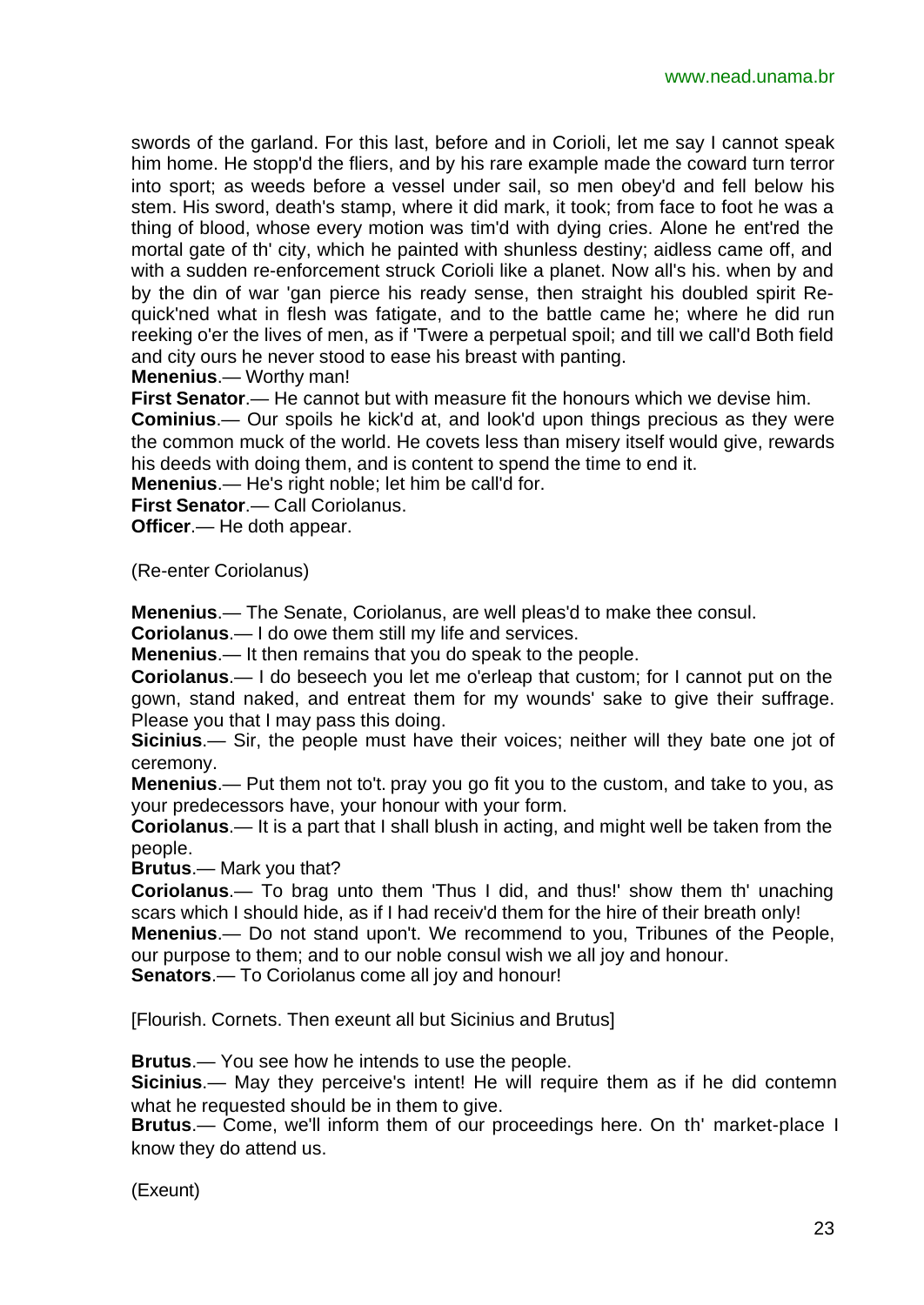swords of the garland. For this last, before and in Corioli, let me say I cannot speak him home. He stopp'd the fliers, and by his rare example made the coward turn terror into sport; as weeds before a vessel under sail, so men obey'd and fell below his stem. His sword, death's stamp, where it did mark, it took; from face to foot he was a thing of blood, whose every motion was tim'd with dying cries. Alone he ent'red the mortal gate of th' city, which he painted with shunless destiny; aidless came off, and with a sudden re-enforcement struck Corioli like a planet. Now all's his. when by and by the din of war 'gan pierce his ready sense, then straight his doubled spirit Re-quick'ned what in flesh was fatigate, and to the battle came he; where he did run reeking o'er the lives of men, as if 'Twere a perpetual spoil; and till we call'd Both field and city ours he never stood to ease his breast with panting.

**Menenius**.— Worthy man!

**First Senator**.— He cannot but with measure fit the honours which we devise him.

**Cominius**.— Our spoils he kick'd at, and look'd upon things precious as they were the common muck of the world. He covets less than misery itself would give, rewards his deeds with doing them, and is content to spend the time to end it.

**Menenius**.— He's right noble; let him be call'd for.

**First Senator**.— Call Coriolanus.

**Officer**.— He doth appear.

(Re-enter Coriolanus)

**Menenius**.— The Senate, Coriolanus, are well pleas'd to make thee consul.

**Coriolanus**.— I do owe them still my life and services.

**Menenius**.— It then remains that you do speak to the people.

**Coriolanus**.— I do beseech you let me o'erleap that custom; for I cannot put on the gown, stand naked, and entreat them for my wounds' sake to give their suffrage. Please you that I may pass this doing.

**Sicinius**.— Sir, the people must have their voices; neither will they bate one jot of ceremony.

**Menenius**.— Put them not to't. pray you go fit you to the custom, and take to you, as your predecessors have, your honour with your form.

**Coriolanus**.— It is a part that I shall blush in acting, and might well be taken from the people.

**Brutus**.— Mark you that?

**Coriolanus**.— To brag unto them 'Thus I did, and thus!' show them th' unaching scars which I should hide, as if I had receiv'd them for the hire of their breath only!

**Menenius**.— Do not stand upon't. We recommend to you, Tribunes of the People, our purpose to them; and to our noble consul wish we all joy and honour.

**Senators**.— To Coriolanus come all joy and honour!

[Flourish. Cornets. Then exeunt all but Sicinius and Brutus]

**Brutus**.— You see how he intends to use the people.

**Sicinius**.— May they perceive's intent! He will require them as if he did contemn what he requested should be in them to give.

**Brutus**.— Come, we'll inform them of our proceedings here. On th' market-place I know they do attend us.

(Exeunt)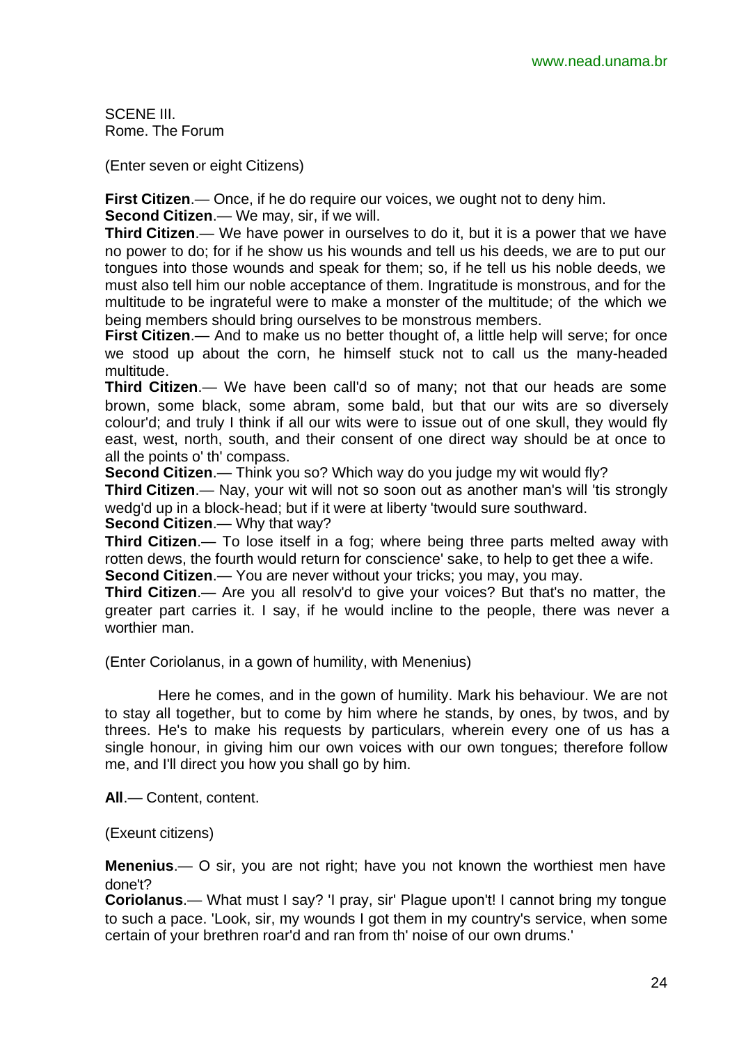SCENE III.
Rome. The Forum

(Enter seven or eight Citizens)

**First Citizen**.— Once, if he do require our voices, we ought not to deny him.
**Second Citizen**.— We may, sir, if we will.
**Third Citizen**.— We have power in ourselves to do it, but it is a power that we have no power to do; for if he show us his wounds and tell us his deeds, we are to put our tongues into those wounds and speak for them; so, if he tell us his noble deeds, we must also tell him our noble acceptance of them. Ingratitude is monstrous, and for the multitude to be ingrateful were to make a monster of the multitude; of the which we being members should bring ourselves to be monstrous members.
**First Citizen**.— And to make us no better thought of, a little help will serve; for once we stood up about the corn, he himself stuck not to call us the many-headed multitude.
**Third Citizen**.— We have been call'd so of many; not that our heads are some brown, some black, some abram, some bald, but that our wits are so diversely colour'd; and truly I think if all our wits were to issue out of one skull, they would fly east, west, north, south, and their consent of one direct way should be at once to all the points o' th' compass.
**Second Citizen**.— Think you so? Which way do you judge my wit would fly?
**Third Citizen**.— Nay, your wit will not so soon out as another man's will 'tis strongly wedg'd up in a block-head; but if it were at liberty 'twould sure southward.
**Second Citizen**.— Why that way?
**Third Citizen**.— To lose itself in a fog; where being three parts melted away with rotten dews, the fourth would return for conscience' sake, to help to get thee a wife.
**Second Citizen**.— You are never without your tricks; you may, you may.
**Third Citizen**.— Are you all resolv'd to give your voices? But that's no matter, the greater part carries it. I say, if he would incline to the people, there was never a worthier man.

(Enter Coriolanus, in a gown of humility, with Menenius)

Here he comes, and in the gown of humility. Mark his behaviour. We are not to stay all together, but to come by him where he stands, by ones, by twos, and by threes. He's to make his requests by particulars, wherein every one of us has a single honour, in giving him our own voices with our own tongues; therefore follow me, and I'll direct you how you shall go by him.

**All**.— Content, content.

(Exeunt citizens)

**Menenius**.— O sir, you are not right; have you not known the worthiest men have done't?
**Coriolanus**.— What must I say? 'I pray, sir' Plague upon't! I cannot bring my tongue to such a pace. 'Look, sir, my wounds I got them in my country's service, when some certain of your brethren roar'd and ran from th' noise of our own drums.'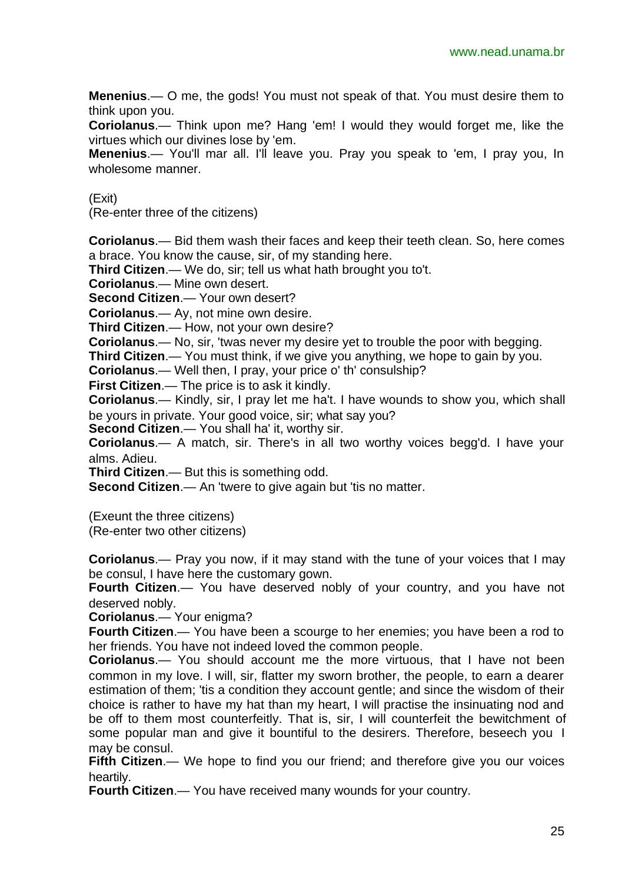**Menenius**.— O me, the gods! You must not speak of that. You must desire them to think upon you.

**Coriolanus**.— Think upon me? Hang 'em! I would they would forget me, like the virtues which our divines lose by 'em.

**Menenius**.— You'll mar all. I'll leave you. Pray you speak to 'em, I pray you, In wholesome manner.

(Exit)

(Re-enter three of the citizens)

**Coriolanus**.— Bid them wash their faces and keep their teeth clean. So, here comes a brace. You know the cause, sir, of my standing here.

**Third Citizen**.— We do, sir; tell us what hath brought you to't.

**Coriolanus**.— Mine own desert.

**Second Citizen**.— Your own desert?

**Coriolanus**.— Ay, not mine own desire.

**Third Citizen**.— How, not your own desire?

**Coriolanus**.— No, sir, 'twas never my desire yet to trouble the poor with begging.

**Third Citizen**.— You must think, if we give you anything, we hope to gain by you.

**Coriolanus**.— Well then, I pray, your price o' th' consulship?

**First Citizen**.— The price is to ask it kindly.

**Coriolanus**.— Kindly, sir, I pray let me ha't. I have wounds to show you, which shall be yours in private. Your good voice, sir; what say you?

**Second Citizen**.— You shall ha' it, worthy sir.

**Coriolanus**.— A match, sir. There's in all two worthy voices begg'd. I have your alms. Adieu.

**Third Citizen**.— But this is something odd.

**Second Citizen**.— An 'twere to give again but 'tis no matter.

(Exeunt the three citizens)

(Re-enter two other citizens)

**Coriolanus**.— Pray you now, if it may stand with the tune of your voices that I may be consul, I have here the customary gown.

**Fourth Citizen**.— You have deserved nobly of your country, and you have not deserved nobly.

**Coriolanus**.— Your enigma?

**Fourth Citizen**.— You have been a scourge to her enemies; you have been a rod to her friends. You have not indeed loved the common people.

**Coriolanus**.— You should account me the more virtuous, that I have not been common in my love. I will, sir, flatter my sworn brother, the people, to earn a dearer estimation of them; 'tis a condition they account gentle; and since the wisdom of their choice is rather to have my hat than my heart, I will practise the insinuating nod and be off to them most counterfeitly. That is, sir, I will counterfeit the bewitchment of some popular man and give it bountiful to the desirers. Therefore, beseech you I may be consul.

**Fifth Citizen**.— We hope to find you our friend; and therefore give you our voices heartily.

**Fourth Citizen**.— You have received many wounds for your country.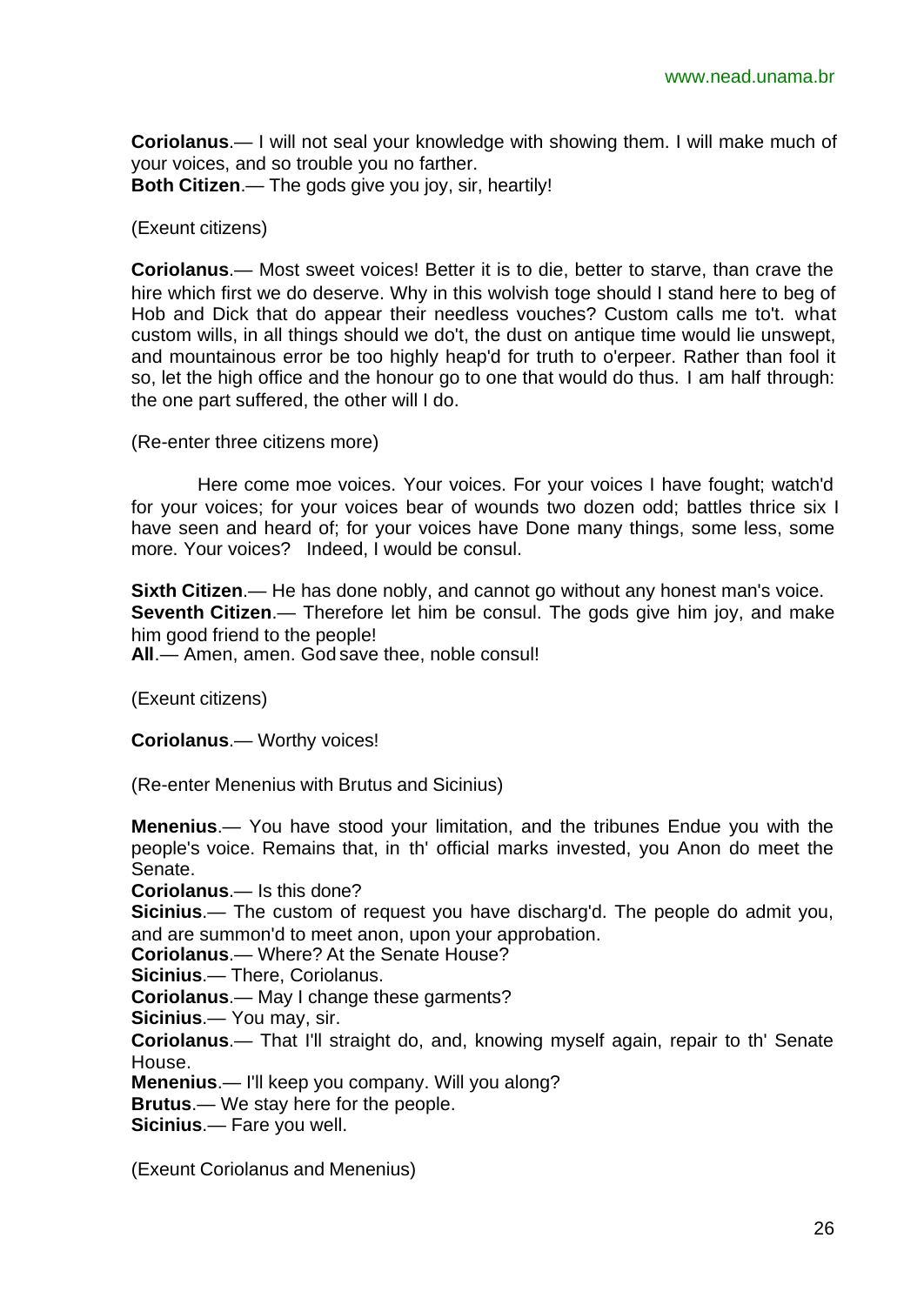**Coriolanus**.— I will not seal your knowledge with showing them. I will make much of your voices, and so trouble you no farther.
**Both Citizen**.— The gods give you joy, sir, heartily!

(Exeunt citizens)

**Coriolanus**.— Most sweet voices! Better it is to die, better to starve, than crave the hire which first we do deserve. Why in this wolvish toge should I stand here to beg of Hob and Dick that do appear their needless vouches? Custom calls me to't. what custom wills, in all things should we do't, the dust on antique time would lie unswept, and mountainous error be too highly heap'd for truth to o'erpeer. Rather than fool it so, let the high office and the honour go to one that would do thus. I am half through: the one part suffered, the other will I do.

(Re-enter three citizens more)

Here come moe voices. Your voices. For your voices I have fought; watch'd for your voices; for your voices bear of wounds two dozen odd; battles thrice six I have seen and heard of; for your voices have Done many things, some less, some more. Your voices? Indeed, I would be consul.

**Sixth Citizen**.— He has done nobly, and cannot go without any honest man's voice.
**Seventh Citizen**.— Therefore let him be consul. The gods give him joy, and make him good friend to the people!
**All**.— Amen, amen. God save thee, noble consul!

(Exeunt citizens)

**Coriolanus**.— Worthy voices!

(Re-enter Menenius with Brutus and Sicinius)

**Menenius**.— You have stood your limitation, and the tribunes Endue you with the people's voice. Remains that, in th' official marks invested, you Anon do meet the Senate.
**Coriolanus**.— Is this done?
**Sicinius**.— The custom of request you have discharg'd. The people do admit you, and are summon'd to meet anon, upon your approbation.
**Coriolanus**.— Where? At the Senate House?
**Sicinius**.— There, Coriolanus.
**Coriolanus**.— May I change these garments?
**Sicinius**.— You may, sir.
**Coriolanus**.— That I'll straight do, and, knowing myself again, repair to th' Senate House.
**Menenius**.— I'll keep you company. Will you along?
**Brutus**.— We stay here for the people.
**Sicinius**.— Fare you well.

(Exeunt Coriolanus and Menenius)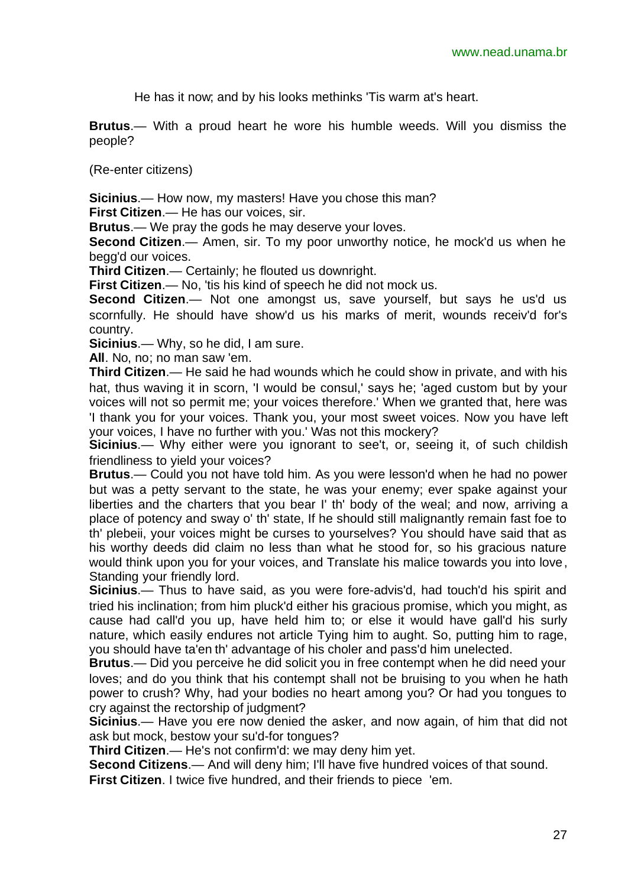He has it now; and by his looks methinks 'Tis warm at's heart.

**Brutus**.— With a proud heart he wore his humble weeds. Will you dismiss the people?

(Re-enter citizens)

**Sicinius**.— How now, my masters! Have you chose this man?
**First Citizen**.— He has our voices, sir.
**Brutus**.— We pray the gods he may deserve your loves.
**Second Citizen**.— Amen, sir. To my poor unworthy notice, he mock'd us when he begg'd our voices.
**Third Citizen**.— Certainly; he flouted us downright.
**First Citizen**.— No, 'tis his kind of speech he did not mock us.
**Second Citizen**.— Not one amongst us, save yourself, but says he us'd us scornfully. He should have show'd us his marks of merit, wounds receiv'd for's country.
**Sicinius**.— Why, so he did, I am sure.
**All**. No, no; no man saw 'em.
**Third Citizen**.— He said he had wounds which he could show in private, and with his hat, thus waving it in scorn, 'I would be consul,' says he; 'aged custom but by your voices will not so permit me; your voices therefore.' When we granted that, here was 'I thank you for your voices. Thank you, your most sweet voices. Now you have left your voices, I have no further with you.' Was not this mockery?
**Sicinius**.— Why either were you ignorant to see't, or, seeing it, of such childish friendliness to yield your voices?
**Brutus**.— Could you not have told him. As you were lesson'd when he had no power but was a petty servant to the state, he was your enemy; ever spake against your liberties and the charters that you bear I' th' body of the weal; and now, arriving a place of potency and sway o' th' state, If he should still malignantly remain fast foe to th' plebeii, your voices might be curses to yourselves? You should have said that as his worthy deeds did claim no less than what he stood for, so his gracious nature would think upon you for your voices, and Translate his malice towards you into love, Standing your friendly lord.
**Sicinius**.— Thus to have said, as you were fore-advis'd, had touch'd his spirit and tried his inclination; from him pluck'd either his gracious promise, which you might, as cause had call'd you up, have held him to; or else it would have gall'd his surly nature, which easily endures not article Tying him to aught. So, putting him to rage, you should have ta'en th' advantage of his choler and pass'd him unelected.
**Brutus**.— Did you perceive he did solicit you in free contempt when he did need your loves; and do you think that his contempt shall not be bruising to you when he hath power to crush? Why, had your bodies no heart among you? Or had you tongues to cry against the rectorship of judgment?
**Sicinius**.— Have you ere now denied the asker, and now again, of him that did not ask but mock, bestow your su'd-for tongues?
**Third Citizen**.— He's not confirm'd: we may deny him yet.
**Second Citizens**.— And will deny him; I'll have five hundred voices of that sound.
**First Citizen**. I twice five hundred, and their friends to piece 'em.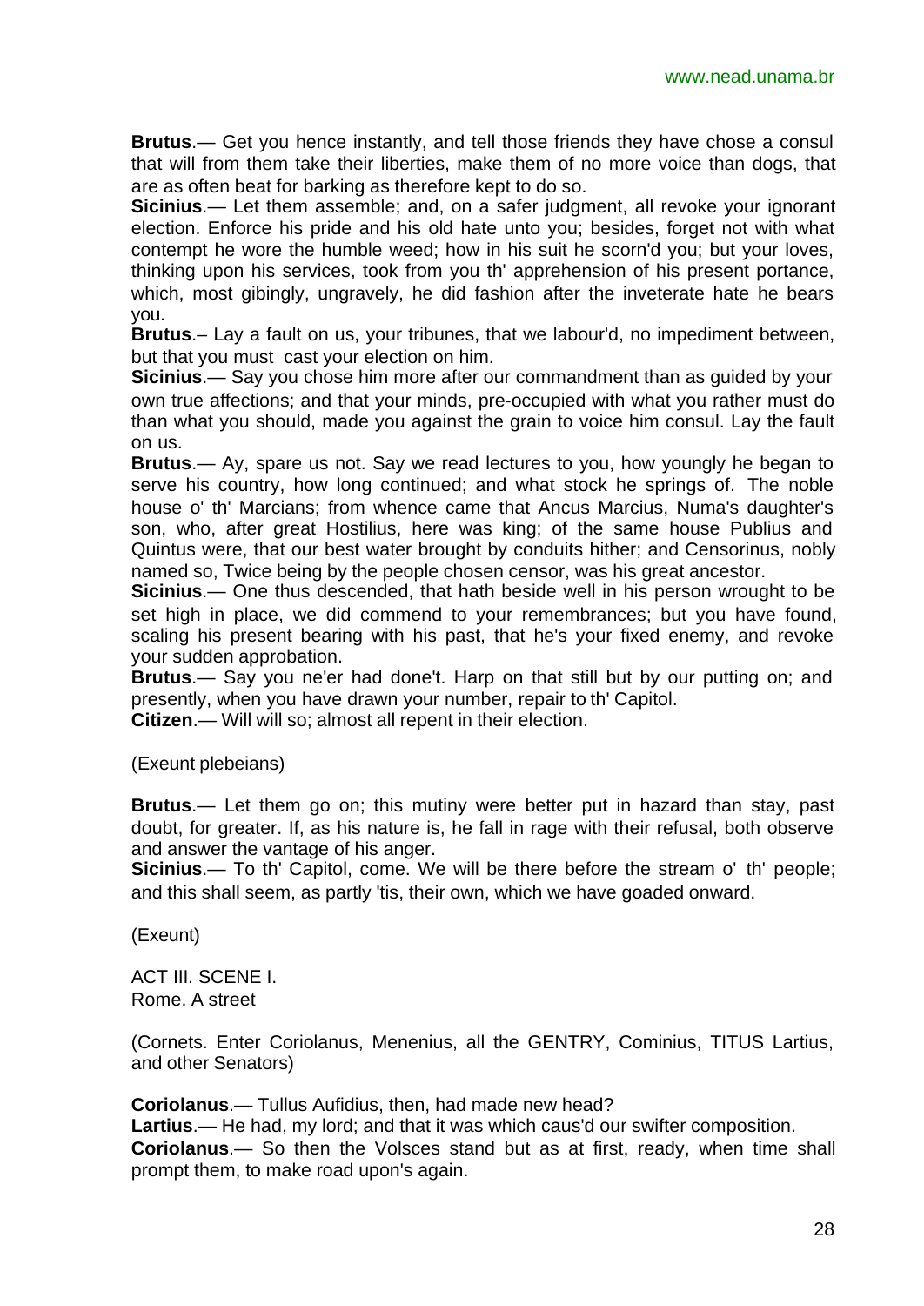**Brutus**.— Get you hence instantly, and tell those friends they have chose a consul that will from them take their liberties, make them of no more voice than dogs, that are as often beat for barking as therefore kept to do so.

**Sicinius**.— Let them assemble; and, on a safer judgment, all revoke your ignorant election. Enforce his pride and his old hate unto you; besides, forget not with what contempt he wore the humble weed; how in his suit he scorn'd you; but your loves, thinking upon his services, took from you th' apprehension of his present portance, which, most gibingly, ungravely, he did fashion after the inveterate hate he bears you.

**Brutus**.– Lay a fault on us, your tribunes, that we labour'd, no impediment between, but that you must cast your election on him.

**Sicinius**.— Say you chose him more after our commandment than as guided by your own true affections; and that your minds, pre-occupied with what you rather must do than what you should, made you against the grain to voice him consul. Lay the fault on us.

**Brutus**.— Ay, spare us not. Say we read lectures to you, how youngly he began to serve his country, how long continued; and what stock he springs of. The noble house o' th' Marcians; from whence came that Ancus Marcius, Numa's daughter's son, who, after great Hostilius, here was king; of the same house Publius and Quintus were, that our best water brought by conduits hither; and Censorinus, nobly named so, Twice being by the people chosen censor, was his great ancestor.

**Sicinius**.— One thus descended, that hath beside well in his person wrought to be set high in place, we did commend to your remembrances; but you have found, scaling his present bearing with his past, that he's your fixed enemy, and revoke your sudden approbation.

**Brutus**.— Say you ne'er had done't. Harp on that still but by our putting on; and presently, when you have drawn your number, repair to th' Capitol.

**Citizen**.— Will will so; almost all repent in their election.

(Exeunt plebeians)

**Brutus**.— Let them go on; this mutiny were better put in hazard than stay, past doubt, for greater. If, as his nature is, he fall in rage with their refusal, both observe and answer the vantage of his anger.

**Sicinius**.— To th' Capitol, come. We will be there before the stream o' th' people; and this shall seem, as partly 'tis, their own, which we have goaded onward.

(Exeunt)

ACT III. SCENE I.
Rome. A street

(Cornets. Enter Coriolanus, Menenius, all the GENTRY, Cominius, TITUS Lartius, and other Senators)

**Coriolanus**.— Tullus Aufidius, then, had made new head?

**Lartius**.— He had, my lord; and that it was which caus'd our swifter composition.

**Coriolanus**.— So then the Volsces stand but as at first, ready, when time shall prompt them, to make road upon's again.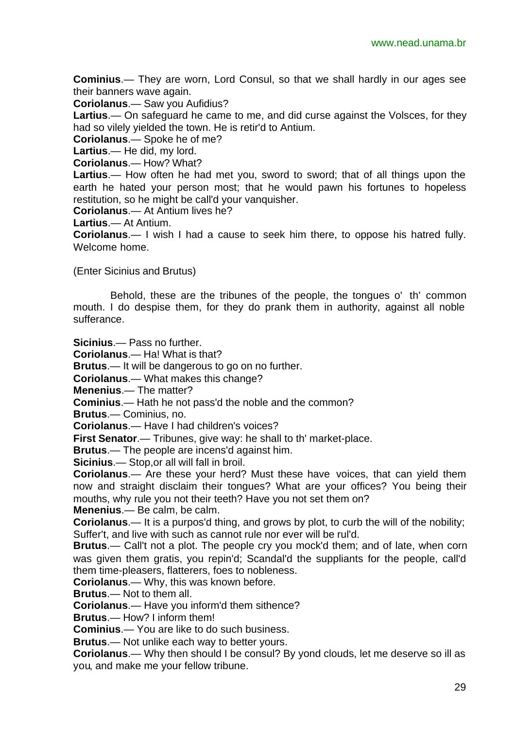**Cominius**.— They are worn, Lord Consul, so that we shall hardly in our ages see their banners wave again.

**Coriolanus**.— Saw you Aufidius?

**Lartius**.— On safeguard he came to me, and did curse against the Volsces, for they had so vilely yielded the town. He is retir'd to Antium.

**Coriolanus**.— Spoke he of me?

**Lartius**.— He did, my lord.

**Coriolanus**.— How? What?

**Lartius**.— How often he had met you, sword to sword; that of all things upon the earth he hated your person most; that he would pawn his fortunes to hopeless restitution, so he might be call'd your vanquisher.

**Coriolanus**.— At Antium lives he?

**Lartius**.— At Antium.

**Coriolanus**.— I wish I had a cause to seek him there, to oppose his hatred fully. Welcome home.

(Enter Sicinius and Brutus)

Behold, these are the tribunes of the people, the tongues o' th' common mouth. I do despise them, for they do prank them in authority, against all noble sufferance.

**Sicinius**.— Pass no further.

**Coriolanus**.— Ha! What is that?

**Brutus**.— It will be dangerous to go on no further.

**Coriolanus**.— What makes this change?

**Menenius**.— The matter?

**Cominius**.— Hath he not pass'd the noble and the common?

**Brutus**.— Cominius, no.

**Coriolanus**.— Have I had children's voices?

**First Senator**.— Tribunes, give way: he shall to th' market-place.

**Brutus**.— The people are incens'd against him.

**Sicinius**.— Stop,or all will fall in broil.

**Coriolanus**.— Are these your herd? Must these have voices, that can yield them now and straight disclaim their tongues? What are your offices? You being their mouths, why rule you not their teeth? Have you not set them on?

**Menenius**.— Be calm, be calm.

**Coriolanus**.— It is a purpos'd thing, and grows by plot, to curb the will of the nobility; Suffer't, and live with such as cannot rule nor ever will be rul'd.

**Brutus**.— Call't not a plot. The people cry you mock'd them; and of late, when corn was given them gratis, you repin'd; Scandal'd the suppliants for the people, call'd them time-pleasers, flatterers, foes to nobleness.

**Coriolanus**.— Why, this was known before.

**Brutus**.— Not to them all.

**Coriolanus**.— Have you inform'd them sithence?

**Brutus**.— How? I inform them!

**Cominius**.— You are like to do such business.

**Brutus**.— Not unlike each way to better yours.

**Coriolanus**.— Why then should I be consul? By yond clouds, let me deserve so ill as you, and make me your fellow tribune.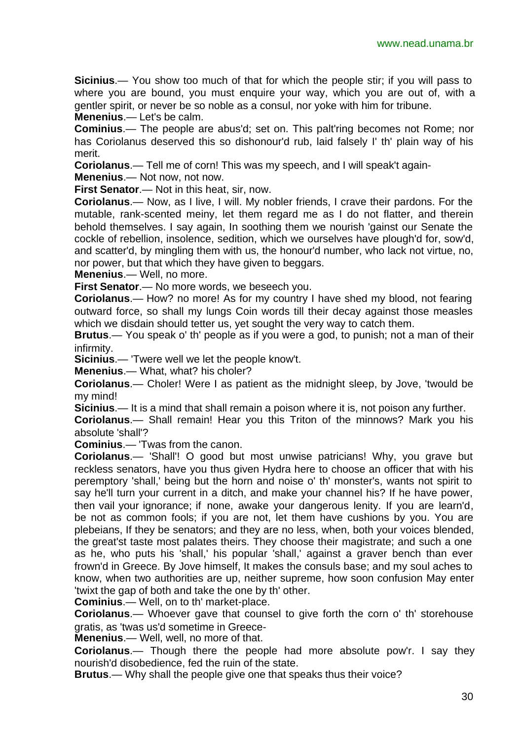**Sicinius**.— You show too much of that for which the people stir; if you will pass to where you are bound, you must enquire your way, which you are out of, with a gentler spirit, or never be so noble as a consul, nor yoke with him for tribune.

**Menenius**.— Let's be calm.

**Cominius**.— The people are abus'd; set on. This palt'ring becomes not Rome; nor has Coriolanus deserved this so dishonour'd rub, laid falsely I' th' plain way of his merit.

**Coriolanus**.— Tell me of corn! This was my speech, and I will speak't again-

**Menenius**.— Not now, not now.

**First Senator**.— Not in this heat, sir, now.

**Coriolanus**.— Now, as I live, I will. My nobler friends, I crave their pardons. For the mutable, rank-scented meiny, let them regard me as I do not flatter, and therein behold themselves. I say again, In soothing them we nourish 'gainst our Senate the cockle of rebellion, insolence, sedition, which we ourselves have plough'd for, sow'd, and scatter'd, by mingling them with us, the honour'd number, who lack not virtue, no, nor power, but that which they have given to beggars.

**Menenius**.— Well, no more.

**First Senator**.— No more words, we beseech you.

**Coriolanus**.— How? no more! As for my country I have shed my blood, not fearing outward force, so shall my lungs Coin words till their decay against those measles which we disdain should tetter us, yet sought the very way to catch them.

**Brutus**.— You speak o' th' people as if you were a god, to punish; not a man of their infirmity.

**Sicinius**.— 'Twere well we let the people know't.

**Menenius**.— What, what? his choler?

**Coriolanus**.— Choler! Were I as patient as the midnight sleep, by Jove, 'twould be my mind!

**Sicinius**.— It is a mind that shall remain a poison where it is, not poison any further.

**Coriolanus**.— Shall remain! Hear you this Triton of the minnows? Mark you his absolute 'shall'?

**Cominius**.— 'Twas from the canon.

**Coriolanus**.— 'Shall'! O good but most unwise patricians! Why, you grave but reckless senators, have you thus given Hydra here to choose an officer that with his peremptory 'shall,' being but the horn and noise o' th' monster's, wants not spirit to say he'll turn your current in a ditch, and make your channel his? If he have power, then vail your ignorance; if none, awake your dangerous lenity. If you are learn'd, be not as common fools; if you are not, let them have cushions by you. You are plebeians, If they be senators; and they are no less, when, both your voices blended, the great'st taste most palates theirs. They choose their magistrate; and such a one as he, who puts his 'shall,' his popular 'shall,' against a graver bench than ever frown'd in Greece. By Jove himself, It makes the consuls base; and my soul aches to know, when two authorities are up, neither supreme, how soon confusion May enter 'twixt the gap of both and take the one by th' other.

**Cominius**.— Well, on to th' market-place.

**Coriolanus**.— Whoever gave that counsel to give forth the corn o' th' storehouse gratis, as 'twas us'd sometime in Greece-

**Menenius**.— Well, well, no more of that.

**Coriolanus**.— Though there the people had more absolute pow'r. I say they nourish'd disobedience, fed the ruin of the state.

**Brutus**.— Why shall the people give one that speaks thus their voice?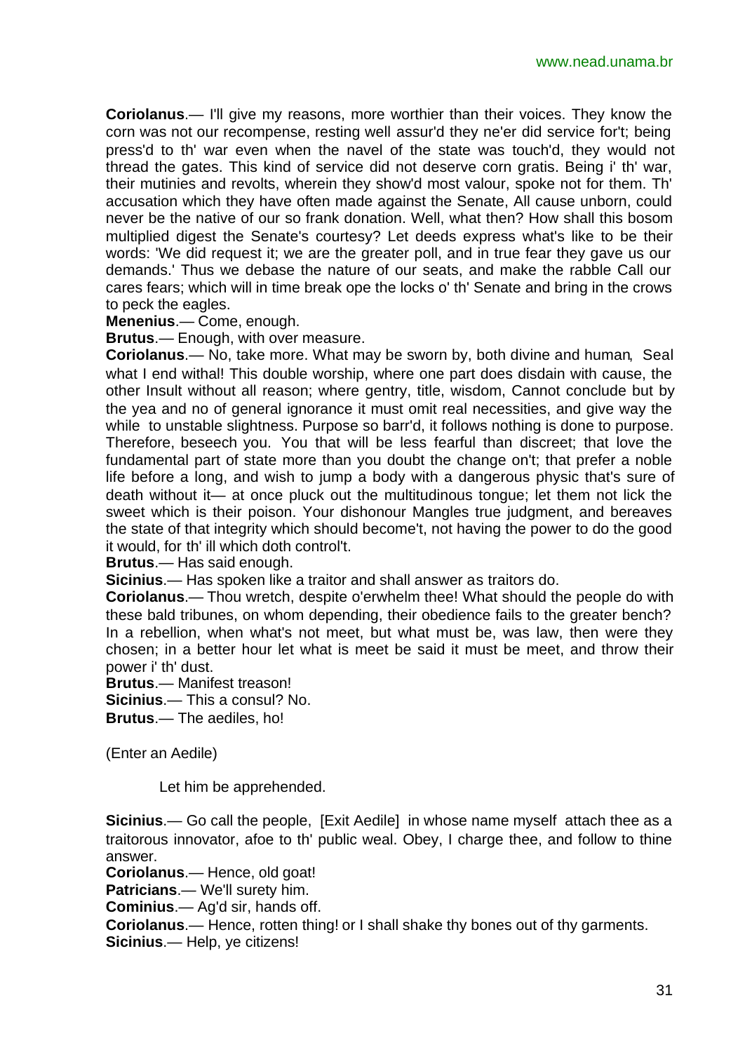**Coriolanus**.— I'll give my reasons, more worthier than their voices. They know the corn was not our recompense, resting well assur'd they ne'er did service for't; being press'd to th' war even when the navel of the state was touch'd, they would not thread the gates. This kind of service did not deserve corn gratis. Being i' th' war, their mutinies and revolts, wherein they show'd most valour, spoke not for them. Th' accusation which they have often made against the Senate, All cause unborn, could never be the native of our so frank donation. Well, what then? How shall this bosom multiplied digest the Senate's courtesy? Let deeds express what's like to be their words: 'We did request it; we are the greater poll, and in true fear they gave us our demands.' Thus we debase the nature of our seats, and make the rabble Call our cares fears; which will in time break ope the locks o' th' Senate and bring in the crows to peck the eagles.

**Menenius**.— Come, enough.

**Brutus**.— Enough, with over measure.

**Coriolanus**.— No, take more. What may be sworn by, both divine and human, Seal what I end withal! This double worship, where one part does disdain with cause, the other Insult without all reason; where gentry, title, wisdom, Cannot conclude but by the yea and no of general ignorance it must omit real necessities, and give way the while to unstable slightness. Purpose so barr'd, it follows nothing is done to purpose. Therefore, beseech you. You that will be less fearful than discreet; that love the fundamental part of state more than you doubt the change on't; that prefer a noble life before a long, and wish to jump a body with a dangerous physic that's sure of death without it— at once pluck out the multitudinous tongue; let them not lick the sweet which is their poison. Your dishonour Mangles true judgment, and bereaves the state of that integrity which should become't, not having the power to do the good it would, for th' ill which doth control't.

**Brutus**.— Has said enough.

**Sicinius**.— Has spoken like a traitor and shall answer as traitors do.

**Coriolanus**.— Thou wretch, despite o'erwhelm thee! What should the people do with these bald tribunes, on whom depending, their obedience fails to the greater bench? In a rebellion, when what's not meet, but what must be, was law, then were they chosen; in a better hour let what is meet be said it must be meet, and throw their power i' th' dust.

**Brutus**.— Manifest treason!

**Sicinius**.— This a consul? No.

**Brutus**.— The aediles, ho!

(Enter an Aedile)

Let him be apprehended.

**Sicinius**.— Go call the people, [Exit Aedile] in whose name myself attach thee as a traitorous innovator, afoe to th' public weal. Obey, I charge thee, and follow to thine answer.

**Coriolanus**.— Hence, old goat!

**Patricians**.— We'll surety him.

**Cominius**.— Ag'd sir, hands off.

**Coriolanus**.— Hence, rotten thing! or I shall shake thy bones out of thy garments.

**Sicinius**.— Help, ye citizens!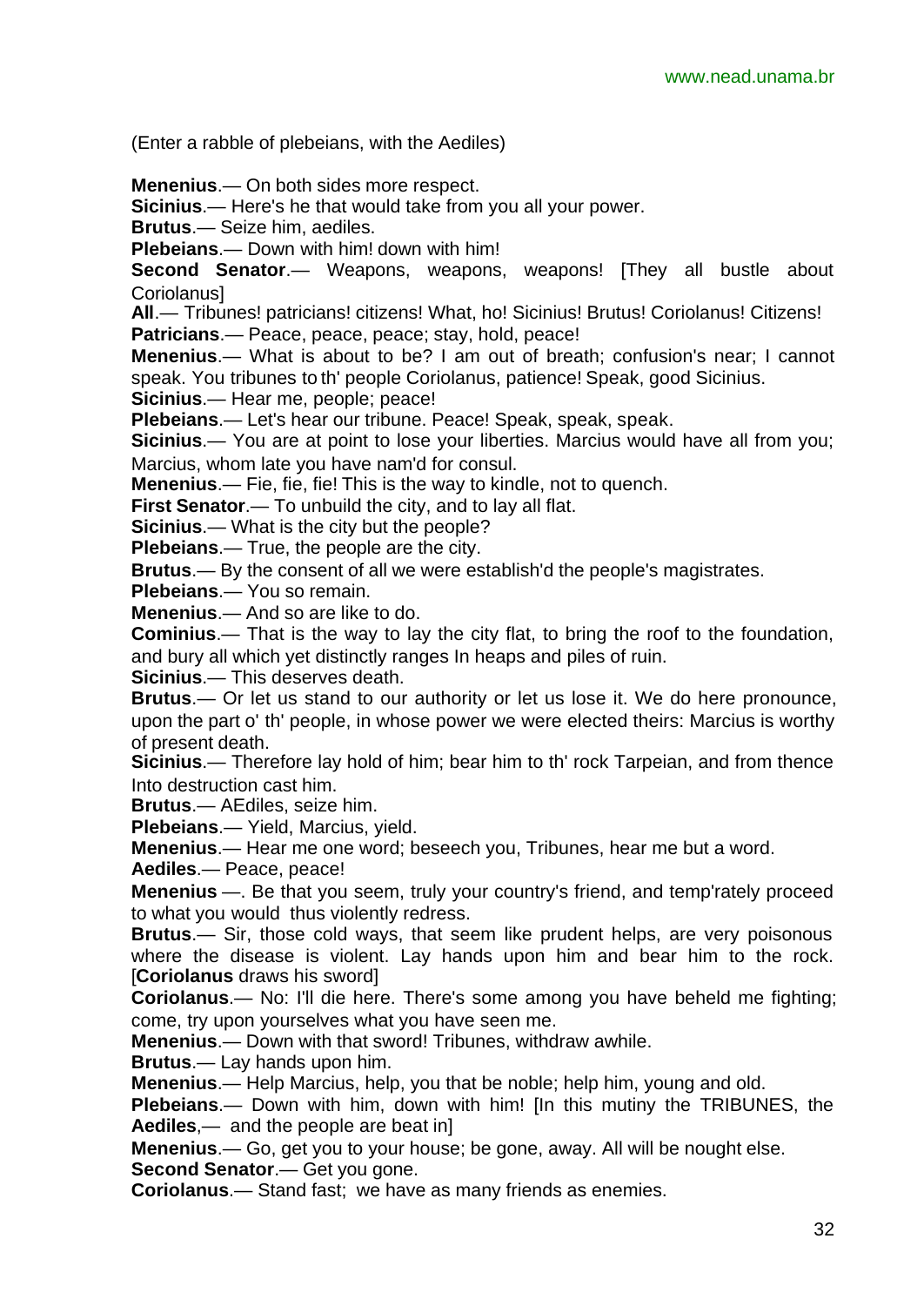(Enter a rabble of plebeians, with the Aediles)

**Menenius**.— On both sides more respect.

**Sicinius**.— Here's he that would take from you all your power.

**Brutus**.— Seize him, aediles.

**Plebeians**.— Down with him! down with him!

**Second Senator**.— Weapons, weapons, weapons! [They all bustle about Coriolanus]

**All**.— Tribunes! patricians! citizens! What, ho! Sicinius! Brutus! Coriolanus! Citizens!

**Patricians**.— Peace, peace, peace; stay, hold, peace!

**Menenius**.— What is about to be? I am out of breath; confusion's near; I cannot speak. You tribunes to th' people Coriolanus, patience! Speak, good Sicinius.

**Sicinius**.— Hear me, people; peace!

**Plebeians**.— Let's hear our tribune. Peace! Speak, speak, speak.

**Sicinius**.— You are at point to lose your liberties. Marcius would have all from you; Marcius, whom late you have nam'd for consul.

**Menenius**.— Fie, fie, fie! This is the way to kindle, not to quench.

**First Senator**.— To unbuild the city, and to lay all flat.

**Sicinius**.— What is the city but the people?

**Plebeians**.— True, the people are the city.

**Brutus**.— By the consent of all we were establish'd the people's magistrates.

**Plebeians**.— You so remain.

**Menenius**.— And so are like to do.

**Cominius**.— That is the way to lay the city flat, to bring the roof to the foundation, and bury all which yet distinctly ranges In heaps and piles of ruin.

**Sicinius**.— This deserves death.

**Brutus**.— Or let us stand to our authority or let us lose it. We do here pronounce, upon the part o' th' people, in whose power we were elected theirs: Marcius is worthy of present death.

**Sicinius**.— Therefore lay hold of him; bear him to th' rock Tarpeian, and from thence Into destruction cast him.

**Brutus**.— AEdiles, seize him.

**Plebeians**.— Yield, Marcius, yield.

**Menenius**.— Hear me one word; beseech you, Tribunes, hear me but a word.

**Aediles**.— Peace, peace!

**Menenius** —. Be that you seem, truly your country's friend, and temp'rately proceed to what you would thus violently redress.

**Brutus**.— Sir, those cold ways, that seem like prudent helps, are very poisonous where the disease is violent. Lay hands upon him and bear him to the rock. [**Coriolanus** draws his sword]

**Coriolanus**.— No: I'll die here. There's some among you have beheld me fighting; come, try upon yourselves what you have seen me.

**Menenius**.— Down with that sword! Tribunes, withdraw awhile.

**Brutus**.— Lay hands upon him.

**Menenius**.— Help Marcius, help, you that be noble; help him, young and old.

**Plebeians**.— Down with him, down with him! [In this mutiny the TRIBUNES, the **Aediles**,— and the people are beat in]

**Menenius**.— Go, get you to your house; be gone, away. All will be nought else.

**Second Senator**.— Get you gone.

**Coriolanus**.— Stand fast; we have as many friends as enemies.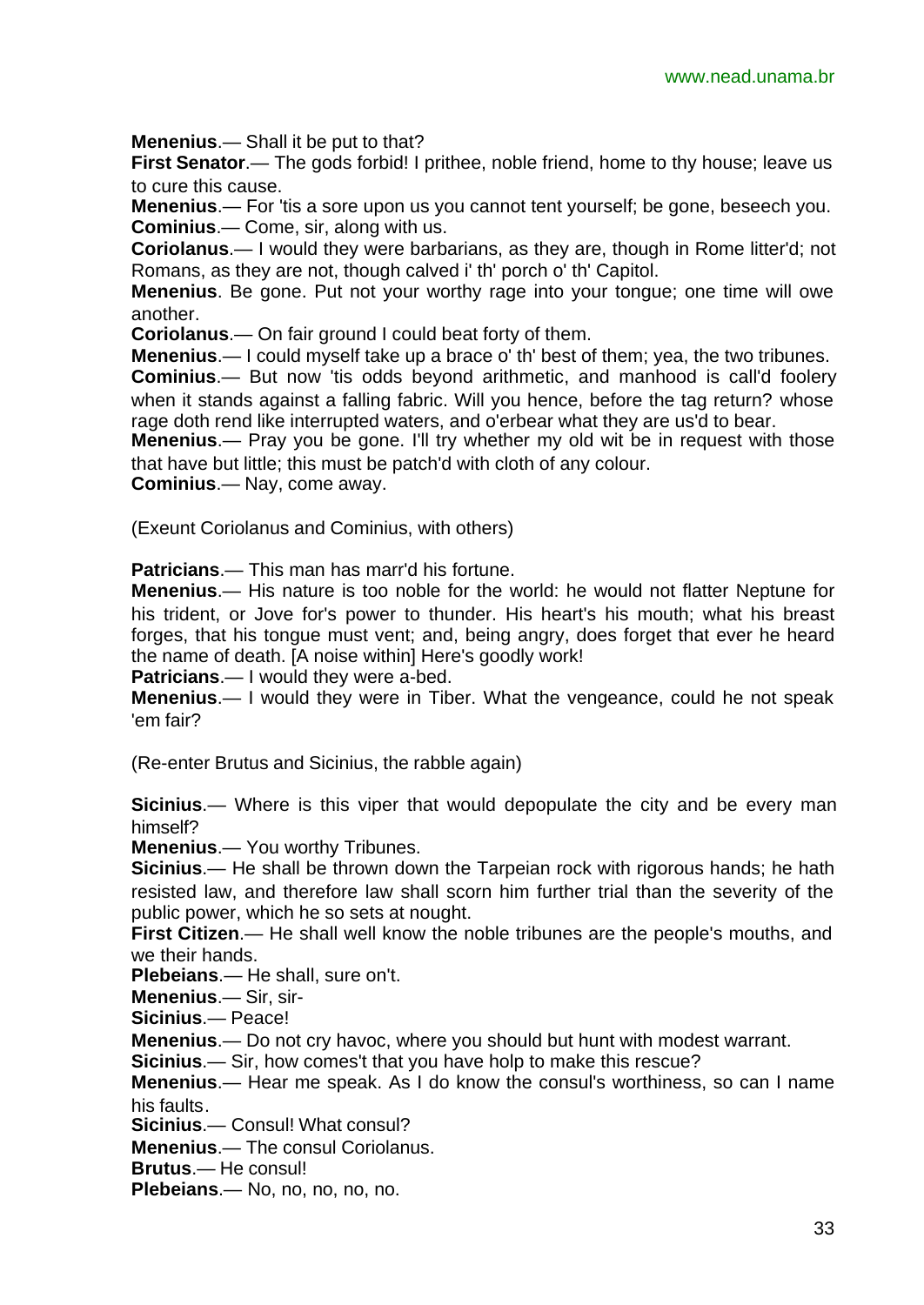**Menenius**.— Shall it be put to that?

**First Senator**.— The gods forbid! I prithee, noble friend, home to thy house; leave us to cure this cause.

**Menenius**.— For 'tis a sore upon us you cannot tent yourself; be gone, beseech you.

**Cominius**.— Come, sir, along with us.

**Coriolanus**.— I would they were barbarians, as they are, though in Rome litter'd; not Romans, as they are not, though calved i' th' porch o' th' Capitol.

**Menenius**. Be gone. Put not your worthy rage into your tongue; one time will owe another.

**Coriolanus**.— On fair ground I could beat forty of them.

**Menenius**.— I could myself take up a brace o' th' best of them; yea, the two tribunes.

**Cominius**.— But now 'tis odds beyond arithmetic, and manhood is call'd foolery when it stands against a falling fabric. Will you hence, before the tag return? whose rage doth rend like interrupted waters, and o'erbear what they are us'd to bear.

**Menenius**.— Pray you be gone. I'll try whether my old wit be in request with those that have but little; this must be patch'd with cloth of any colour.

**Cominius**.— Nay, come away.

(Exeunt Coriolanus and Cominius, with others)

**Patricians**.— This man has marr'd his fortune.

**Menenius**.— His nature is too noble for the world: he would not flatter Neptune for his trident, or Jove for's power to thunder. His heart's his mouth; what his breast forges, that his tongue must vent; and, being angry, does forget that ever he heard the name of death. [A noise within] Here's goodly work!

**Patricians**.— I would they were a-bed.

**Menenius**.— I would they were in Tiber. What the vengeance, could he not speak 'em fair?

(Re-enter Brutus and Sicinius, the rabble again)

**Sicinius**.— Where is this viper that would depopulate the city and be every man himself?

**Menenius**.— You worthy Tribunes.

**Sicinius**.— He shall be thrown down the Tarpeian rock with rigorous hands; he hath resisted law, and therefore law shall scorn him further trial than the severity of the public power, which he so sets at nought.

**First Citizen**.— He shall well know the noble tribunes are the people's mouths, and we their hands.

**Plebeians**.— He shall, sure on't.

**Menenius**.— Sir, sir-

**Sicinius**.— Peace!

**Menenius**.— Do not cry havoc, where you should but hunt with modest warrant.

**Sicinius**.— Sir, how comes't that you have holp to make this rescue?

**Menenius**.— Hear me speak. As I do know the consul's worthiness, so can I name his faults.

**Sicinius**.— Consul! What consul?

**Menenius**.— The consul Coriolanus.

**Brutus**.— He consul!

**Plebeians**.— No, no, no, no, no.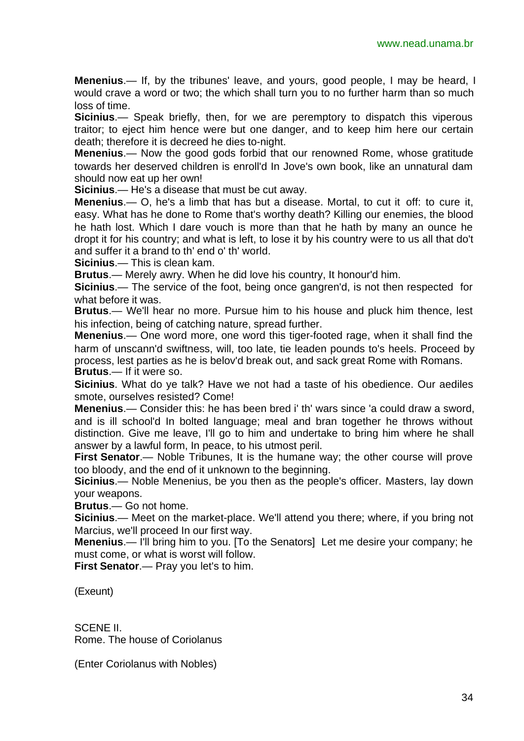**Menenius**.— If, by the tribunes' leave, and yours, good people, I may be heard, I would crave a word or two; the which shall turn you to no further harm than so much loss of time.

**Sicinius**.— Speak briefly, then, for we are peremptory to dispatch this viperous traitor; to eject him hence were but one danger, and to keep him here our certain death; therefore it is decreed he dies to-night.

**Menenius**.— Now the good gods forbid that our renowned Rome, whose gratitude towards her deserved children is enroll'd In Jove's own book, like an unnatural dam should now eat up her own!

**Sicinius**.— He's a disease that must be cut away.

**Menenius**.— O, he's a limb that has but a disease. Mortal, to cut it off: to cure it, easy. What has he done to Rome that's worthy death? Killing our enemies, the blood he hath lost. Which I dare vouch is more than that he hath by many an ounce he dropt it for his country; and what is left, to lose it by his country were to us all that do't and suffer it a brand to th' end o' th' world.

**Sicinius**.— This is clean kam.

**Brutus**.— Merely awry. When he did love his country, It honour'd him.

**Sicinius**.— The service of the foot, being once gangren'd, is not then respected for what before it was.

**Brutus**.— We'll hear no more. Pursue him to his house and pluck him thence, lest his infection, being of catching nature, spread further.

**Menenius**.— One word more, one word this tiger-footed rage, when it shall find the harm of unscann'd swiftness, will, too late, tie leaden pounds to's heels. Proceed by process, lest parties as he is belov'd break out, and sack great Rome with Romans.

**Brutus**.— If it were so.

**Sicinius**. What do ye talk? Have we not had a taste of his obedience. Our aediles smote, ourselves resisted? Come!

**Menenius**.— Consider this: he has been bred i' th' wars since 'a could draw a sword, and is ill school'd In bolted language; meal and bran together he throws without distinction. Give me leave, I'll go to him and undertake to bring him where he shall answer by a lawful form, In peace, to his utmost peril.

**First Senator**.— Noble Tribunes, It is the humane way; the other course will prove too bloody, and the end of it unknown to the beginning.

**Sicinius**.— Noble Menenius, be you then as the people's officer. Masters, lay down your weapons.

**Brutus**.— Go not home.

**Sicinius**.— Meet on the market-place. We'll attend you there; where, if you bring not Marcius, we'll proceed In our first way.

**Menenius**.— I'll bring him to you. [To the Senators] Let me desire your company; he must come, or what is worst will follow.

**First Senator**.— Pray you let's to him.

(Exeunt)

SCENE II.
Rome. The house of Coriolanus

(Enter Coriolanus with Nobles)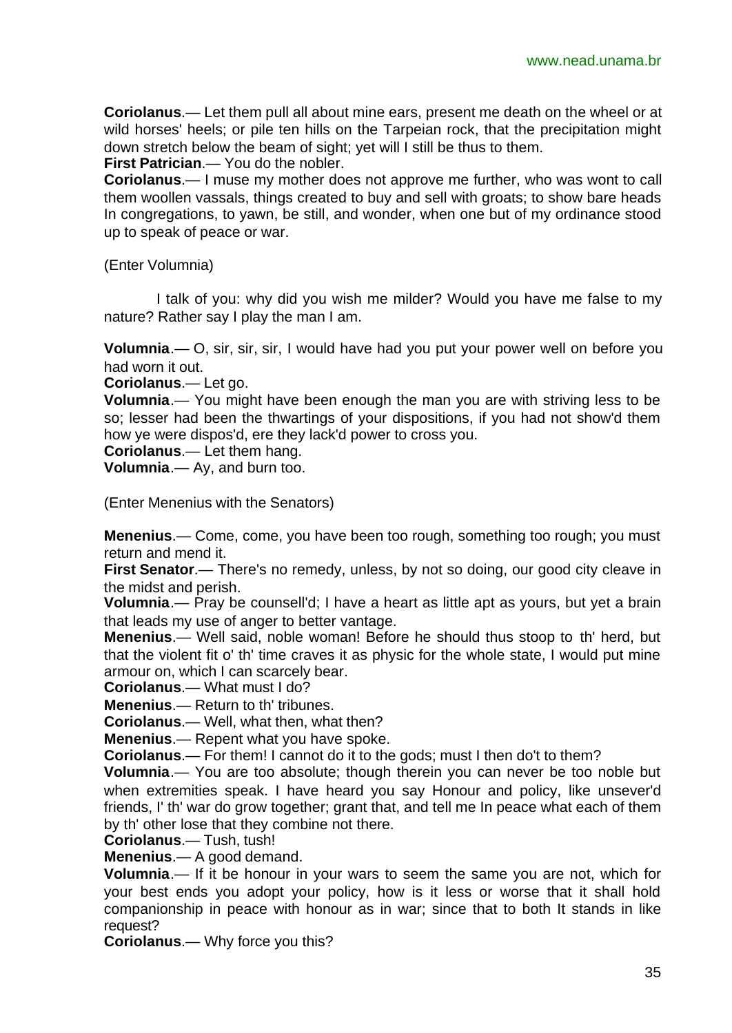**Coriolanus**.— Let them pull all about mine ears, present me death on the wheel or at wild horses' heels; or pile ten hills on the Tarpeian rock, that the precipitation might down stretch below the beam of sight; yet will I still be thus to them.

**First Patrician**.— You do the nobler.

**Coriolanus**.— I muse my mother does not approve me further, who was wont to call them woollen vassals, things created to buy and sell with groats; to show bare heads In congregations, to yawn, be still, and wonder, when one but of my ordinance stood up to speak of peace or war.

(Enter Volumnia)

I talk of you: why did you wish me milder? Would you have me false to my nature? Rather say I play the man I am.

**Volumnia**.— O, sir, sir, sir, I would have had you put your power well on before you had worn it out.

**Coriolanus**.— Let go.

**Volumnia**.— You might have been enough the man you are with striving less to be so; lesser had been the thwartings of your dispositions, if you had not show'd them how ye were dispos'd, ere they lack'd power to cross you.

**Coriolanus**.— Let them hang.

**Volumnia**.— Ay, and burn too.

(Enter Menenius with the Senators)

**Menenius**.— Come, come, you have been too rough, something too rough; you must return and mend it.

**First Senator**.— There's no remedy, unless, by not so doing, our good city cleave in the midst and perish.

**Volumnia**.— Pray be counsell'd; I have a heart as little apt as yours, but yet a brain that leads my use of anger to better vantage.

**Menenius**.— Well said, noble woman! Before he should thus stoop to th' herd, but that the violent fit o' th' time craves it as physic for the whole state, I would put mine armour on, which I can scarcely bear.

**Coriolanus**.— What must I do?

**Menenius**.— Return to th' tribunes.

**Coriolanus**.— Well, what then, what then?

**Menenius**.— Repent what you have spoke.

**Coriolanus**.— For them! I cannot do it to the gods; must I then do't to them?

**Volumnia**.— You are too absolute; though therein you can never be too noble but when extremities speak. I have heard you say Honour and policy, like unsever'd friends, I' th' war do grow together; grant that, and tell me In peace what each of them by th' other lose that they combine not there.

**Coriolanus**.— Tush, tush!

**Menenius**.— A good demand.

**Volumnia**.— If it be honour in your wars to seem the same you are not, which for your best ends you adopt your policy, how is it less or worse that it shall hold companionship in peace with honour as in war; since that to both It stands in like request?

**Coriolanus**.— Why force you this?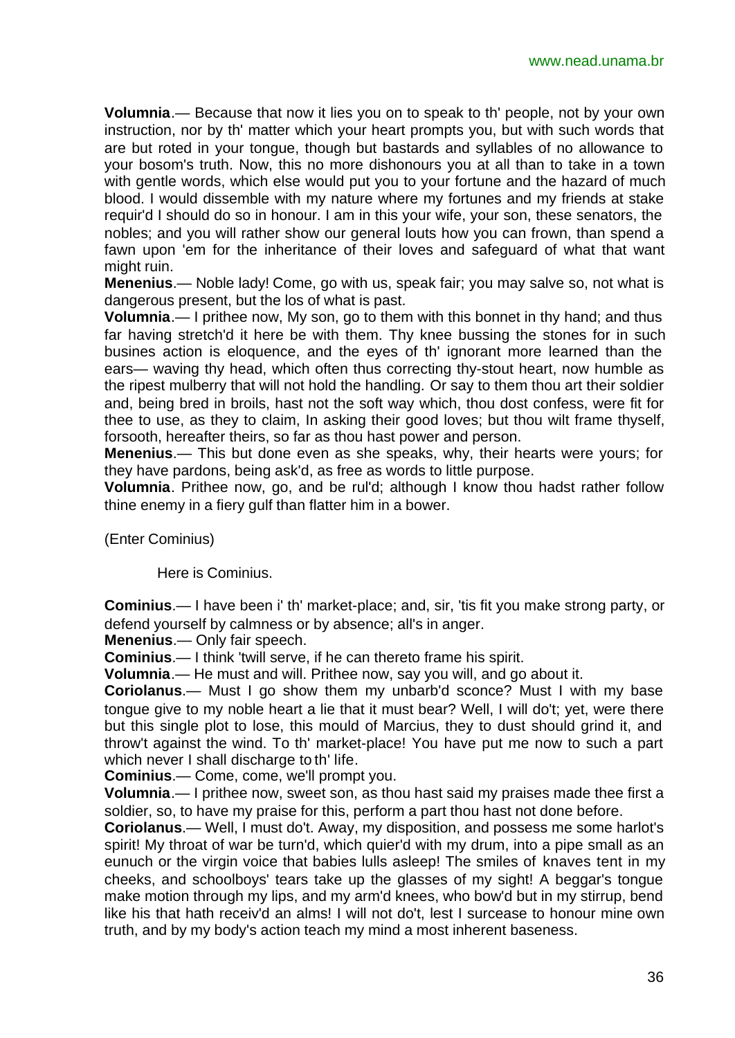**Volumnia**.— Because that now it lies you on to speak to th' people, not by your own instruction, nor by th' matter which your heart prompts you, but with such words that are but roted in your tongue, though but bastards and syllables of no allowance to your bosom's truth. Now, this no more dishonours you at all than to take in a town with gentle words, which else would put you to your fortune and the hazard of much blood. I would dissemble with my nature where my fortunes and my friends at stake requir'd I should do so in honour. I am in this your wife, your son, these senators, the nobles; and you will rather show our general louts how you can frown, than spend a fawn upon 'em for the inheritance of their loves and safeguard of what that want might ruin.

**Menenius**.— Noble lady! Come, go with us, speak fair; you may salve so, not what is dangerous present, but the los of what is past.

**Volumnia**.— I prithee now, My son, go to them with this bonnet in thy hand; and thus far having stretch'd it here be with them. Thy knee bussing the stones for in such busines action is eloquence, and the eyes of th' ignorant more learned than the ears— waving thy head, which often thus correcting thy-stout heart, now humble as the ripest mulberry that will not hold the handling. Or say to them thou art their soldier and, being bred in broils, hast not the soft way which, thou dost confess, were fit for thee to use, as they to claim, In asking their good loves; but thou wilt frame thyself, forsooth, hereafter theirs, so far as thou hast power and person.

**Menenius**.— This but done even as she speaks, why, their hearts were yours; for they have pardons, being ask'd, as free as words to little purpose.

**Volumnia**. Prithee now, go, and be rul'd; although I know thou hadst rather follow thine enemy in a fiery gulf than flatter him in a bower.

(Enter Cominius)

Here is Cominius.

**Cominius**.— I have been i' th' market-place; and, sir, 'tis fit you make strong party, or defend yourself by calmness or by absence; all's in anger.

**Menenius**.— Only fair speech.

**Cominius**.— I think 'twill serve, if he can thereto frame his spirit.

**Volumnia**.— He must and will. Prithee now, say you will, and go about it.

**Coriolanus**.— Must I go show them my unbarb'd sconce? Must I with my base tongue give to my noble heart a lie that it must bear? Well, I will do't; yet, were there but this single plot to lose, this mould of Marcius, they to dust should grind it, and throw't against the wind. To th' market-place! You have put me now to such a part which never I shall discharge to th' life.

**Cominius**.— Come, come, we'll prompt you.

**Volumnia**.— I prithee now, sweet son, as thou hast said my praises made thee first a soldier, so, to have my praise for this, perform a part thou hast not done before.

**Coriolanus**.— Well, I must do't. Away, my disposition, and possess me some harlot's spirit! My throat of war be turn'd, which quier'd with my drum, into a pipe small as an eunuch or the virgin voice that babies lulls asleep! The smiles of knaves tent in my cheeks, and schoolboys' tears take up the glasses of my sight! A beggar's tongue make motion through my lips, and my arm'd knees, who bow'd but in my stirrup, bend like his that hath receiv'd an alms! I will not do't, lest I surcease to honour mine own truth, and by my body's action teach my mind a most inherent baseness.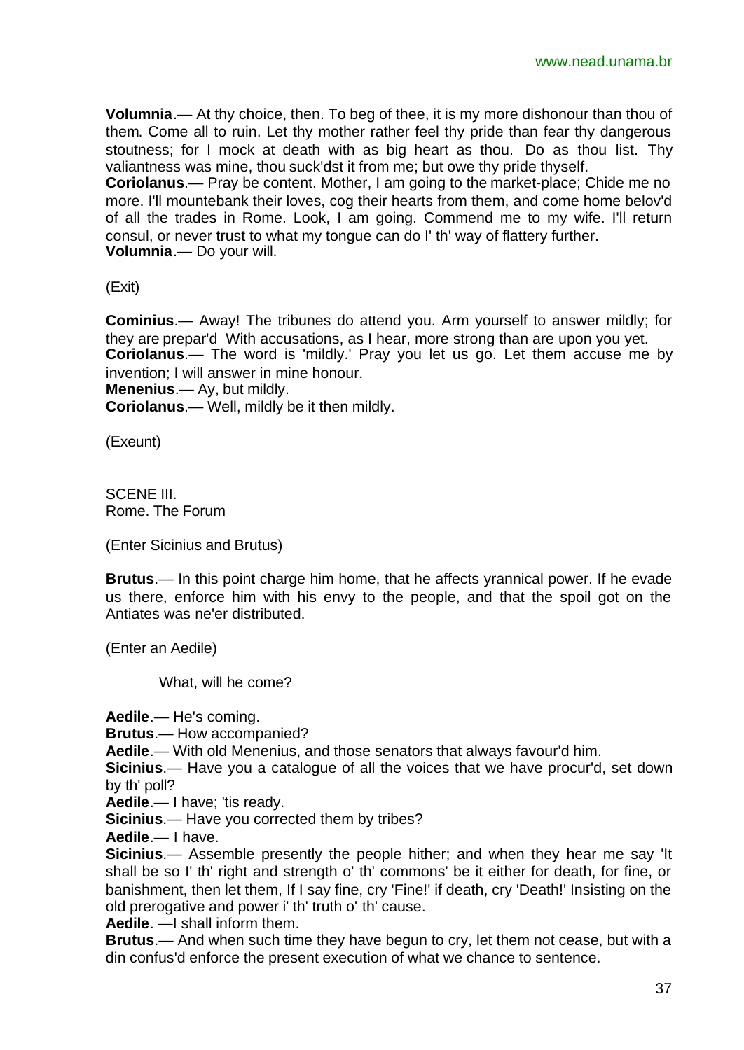**Volumnia**.— At thy choice, then. To beg of thee, it is my more dishonour than thou of them. Come all to ruin. Let thy mother rather feel thy pride than fear thy dangerous stoutness; for I mock at death with as big heart as thou. Do as thou list. Thy valiantness was mine, thou suck'dst it from me; but owe thy pride thyself.
**Coriolanus**.— Pray be content. Mother, I am going to the market-place; Chide me no more. I'll mountebank their loves, cog their hearts from them, and come home belov'd of all the trades in Rome. Look, I am going. Commend me to my wife. I'll return consul, or never trust to what my tongue can do I' th' way of flattery further.
**Volumnia**.— Do your will.

(Exit)

**Cominius**.— Away! The tribunes do attend you. Arm yourself to answer mildly; for they are prepar'd With accusations, as I hear, more strong than are upon you yet.
**Coriolanus**.— The word is 'mildly.' Pray you let us go. Let them accuse me by invention; I will answer in mine honour.
**Menenius**.— Ay, but mildly.
**Coriolanus**.— Well, mildly be it then mildly.

(Exeunt)

SCENE III.
Rome. The Forum

(Enter Sicinius and Brutus)

**Brutus**.— In this point charge him home, that he affects yrannical power. If he evade us there, enforce him with his envy to the people, and that the spoil got on the Antiates was ne'er distributed.

(Enter an Aedile)

What, will he come?

**Aedile**.— He's coming.
**Brutus**.— How accompanied?
**Aedile**.— With old Menenius, and those senators that always favour'd him.
**Sicinius**.— Have you a catalogue of all the voices that we have procur'd, set down by th' poll?
**Aedile**.— I have; 'tis ready.
**Sicinius**.— Have you corrected them by tribes?
**Aedile**.— I have.
**Sicinius**.— Assemble presently the people hither; and when they hear me say 'It shall be so I' th' right and strength o' th' commons' be it either for death, for fine, or banishment, then let them, If I say fine, cry 'Fine!' if death, cry 'Death!' Insisting on the old prerogative and power i' th' truth o' th' cause.
**Aedile**. —I shall inform them.
**Brutus**.— And when such time they have begun to cry, let them not cease, but with a din confus'd enforce the present execution of what we chance to sentence.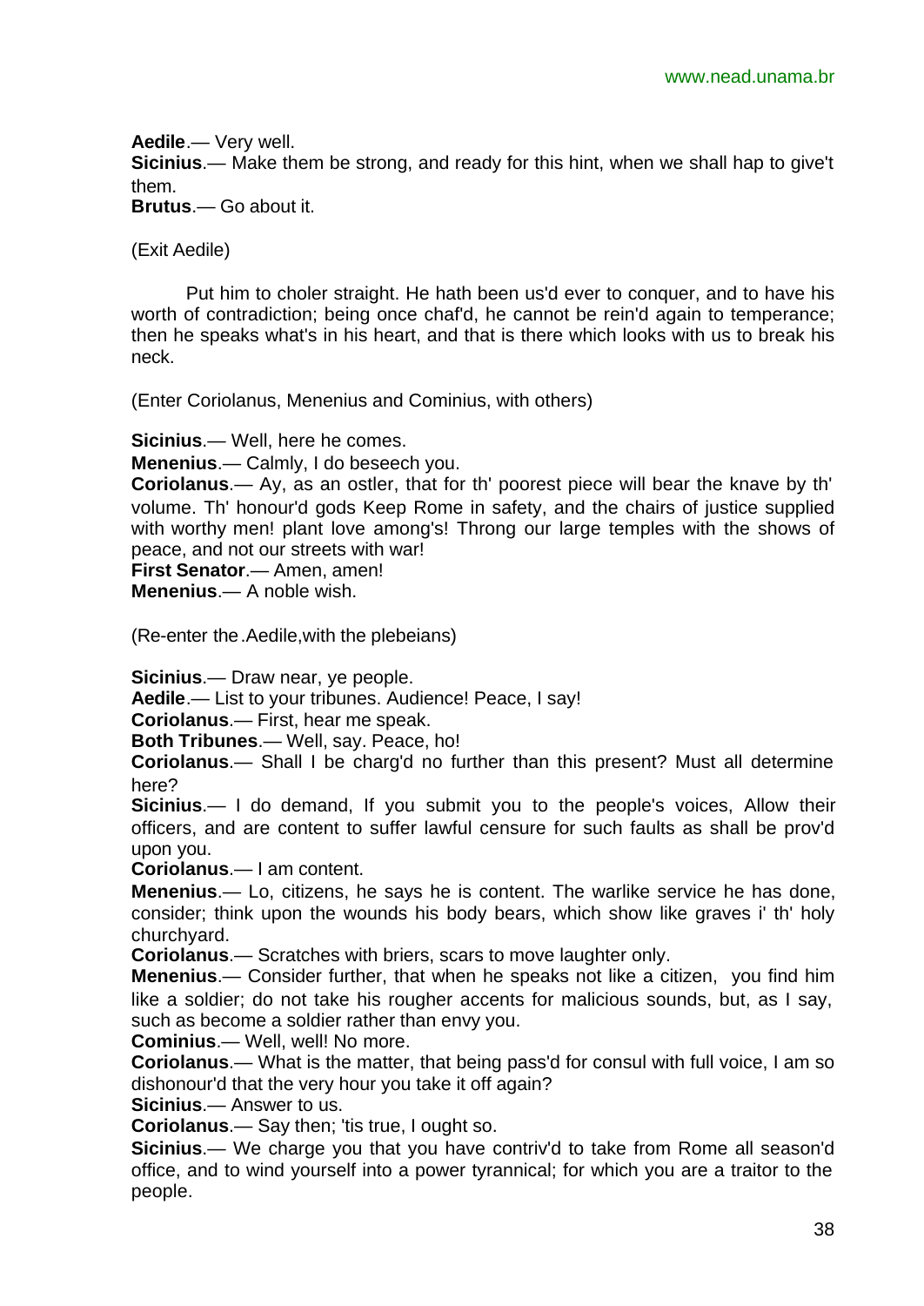**Aedile**.— Very well.

**Sicinius**.— Make them be strong, and ready for this hint, when we shall hap to give't them.

**Brutus**.— Go about it.

(Exit Aedile)

Put him to choler straight. He hath been us'd ever to conquer, and to have his worth of contradiction; being once chaf'd, he cannot be rein'd again to temperance; then he speaks what's in his heart, and that is there which looks with us to break his neck.

(Enter Coriolanus, Menenius and Cominius, with others)

**Sicinius**.— Well, here he comes.

**Menenius**.— Calmly, I do beseech you.

**Coriolanus**.— Ay, as an ostler, that for th' poorest piece will bear the knave by th' volume. Th' honour'd gods Keep Rome in safety, and the chairs of justice supplied with worthy men! plant love among's! Throng our large temples with the shows of peace, and not our streets with war!

**First Senator**.— Amen, amen!

**Menenius**.— A noble wish.

(Re-enter the Aedile, with the plebeians)

**Sicinius**.— Draw near, ye people.

**Aedile**.— List to your tribunes. Audience! Peace, I say!

**Coriolanus**.— First, hear me speak.

**Both Tribunes**.— Well, say. Peace, ho!

**Coriolanus**.— Shall I be charg'd no further than this present? Must all determine here?

**Sicinius**.— I do demand, If you submit you to the people's voices, Allow their officers, and are content to suffer lawful censure for such faults as shall be prov'd upon you.

**Coriolanus**.— I am content.

**Menenius**.— Lo, citizens, he says he is content. The warlike service he has done, consider; think upon the wounds his body bears, which show like graves i' th' holy churchyard.

**Coriolanus**.— Scratches with briers, scars to move laughter only.

**Menenius**.— Consider further, that when he speaks not like a citizen, you find him like a soldier; do not take his rougher accents for malicious sounds, but, as I say, such as become a soldier rather than envy you.

**Cominius**.— Well, well! No more.

**Coriolanus**.— What is the matter, that being pass'd for consul with full voice, I am so dishonour'd that the very hour you take it off again?

**Sicinius**.— Answer to us.

**Coriolanus**.— Say then; 'tis true, I ought so.

**Sicinius**.— We charge you that you have contriv'd to take from Rome all season'd office, and to wind yourself into a power tyrannical; for which you are a traitor to the people.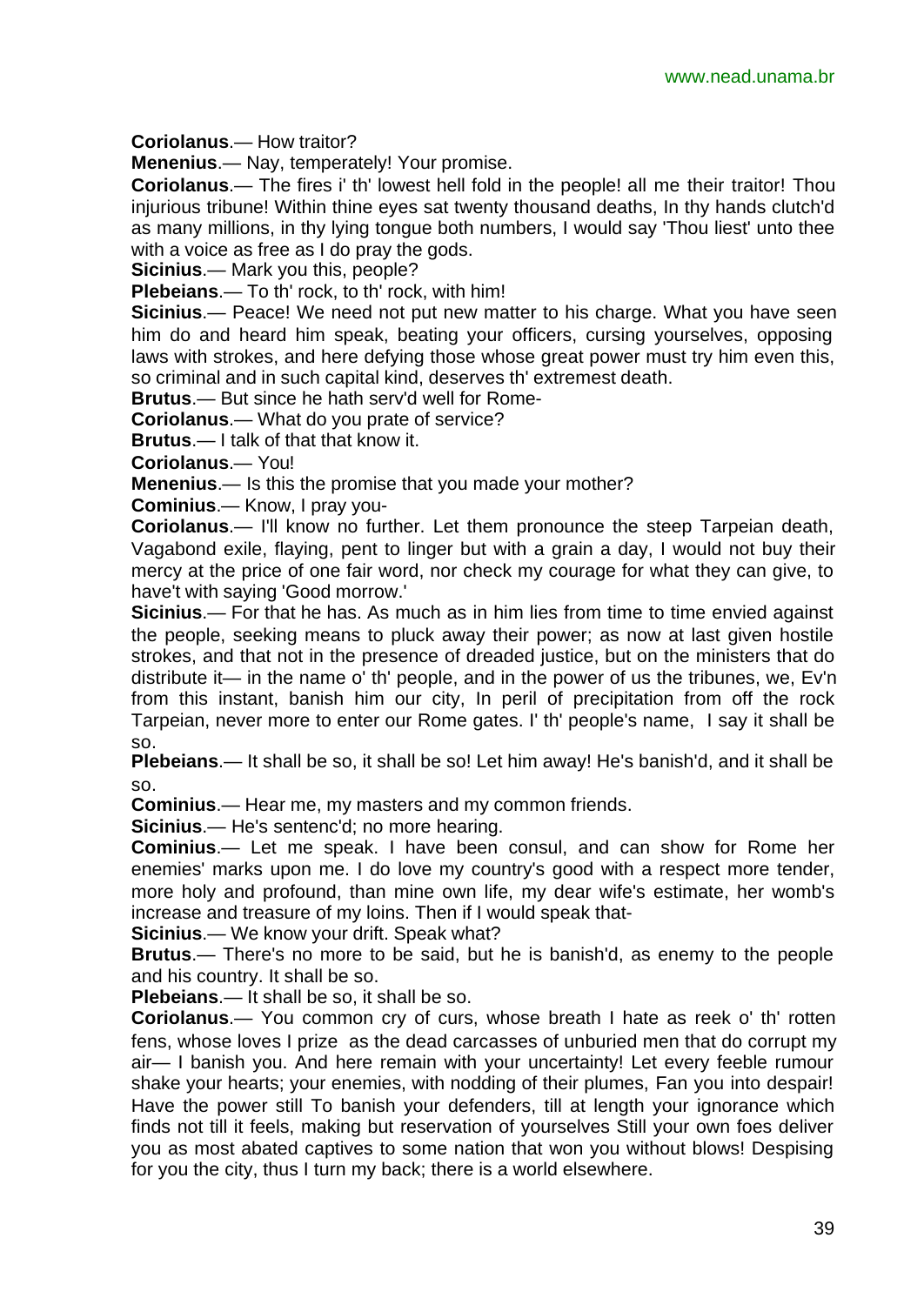**Coriolanus**.— How traitor?

**Menenius**.— Nay, temperately! Your promise.

**Coriolanus**.— The fires i' th' lowest hell fold in the people! all me their traitor! Thou injurious tribune! Within thine eyes sat twenty thousand deaths, In thy hands clutch'd as many millions, in thy lying tongue both numbers, I would say 'Thou liest' unto thee with a voice as free as I do pray the gods.

**Sicinius**.— Mark you this, people?

**Plebeians**.— To th' rock, to th' rock, with him!

**Sicinius**.— Peace! We need not put new matter to his charge. What you have seen him do and heard him speak, beating your officers, cursing yourselves, opposing laws with strokes, and here defying those whose great power must try him even this, so criminal and in such capital kind, deserves th' extremest death.

**Brutus**.— But since he hath serv'd well for Rome-

**Coriolanus**.— What do you prate of service?

**Brutus**.— I talk of that that know it.

**Coriolanus**.— You!

**Menenius**.— Is this the promise that you made your mother?

**Cominius**.— Know, I pray you-

**Coriolanus**.— I'll know no further. Let them pronounce the steep Tarpeian death, Vagabond exile, flaying, pent to linger but with a grain a day, I would not buy their mercy at the price of one fair word, nor check my courage for what they can give, to have't with saying 'Good morrow.'

**Sicinius**.— For that he has. As much as in him lies from time to time envied against the people, seeking means to pluck away their power; as now at last given hostile strokes, and that not in the presence of dreaded justice, but on the ministers that do distribute it— in the name o' th' people, and in the power of us the tribunes, we, Ev'n from this instant, banish him our city, In peril of precipitation from off the rock Tarpeian, never more to enter our Rome gates. I' th' people's name, I say it shall be so.

**Plebeians**.— It shall be so, it shall be so! Let him away! He's banish'd, and it shall be so.

**Cominius**.— Hear me, my masters and my common friends.

**Sicinius**.— He's sentenc'd; no more hearing.

**Cominius**.— Let me speak. I have been consul, and can show for Rome her enemies' marks upon me. I do love my country's good with a respect more tender, more holy and profound, than mine own life, my dear wife's estimate, her womb's increase and treasure of my loins. Then if I would speak that-

**Sicinius**.— We know your drift. Speak what?

**Brutus**.— There's no more to be said, but he is banish'd, as enemy to the people and his country. It shall be so.

**Plebeians**.— It shall be so, it shall be so.

**Coriolanus**.— You common cry of curs, whose breath I hate as reek o' th' rotten fens, whose loves I prize as the dead carcasses of unburied men that do corrupt my air— I banish you. And here remain with your uncertainty! Let every feeble rumour shake your hearts; your enemies, with nodding of their plumes, Fan you into despair! Have the power still To banish your defenders, till at length your ignorance which finds not till it feels, making but reservation of yourselves Still your own foes deliver you as most abated captives to some nation that won you without blows! Despising for you the city, thus I turn my back; there is a world elsewhere.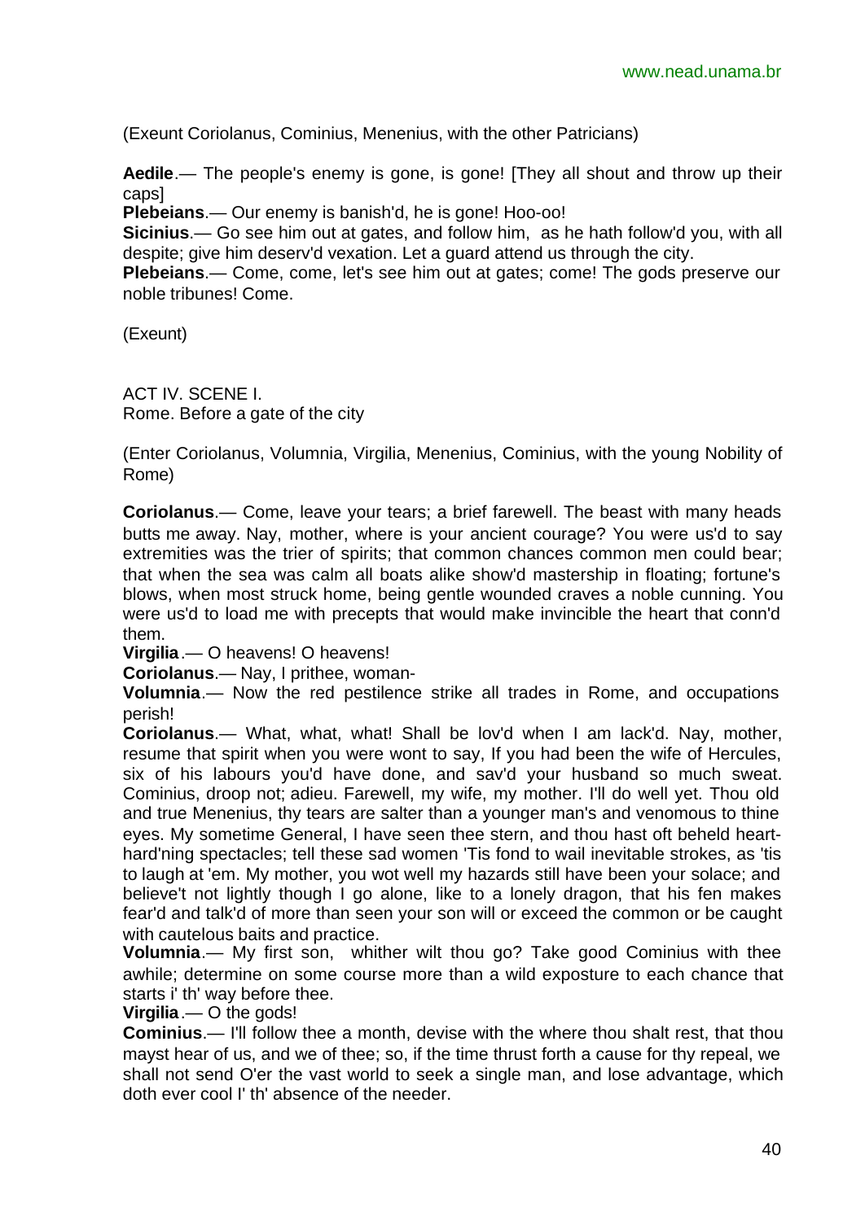(Exeunt Coriolanus, Cominius, Menenius, with the other Patricians)

**Aedile**.— The people's enemy is gone, is gone! [They all shout and throw up their caps]

**Plebeians**.— Our enemy is banish'd, he is gone! Hoo-oo!

**Sicinius**.— Go see him out at gates, and follow him, as he hath follow'd you, with all despite; give him deserv'd vexation. Let a guard attend us through the city.

**Plebeians**.— Come, come, let's see him out at gates; come! The gods preserve our noble tribunes! Come.

(Exeunt)

ACT IV. SCENE I.
Rome. Before a gate of the city

(Enter Coriolanus, Volumnia, Virgilia, Menenius, Cominius, with the young Nobility of Rome)

**Coriolanus**.— Come, leave your tears; a brief farewell. The beast with many heads butts me away. Nay, mother, where is your ancient courage? You were us'd to say extremities was the trier of spirits; that common chances common men could bear; that when the sea was calm all boats alike show'd mastership in floating; fortune's blows, when most struck home, being gentle wounded craves a noble cunning. You were us'd to load me with precepts that would make invincible the heart that conn'd them.

**Virgilia**.— O heavens! O heavens!

**Coriolanus**.— Nay, I prithee, woman-

**Volumnia**.— Now the red pestilence strike all trades in Rome, and occupations perish!

**Coriolanus**.— What, what, what! Shall be lov'd when I am lack'd. Nay, mother, resume that spirit when you were wont to say, If you had been the wife of Hercules, six of his labours you'd have done, and sav'd your husband so much sweat. Cominius, droop not; adieu. Farewell, my wife, my mother. I'll do well yet. Thou old and true Menenius, thy tears are salter than a younger man's and venomous to thine eyes. My sometime General, I have seen thee stern, and thou hast oft beheld heart-hard'ning spectacles; tell these sad women 'Tis fond to wail inevitable strokes, as 'tis to laugh at 'em. My mother, you wot well my hazards still have been your solace; and believe't not lightly though I go alone, like to a lonely dragon, that his fen makes fear'd and talk'd of more than seen your son will or exceed the common or be caught with cautelous baits and practice.

**Volumnia**.— My first son, whither wilt thou go? Take good Cominius with thee awhile; determine on some course more than a wild exposture to each chance that starts i' th' way before thee.

**Virgilia**.— O the gods!

**Cominius**.— I'll follow thee a month, devise with the where thou shalt rest, that thou mayst hear of us, and we of thee; so, if the time thrust forth a cause for thy repeal, we shall not send O'er the vast world to seek a single man, and lose advantage, which doth ever cool I' th' absence of the needer.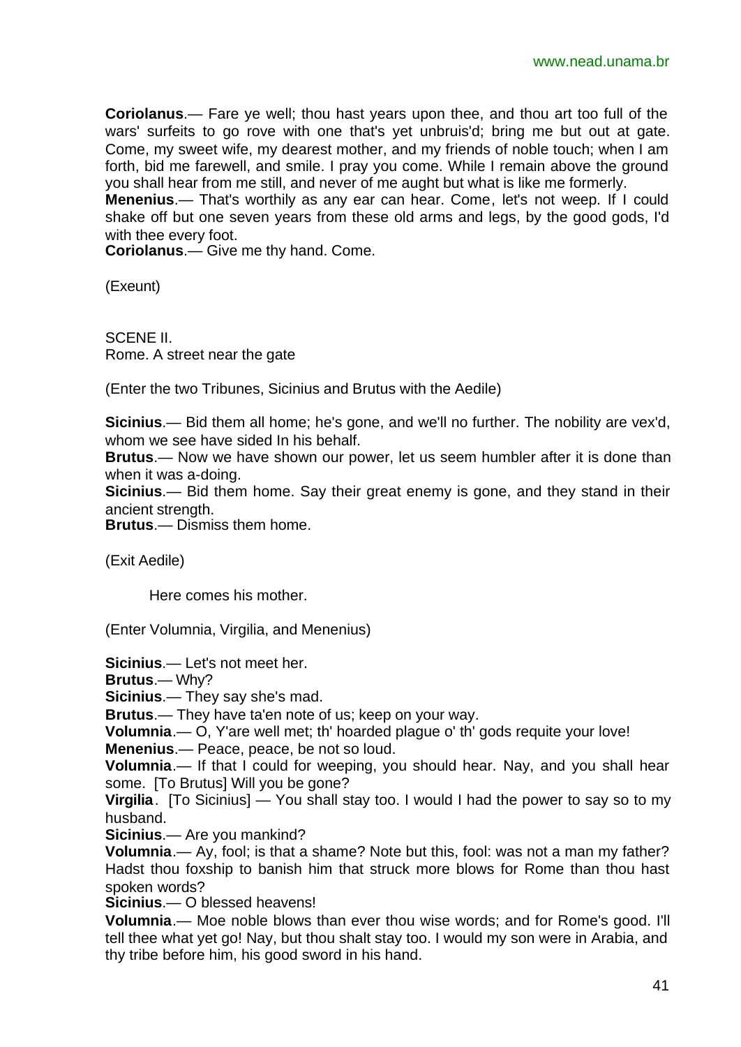**Coriolanus**.— Fare ye well; thou hast years upon thee, and thou art too full of the wars' surfeits to go rove with one that's yet unbruis'd; bring me but out at gate. Come, my sweet wife, my dearest mother, and my friends of noble touch; when I am forth, bid me farewell, and smile. I pray you come. While I remain above the ground you shall hear from me still, and never of me aught but what is like me formerly.
**Menenius**.— That's worthily as any ear can hear. Come, let's not weep. If I could shake off but one seven years from these old arms and legs, by the good gods, I'd with thee every foot.
**Coriolanus**.— Give me thy hand. Come.

(Exeunt)

SCENE II.
Rome. A street near the gate

(Enter the two Tribunes, Sicinius and Brutus with the Aedile)

**Sicinius**.— Bid them all home; he's gone, and we'll no further. The nobility are vex'd, whom we see have sided In his behalf.
**Brutus**.— Now we have shown our power, let us seem humbler after it is done than when it was a-doing.
**Sicinius**.— Bid them home. Say their great enemy is gone, and they stand in their ancient strength.
**Brutus**.— Dismiss them home.

(Exit Aedile)

Here comes his mother.

(Enter Volumnia, Virgilia, and Menenius)

**Sicinius**.— Let's not meet her.
**Brutus**.— Why?
**Sicinius**.— They say she's mad.
**Brutus**.— They have ta'en note of us; keep on your way.
**Volumnia**.— O, Y'are well met; th' hoarded plague o' th' gods requite your love!
**Menenius**.— Peace, peace, be not so loud.
**Volumnia**.— If that I could for weeping, you should hear. Nay, and you shall hear some. [To Brutus] Will you be gone?
**Virgilia**. [To Sicinius] — You shall stay too. I would I had the power to say so to my husband.
**Sicinius**.— Are you mankind?
**Volumnia**.— Ay, fool; is that a shame? Note but this, fool: was not a man my father? Hadst thou foxship to banish him that struck more blows for Rome than thou hast spoken words?
**Sicinius**.— O blessed heavens!
**Volumnia**.— Moe noble blows than ever thou wise words; and for Rome's good. I'll tell thee what yet go! Nay, but thou shalt stay too. I would my son were in Arabia, and thy tribe before him, his good sword in his hand.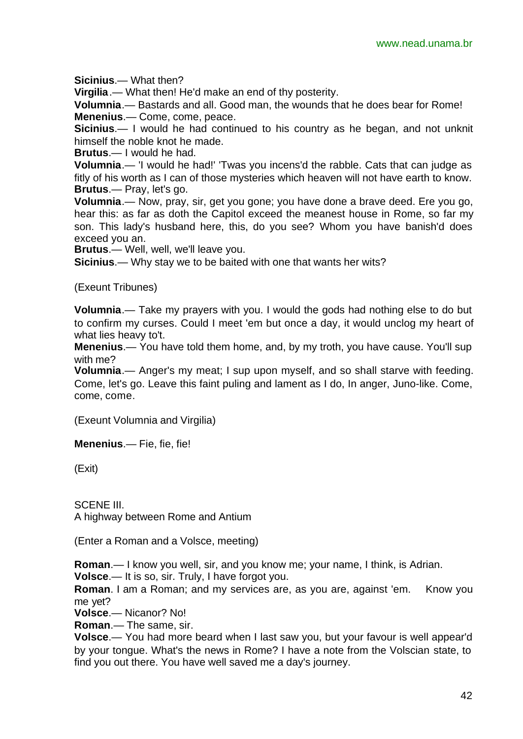**Sicinius**.— What then?

**Virgilia**.— What then! He'd make an end of thy posterity.

**Volumnia**.— Bastards and all. Good man, the wounds that he does bear for Rome!

**Menenius**.— Come, come, peace.

**Sicinius**.— I would he had continued to his country as he began, and not unknit himself the noble knot he made.

**Brutus**.— I would he had.

**Volumnia**.— 'I would he had!' 'Twas you incens'd the rabble. Cats that can judge as fitly of his worth as I can of those mysteries which heaven will not have earth to know.

**Brutus**.— Pray, let's go.

**Volumnia**.— Now, pray, sir, get you gone; you have done a brave deed. Ere you go, hear this: as far as doth the Capitol exceed the meanest house in Rome, so far my son. This lady's husband here, this, do you see? Whom you have banish'd does exceed you an.

**Brutus**.— Well, well, we'll leave you.

**Sicinius**.— Why stay we to be baited with one that wants her wits?

(Exeunt Tribunes)

**Volumnia**.— Take my prayers with you. I would the gods had nothing else to do but to confirm my curses. Could I meet 'em but once a day, it would unclog my heart of what lies heavy to't.

**Menenius**.— You have told them home, and, by my troth, you have cause. You'll sup with me?

**Volumnia**.— Anger's my meat; I sup upon myself, and so shall starve with feeding. Come, let's go. Leave this faint puling and lament as I do, In anger, Juno-like. Come, come, come.

(Exeunt Volumnia and Virgilia)

**Menenius**.— Fie, fie, fie!

(Exit)

SCENE III.
A highway between Rome and Antium

(Enter a Roman and a Volsce, meeting)

**Roman**.— I know you well, sir, and you know me; your name, I think, is Adrian.

**Volsce**.— It is so, sir. Truly, I have forgot you.

**Roman**. I am a Roman; and my services are, as you are, against 'em. Know you me yet?

**Volsce**.— Nicanor? No!

**Roman**.— The same, sir.

**Volsce**.— You had more beard when I last saw you, but your favour is well appear'd by your tongue. What's the news in Rome? I have a note from the Volscian state, to find you out there. You have well saved me a day's journey.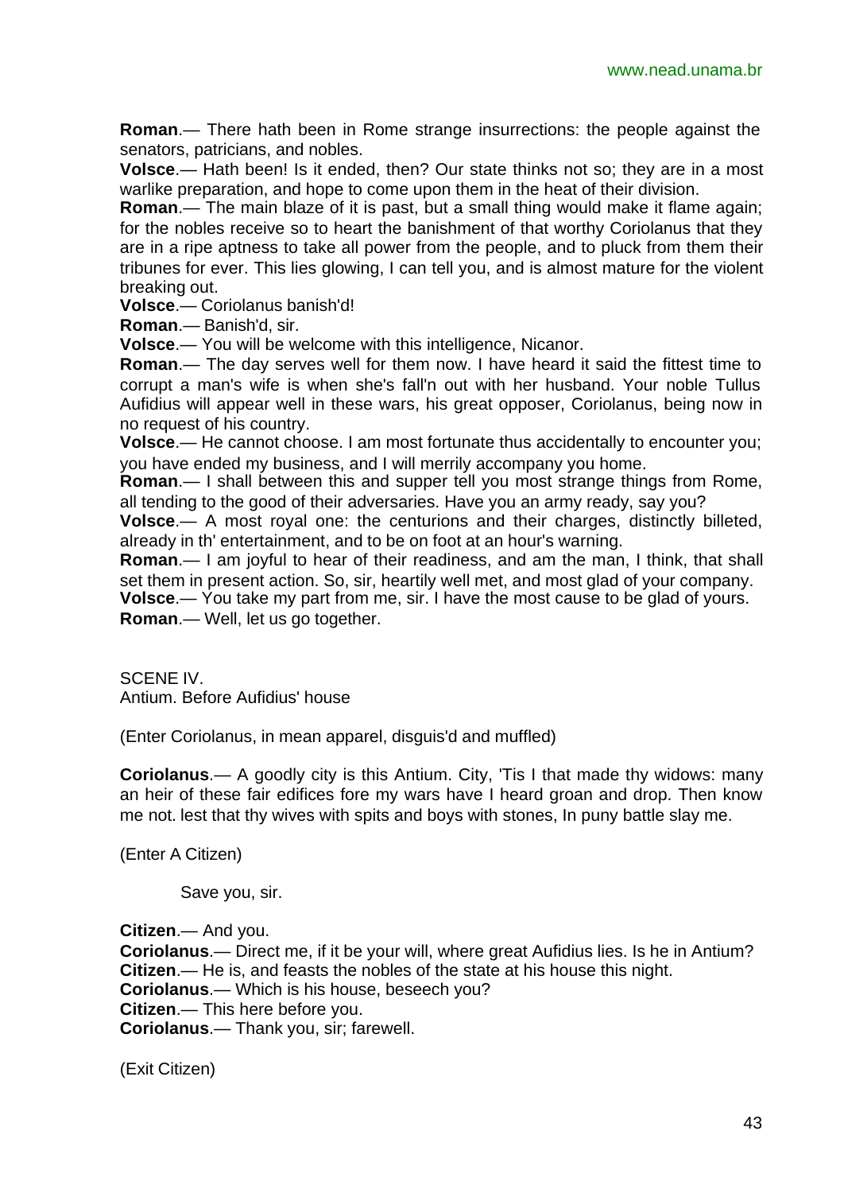**Roman**.— There hath been in Rome strange insurrections: the people against the senators, patricians, and nobles.

**Volsce**.— Hath been! Is it ended, then? Our state thinks not so; they are in a most warlike preparation, and hope to come upon them in the heat of their division.

**Roman**.— The main blaze of it is past, but a small thing would make it flame again; for the nobles receive so to heart the banishment of that worthy Coriolanus that they are in a ripe aptness to take all power from the people, and to pluck from them their tribunes for ever. This lies glowing, I can tell you, and is almost mature for the violent breaking out.

**Volsce**.— Coriolanus banish'd!

**Roman**.— Banish'd, sir.

**Volsce**.— You will be welcome with this intelligence, Nicanor.

**Roman**.— The day serves well for them now. I have heard it said the fittest time to corrupt a man's wife is when she's fall'n out with her husband. Your noble Tullus Aufidius will appear well in these wars, his great opposer, Coriolanus, being now in no request of his country.

**Volsce**.— He cannot choose. I am most fortunate thus accidentally to encounter you; you have ended my business, and I will merrily accompany you home.

**Roman**.— I shall between this and supper tell you most strange things from Rome, all tending to the good of their adversaries. Have you an army ready, say you?

**Volsce**.— A most royal one: the centurions and their charges, distinctly billeted, already in th' entertainment, and to be on foot at an hour's warning.

**Roman**.— I am joyful to hear of their readiness, and am the man, I think, that shall set them in present action. So, sir, heartily well met, and most glad of your company.

**Volsce**.— You take my part from me, sir. I have the most cause to be glad of yours.

**Roman**.— Well, let us go together.

SCENE IV.
Antium. Before Aufidius' house

(Enter Coriolanus, in mean apparel, disguis'd and muffled)

**Coriolanus**.— A goodly city is this Antium. City, 'Tis I that made thy widows: many an heir of these fair edifices fore my wars have I heard groan and drop. Then know me not. lest that thy wives with spits and boys with stones, In puny battle slay me.

(Enter A Citizen)

Save you, sir.

**Citizen**.— And you.

**Coriolanus**.— Direct me, if it be your will, where great Aufidius lies. Is he in Antium?

**Citizen**.— He is, and feasts the nobles of the state at his house this night.

**Coriolanus**.— Which is his house, beseech you?

**Citizen**.— This here before you.

**Coriolanus**.— Thank you, sir; farewell.

(Exit Citizen)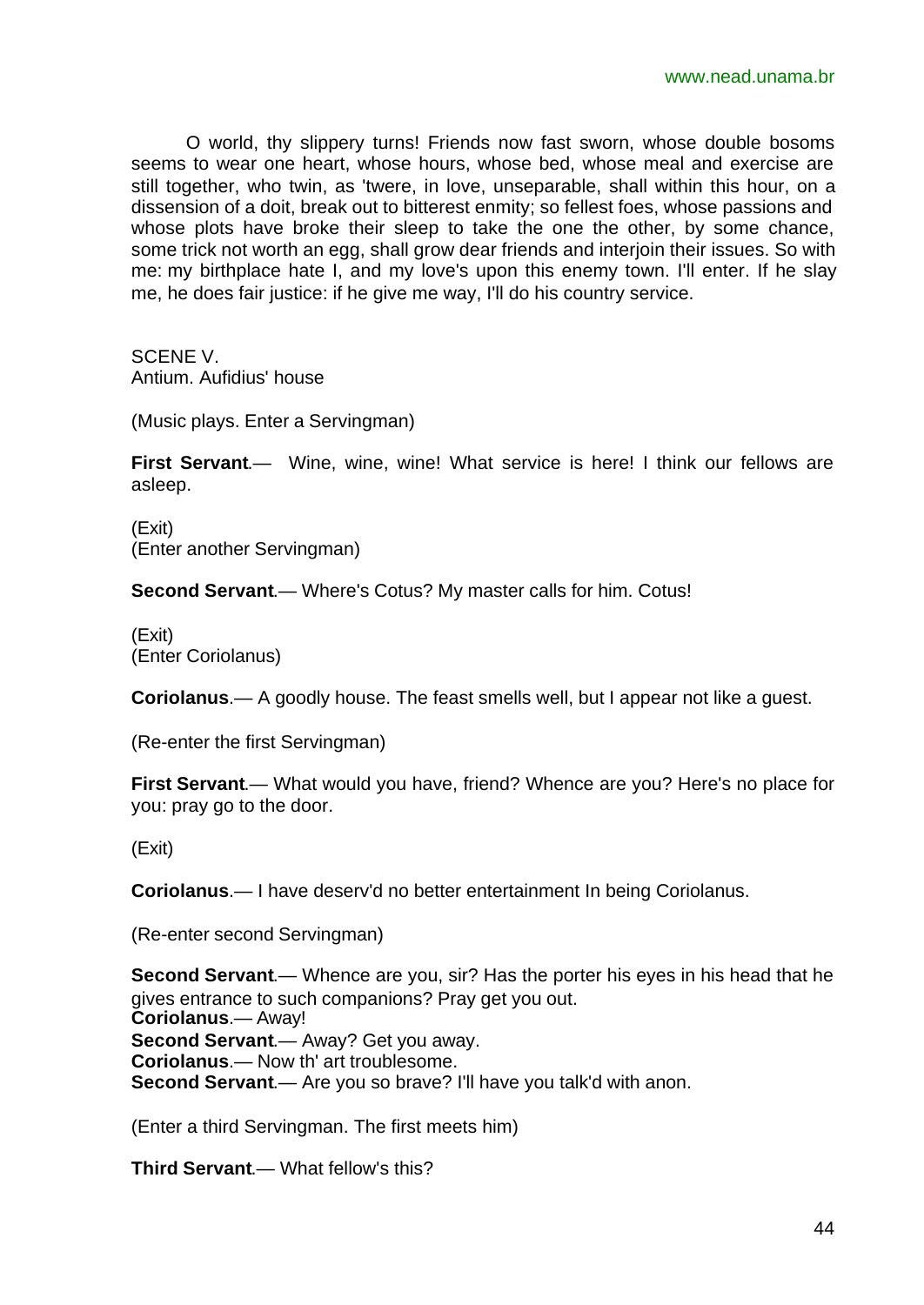O world, thy slippery turns! Friends now fast sworn, whose double bosoms seems to wear one heart, whose hours, whose bed, whose meal and exercise are still together, who twin, as 'twere, in love, unseparable, shall within this hour, on a dissension of a doit, break out to bitterest enmity; so fellest foes, whose passions and whose plots have broke their sleep to take the one the other, by some chance, some trick not worth an egg, shall grow dear friends and interjoin their issues. So with me: my birthplace hate I, and my love's upon this enemy town. I'll enter. If he slay me, he does fair justice: if he give me way, I'll do his country service.

SCENE V.
Antium. Aufidius' house

(Music plays. Enter a Servingman)

**First Servant**.— Wine, wine, wine! What service is here! I think our fellows are asleep.

(Exit)
(Enter another Servingman)

**Second Servant**.— Where's Cotus? My master calls for him. Cotus!

(Exit)
(Enter Coriolanus)

**Coriolanus**.— A goodly house. The feast smells well, but I appear not like a guest.

(Re-enter the first Servingman)

**First Servant**.— What would you have, friend? Whence are you? Here's no place for you: pray go to the door.

(Exit)

**Coriolanus**.— I have deserv'd no better entertainment In being Coriolanus.

(Re-enter second Servingman)

**Second Servant**.— Whence are you, sir? Has the porter his eyes in his head that he gives entrance to such companions? Pray get you out.
**Coriolanus**.— Away!
**Second Servant**.— Away? Get you away.
**Coriolanus**.— Now th' art troublesome.
**Second Servant**.— Are you so brave? I'll have you talk'd with anon.

(Enter a third Servingman. The first meets him)

**Third Servant**.— What fellow's this?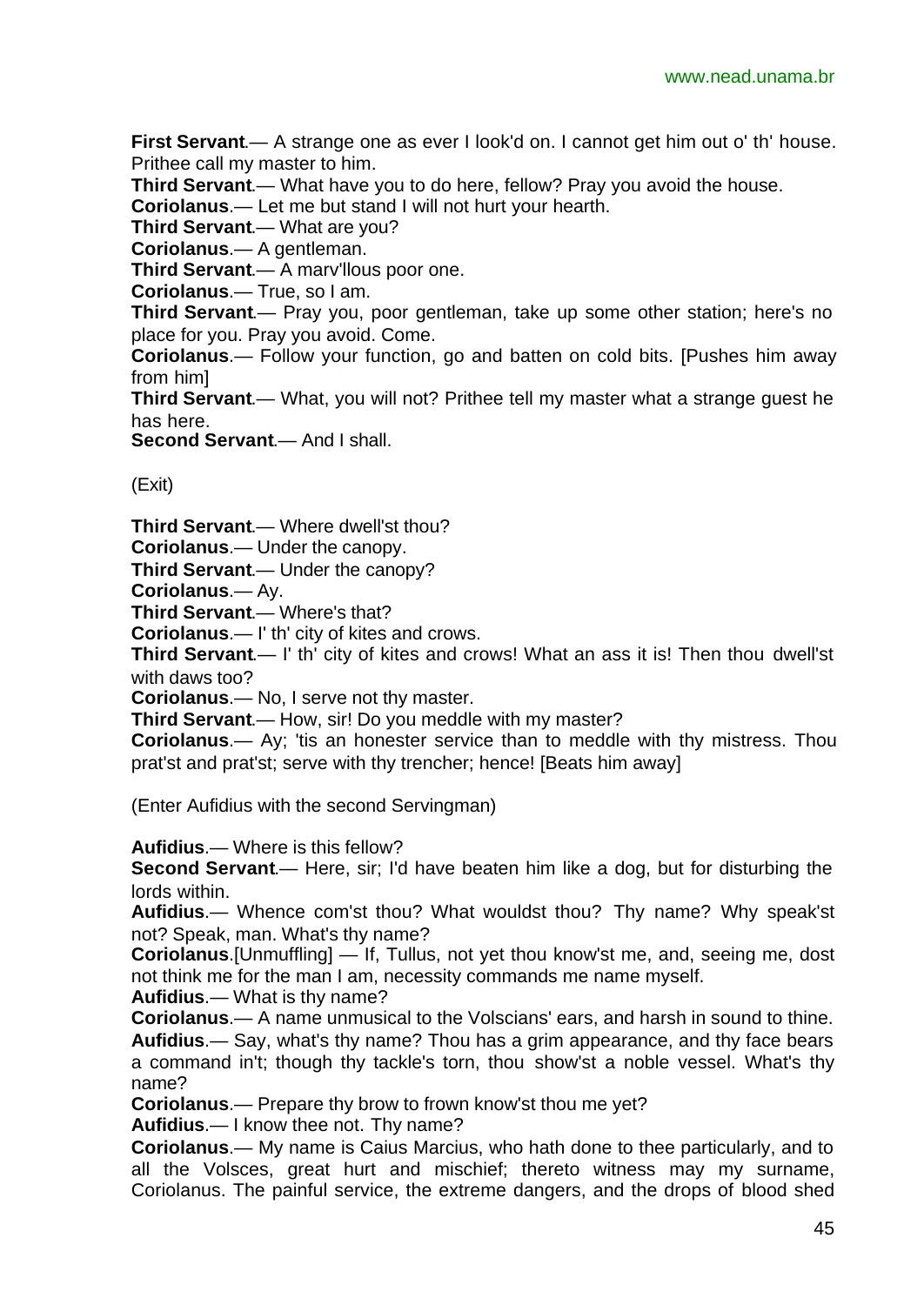**First Servant**.— A strange one as ever I look'd on. I cannot get him out o' th' house. Prithee call my master to him.

**Third Servant**.— What have you to do here, fellow? Pray you avoid the house.

**Coriolanus**.— Let me but stand I will not hurt your hearth.

**Third Servant**.— What are you?

**Coriolanus**.— A gentleman.

**Third Servant**.— A marv'llous poor one.

**Coriolanus**.— True, so I am.

**Third Servant**.— Pray you, poor gentleman, take up some other station; here's no place for you. Pray you avoid. Come.

**Coriolanus**.— Follow your function, go and batten on cold bits. [Pushes him away from him]

**Third Servant**.— What, you will not? Prithee tell my master what a strange guest he has here.

**Second Servant**.— And I shall.

(Exit)

**Third Servant**.— Where dwell'st thou?

**Coriolanus**.— Under the canopy.

**Third Servant**.— Under the canopy?

**Coriolanus**.— Ay.

**Third Servant**.— Where's that?

**Coriolanus**.— I' th' city of kites and crows.

**Third Servant**.— I' th' city of kites and crows! What an ass it is! Then thou dwell'st with daws too?

**Coriolanus**.— No, I serve not thy master.

**Third Servant**.— How, sir! Do you meddle with my master?

**Coriolanus**.— Ay; 'tis an honester service than to meddle with thy mistress. Thou prat'st and prat'st; serve with thy trencher; hence! [Beats him away]

(Enter Aufidius with the second Servingman)

**Aufidius**.— Where is this fellow?

**Second Servant**.— Here, sir; I'd have beaten him like a dog, but for disturbing the lords within.

**Aufidius**.— Whence com'st thou? What wouldst thou? Thy name? Why speak'st not? Speak, man. What's thy name?

**Coriolanus**.[Unmuffling] — If, Tullus, not yet thou know'st me, and, seeing me, dost not think me for the man I am, necessity commands me name myself.

**Aufidius**.— What is thy name?

**Coriolanus**.— A name unmusical to the Volscians' ears, and harsh in sound to thine.

**Aufidius**.— Say, what's thy name? Thou has a grim appearance, and thy face bears a command in't; though thy tackle's torn, thou show'st a noble vessel. What's thy name?

**Coriolanus**.— Prepare thy brow to frown know'st thou me yet?

**Aufidius**.— I know thee not. Thy name?

**Coriolanus**.— My name is Caius Marcius, who hath done to thee particularly, and to all the Volsces, great hurt and mischief; thereto witness may my surname, Coriolanus. The painful service, the extreme dangers, and the drops of blood shed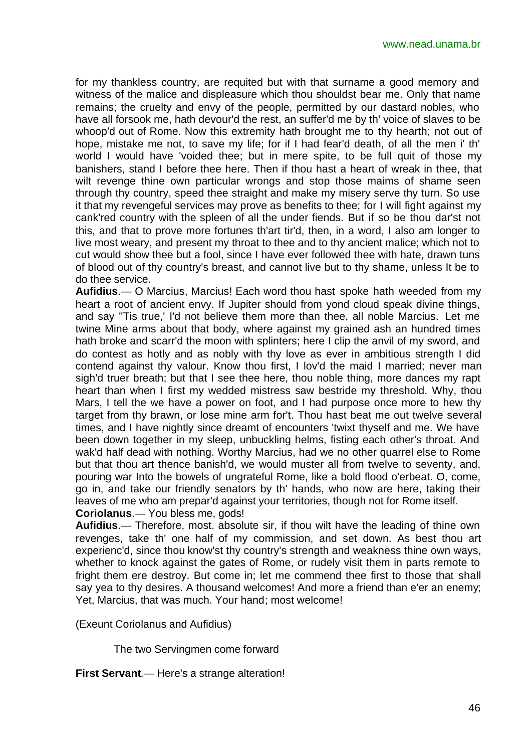for my thankless country, are requited but with that surname a good memory and witness of the malice and displeasure which thou shouldst bear me. Only that name remains; the cruelty and envy of the people, permitted by our dastard nobles, who have all forsook me, hath devour'd the rest, an suffer'd me by th' voice of slaves to be whoop'd out of Rome. Now this extremity hath brought me to thy hearth; not out of hope, mistake me not, to save my life; for if I had fear'd death, of all the men i' th' world I would have 'voided thee; but in mere spite, to be full quit of those my banishers, stand I before thee here. Then if thou hast a heart of wreak in thee, that wilt revenge thine own particular wrongs and stop those maims of shame seen through thy country, speed thee straight and make my misery serve thy turn. So use it that my revengeful services may prove as benefits to thee; for I will fight against my cank'red country with the spleen of all the under fiends. But if so be thou dar'st not this, and that to prove more fortunes th'art tir'd, then, in a word, I also am longer to live most weary, and present my throat to thee and to thy ancient malice; which not to cut would show thee but a fool, since I have ever followed thee with hate, drawn tuns of blood out of thy country's breast, and cannot live but to thy shame, unless It be to do thee service.

**Aufidius**.— O Marcius, Marcius! Each word thou hast spoke hath weeded from my heart a root of ancient envy. If Jupiter should from yond cloud speak divine things, and say ''Tis true,' I'd not believe them more than thee, all noble Marcius. Let me twine Mine arms about that body, where against my grained ash an hundred times hath broke and scarr'd the moon with splinters; here I clip the anvil of my sword, and do contest as hotly and as nobly with thy love as ever in ambitious strength I did contend against thy valour. Know thou first, I lov'd the maid I married; never man sigh'd truer breath; but that I see thee here, thou noble thing, more dances my rapt heart than when I first my wedded mistress saw bestride my threshold. Why, thou Mars, I tell the we have a power on foot, and I had purpose once more to hew thy target from thy brawn, or lose mine arm for't. Thou hast beat me out twelve several times, and I have nightly since dreamt of encounters 'twixt thyself and me. We have been down together in my sleep, unbuckling helms, fisting each other's throat. And wak'd half dead with nothing. Worthy Marcius, had we no other quarrel else to Rome but that thou art thence banish'd, we would muster all from twelve to seventy, and, pouring war Into the bowels of ungrateful Rome, like a bold flood o'erbeat. O, come, go in, and take our friendly senators by th' hands, who now are here, taking their leaves of me who am prepar'd against your territories, though not for Rome itself.

**Coriolanus**.— You bless me, gods!

**Aufidius**.— Therefore, most. absolute sir, if thou wilt have the leading of thine own revenges, take th' one half of my commission, and set down. As best thou art experienc'd, since thou know'st thy country's strength and weakness thine own ways, whether to knock against the gates of Rome, or rudely visit them in parts remote to fright them ere destroy. But come in; let me commend thee first to those that shall say yea to thy desires. A thousand welcomes! And more a friend than e'er an enemy; Yet, Marcius, that was much. Your hand; most welcome!

(Exeunt Coriolanus and Aufidius)

The two Servingmen come forward

**First Servant**.— Here's a strange alteration!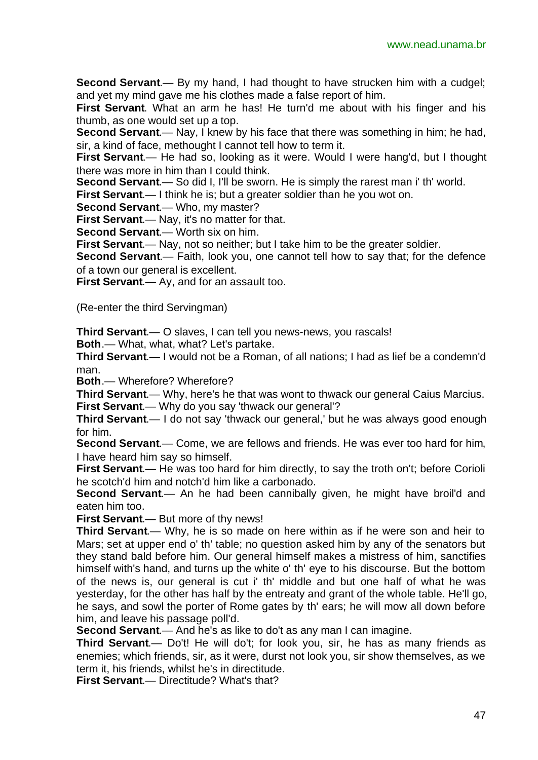**Second Servant**.— By my hand, I had thought to have strucken him with a cudgel; and yet my mind gave me his clothes made a false report of him.

**First Servant**. What an arm he has! He turn'd me about with his finger and his thumb, as one would set up a top.

**Second Servant**.— Nay, I knew by his face that there was something in him; he had, sir, a kind of face, methought I cannot tell how to term it.

**First Servant**.— He had so, looking as it were. Would I were hang'd, but I thought there was more in him than I could think.

**Second Servant**.— So did I, I'll be sworn. He is simply the rarest man i' th' world.

**First Servant**.— I think he is; but a greater soldier than he you wot on.

**Second Servant**.— Who, my master?

**First Servant**.— Nay, it's no matter for that.

**Second Servant**.— Worth six on him.

**First Servant**.— Nay, not so neither; but I take him to be the greater soldier.

**Second Servant**.— Faith, look you, one cannot tell how to say that; for the defence of a town our general is excellent.

**First Servant**.— Ay, and for an assault too.

(Re-enter the third Servingman)

**Third Servant**.— O slaves, I can tell you news-news, you rascals!

**Both**.— What, what, what? Let's partake.

**Third Servant**.— I would not be a Roman, of all nations; I had as lief be a condemn'd man.

**Both**.— Wherefore? Wherefore?

**Third Servant**.— Why, here's he that was wont to thwack our general Caius Marcius.

**First Servant**.— Why do you say 'thwack our general'?

**Third Servant**.— I do not say 'thwack our general,' but he was always good enough for him.

**Second Servant**.— Come, we are fellows and friends. He was ever too hard for him, I have heard him say so himself.

**First Servant**.— He was too hard for him directly, to say the troth on't; before Corioli he scotch'd him and notch'd him like a carbonado.

**Second Servant**.— An he had been cannibally given, he might have broil'd and eaten him too.

**First Servant**.— But more of thy news!

**Third Servant**.— Why, he is so made on here within as if he were son and heir to Mars; set at upper end o' th' table; no question asked him by any of the senators but they stand bald before him. Our general himself makes a mistress of him, sanctifies himself with's hand, and turns up the white o' th' eye to his discourse. But the bottom of the news is, our general is cut i' th' middle and but one half of what he was yesterday, for the other has half by the entreaty and grant of the whole table. He'll go, he says, and sowl the porter of Rome gates by th' ears; he will mow all down before him, and leave his passage poll'd.

**Second Servant**.— And he's as like to do't as any man I can imagine.

**Third Servant**.— Do't! He will do't; for look you, sir, he has as many friends as enemies; which friends, sir, as it were, durst not look you, sir show themselves, as we term it, his friends, whilst he's in directitude.

**First Servant**.— Directitude? What's that?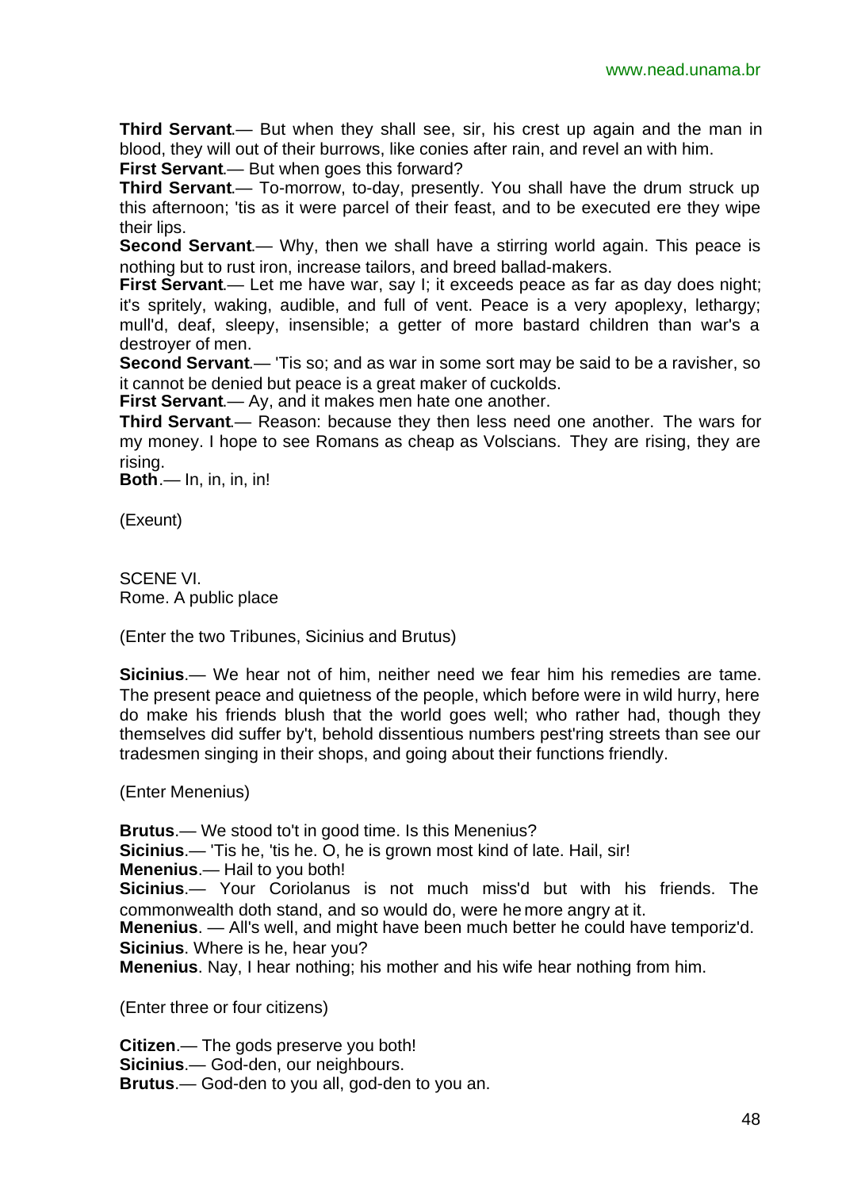**Third Servant**.— But when they shall see, sir, his crest up again and the man in blood, they will out of their burrows, like conies after rain, and revel an with him.

**First Servant**.— But when goes this forward?

**Third Servant**.— To-morrow, to-day, presently. You shall have the drum struck up this afternoon; 'tis as it were parcel of their feast, and to be executed ere they wipe their lips.

**Second Servant**.— Why, then we shall have a stirring world again. This peace is nothing but to rust iron, increase tailors, and breed ballad-makers.

**First Servant**.— Let me have war, say I; it exceeds peace as far as day does night; it's spritely, waking, audible, and full of vent. Peace is a very apoplexy, lethargy; mull'd, deaf, sleepy, insensible; a getter of more bastard children than war's a destroyer of men.

**Second Servant**.— 'Tis so; and as war in some sort may be said to be a ravisher, so it cannot be denied but peace is a great maker of cuckolds.

**First Servant**.— Ay, and it makes men hate one another.

**Third Servant**.— Reason: because they then less need one another. The wars for my money. I hope to see Romans as cheap as Volscians. They are rising, they are rising.

**Both**.— In, in, in, in!

(Exeunt)

SCENE VI.
Rome. A public place

(Enter the two Tribunes, Sicinius and Brutus)

**Sicinius**.— We hear not of him, neither need we fear him his remedies are tame. The present peace and quietness of the people, which before were in wild hurry, here do make his friends blush that the world goes well; who rather had, though they themselves did suffer by't, behold dissentious numbers pest'ring streets than see our tradesmen singing in their shops, and going about their functions friendly.

(Enter Menenius)

**Brutus**.— We stood to't in good time. Is this Menenius?

**Sicinius**.— 'Tis he, 'tis he. O, he is grown most kind of late. Hail, sir!

**Menenius**.— Hail to you both!

**Sicinius**.— Your Coriolanus is not much miss'd but with his friends. The commonwealth doth stand, and so would do, were he more angry at it.

**Menenius**. — All's well, and might have been much better he could have temporiz'd.

**Sicinius**. Where is he, hear you?

**Menenius**. Nay, I hear nothing; his mother and his wife hear nothing from him.

(Enter three or four citizens)

**Citizen**.— The gods preserve you both!

**Sicinius**.— God-den, our neighbours.

**Brutus**.— God-den to you all, god-den to you an.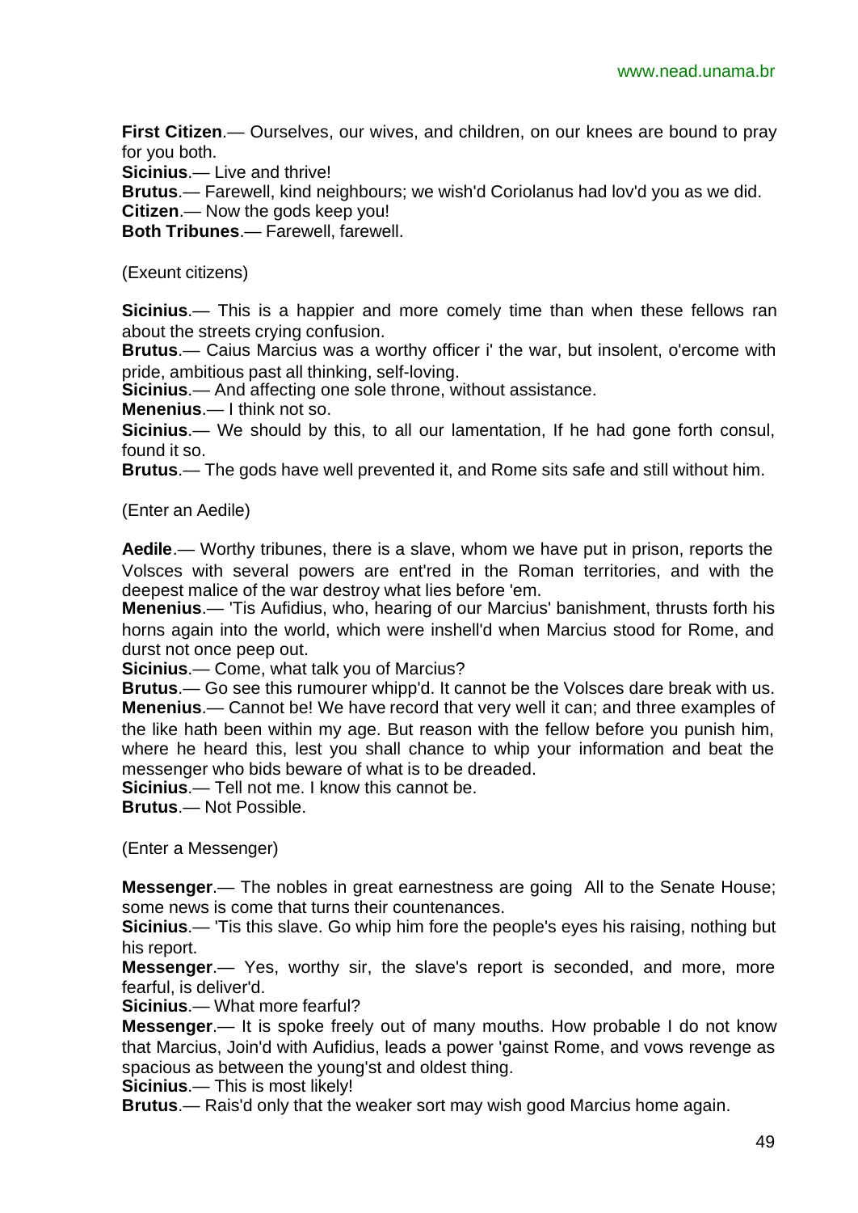**First Citizen**.— Ourselves, our wives, and children, on our knees are bound to pray for you both.

**Sicinius**.— Live and thrive!

**Brutus**.— Farewell, kind neighbours; we wish'd Coriolanus had lov'd you as we did.

**Citizen**.— Now the gods keep you!

**Both Tribunes**.— Farewell, farewell.

(Exeunt citizens)

**Sicinius**.— This is a happier and more comely time than when these fellows ran about the streets crying confusion.

**Brutus**.— Caius Marcius was a worthy officer i' the war, but insolent, o'ercome with pride, ambitious past all thinking, self-loving.

**Sicinius**.— And affecting one sole throne, without assistance.

**Menenius**.— I think not so.

**Sicinius**.— We should by this, to all our lamentation, If he had gone forth consul, found it so.

**Brutus**.— The gods have well prevented it, and Rome sits safe and still without him.

(Enter an Aedile)

**Aedile**.— Worthy tribunes, there is a slave, whom we have put in prison, reports the Volsces with several powers are ent'red in the Roman territories, and with the deepest malice of the war destroy what lies before 'em.

**Menenius**.— 'Tis Aufidius, who, hearing of our Marcius' banishment, thrusts forth his horns again into the world, which were inshell'd when Marcius stood for Rome, and durst not once peep out.

**Sicinius**.— Come, what talk you of Marcius?

**Brutus**.— Go see this rumourer whipp'd. It cannot be the Volsces dare break with us.

**Menenius**.— Cannot be! We have record that very well it can; and three examples of the like hath been within my age. But reason with the fellow before you punish him, where he heard this, lest you shall chance to whip your information and beat the messenger who bids beware of what is to be dreaded.

**Sicinius**.— Tell not me. I know this cannot be.

**Brutus**.— Not Possible.

(Enter a Messenger)

**Messenger**.— The nobles in great earnestness are going All to the Senate House; some news is come that turns their countenances.

**Sicinius**.— 'Tis this slave. Go whip him fore the people's eyes his raising, nothing but his report.

**Messenger**.— Yes, worthy sir, the slave's report is seconded, and more, more fearful, is deliver'd.

**Sicinius**.— What more fearful?

**Messenger**.— It is spoke freely out of many mouths. How probable I do not know that Marcius, Join'd with Aufidius, leads a power 'gainst Rome, and vows revenge as spacious as between the young'st and oldest thing.

**Sicinius**.— This is most likely!

**Brutus**.— Rais'd only that the weaker sort may wish good Marcius home again.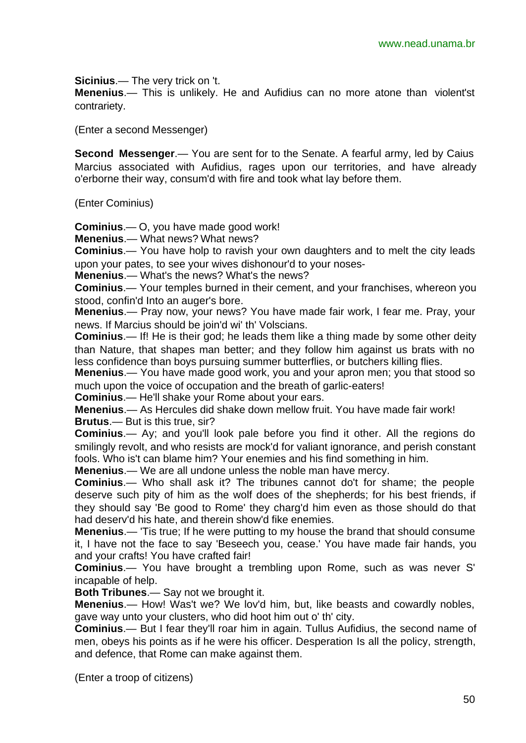**Sicinius**.— The very trick on 't.

**Menenius**.— This is unlikely. He and Aufidius can no more atone than violent'st contrariety.

(Enter a second Messenger)

**Second Messenger**.— You are sent for to the Senate. A fearful army, led by Caius Marcius associated with Aufidius, rages upon our territories, and have already o'erborne their way, consum'd with fire and took what lay before them.

(Enter Cominius)

**Cominius**.— O, you have made good work!

**Menenius**.— What news? What news?

**Cominius**.— You have holp to ravish your own daughters and to melt the city leads upon your pates, to see your wives dishonour'd to your noses-

**Menenius**.— What's the news? What's the news?

**Cominius**.— Your temples burned in their cement, and your franchises, whereon you stood, confin'd Into an auger's bore.

**Menenius**.— Pray now, your news? You have made fair work, I fear me. Pray, your news. If Marcius should be join'd wi' th' Volscians.

**Cominius**.— If! He is their god; he leads them like a thing made by some other deity than Nature, that shapes man better; and they follow him against us brats with no less confidence than boys pursuing summer butterflies, or butchers killing flies.

**Menenius**.— You have made good work, you and your apron men; you that stood so much upon the voice of occupation and the breath of garlic-eaters!

**Cominius**.— He'll shake your Rome about your ears.

**Menenius**.— As Hercules did shake down mellow fruit. You have made fair work!

**Brutus**.— But is this true, sir?

**Cominius**.— Ay; and you'll look pale before you find it other. All the regions do smilingly revolt, and who resists are mock'd for valiant ignorance, and perish constant fools. Who is't can blame him? Your enemies and his find something in him.

**Menenius**.— We are all undone unless the noble man have mercy.

**Cominius**.— Who shall ask it? The tribunes cannot do't for shame; the people deserve such pity of him as the wolf does of the shepherds; for his best friends, if they should say 'Be good to Rome' they charg'd him even as those should do that had deserv'd his hate, and therein show'd fike enemies.

**Menenius**.— 'Tis true; If he were putting to my house the brand that should consume it, I have not the face to say 'Beseech you, cease.' You have made fair hands, you and your crafts! You have crafted fair!

**Cominius**.— You have brought a trembling upon Rome, such as was never S' incapable of help.

**Both Tribunes**.— Say not we brought it.

**Menenius**.— How! Was't we? We lov'd him, but, like beasts and cowardly nobles, gave way unto your clusters, who did hoot him out o' th' city.

**Cominius**.— But I fear they'll roar him in again. Tullus Aufidius, the second name of men, obeys his points as if he were his officer. Desperation Is all the policy, strength, and defence, that Rome can make against them.

(Enter a troop of citizens)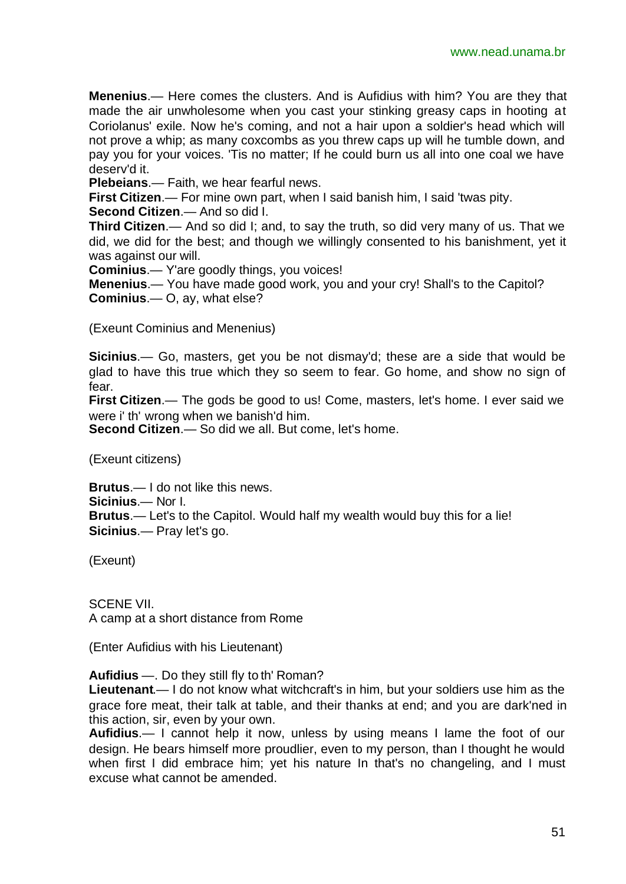**Menenius**.— Here comes the clusters. And is Aufidius with him? You are they that made the air unwholesome when you cast your stinking greasy caps in hooting at Coriolanus' exile. Now he's coming, and not a hair upon a soldier's head which will not prove a whip; as many coxcombs as you threw caps up will he tumble down, and pay you for your voices. 'Tis no matter; If he could burn us all into one coal we have deserv'd it.

**Plebeians**.— Faith, we hear fearful news.

**First Citizen**.— For mine own part, when I said banish him, I said 'twas pity.

**Second Citizen**.— And so did I.

**Third Citizen**.— And so did I; and, to say the truth, so did very many of us. That we did, we did for the best; and though we willingly consented to his banishment, yet it was against our will.

**Cominius**.— Y'are goodly things, you voices!

**Menenius**.— You have made good work, you and your cry! Shall's to the Capitol?

**Cominius**.— O, ay, what else?

(Exeunt Cominius and Menenius)

**Sicinius**.— Go, masters, get you be not dismay'd; these are a side that would be glad to have this true which they so seem to fear. Go home, and show no sign of fear.

**First Citizen**.— The gods be good to us! Come, masters, let's home. I ever said we were i' th' wrong when we banish'd him.

**Second Citizen**.— So did we all. But come, let's home.

(Exeunt citizens)

**Brutus**.— I do not like this news.

**Sicinius**.— Nor I.

**Brutus**.— Let's to the Capitol. Would half my wealth would buy this for a lie!

**Sicinius**.— Pray let's go.

(Exeunt)

SCENE VII.
A camp at a short distance from Rome

(Enter Aufidius with his Lieutenant)

**Aufidius** —. Do they still fly to th' Roman?

**Lieutenant**.— I do not know what witchcraft's in him, but your soldiers use him as the grace fore meat, their talk at table, and their thanks at end; and you are dark'ned in this action, sir, even by your own.

**Aufidius**.— I cannot help it now, unless by using means I lame the foot of our design. He bears himself more proudlier, even to my person, than I thought he would when first I did embrace him; yet his nature In that's no changeling, and I must excuse what cannot be amended.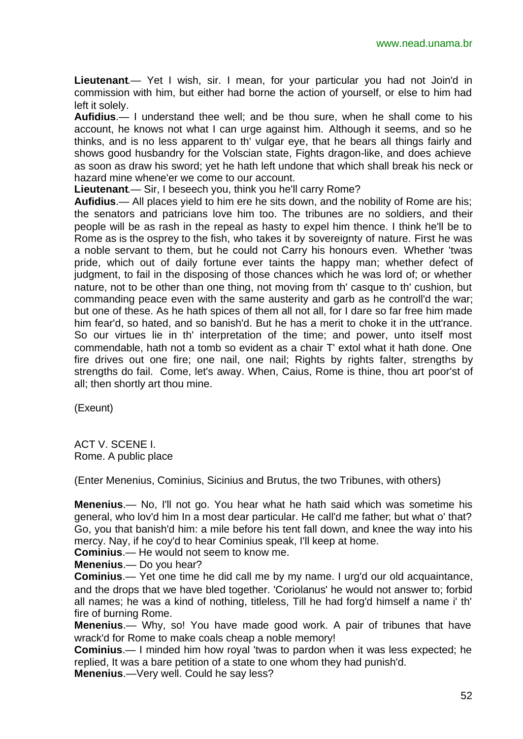**Lieutenant**.— Yet I wish, sir. I mean, for your particular you had not Join'd in commission with him, but either had borne the action of yourself, or else to him had left it solely.

**Aufidius**.— I understand thee well; and be thou sure, when he shall come to his account, he knows not what I can urge against him. Although it seems, and so he thinks, and is no less apparent to th' vulgar eye, that he bears all things fairly and shows good husbandry for the Volscian state, Fights dragon-like, and does achieve as soon as draw his sword; yet he hath left undone that which shall break his neck or hazard mine whene'er we come to our account.

**Lieutenant**.— Sir, I beseech you, think you he'll carry Rome?

**Aufidius**.— All places yield to him ere he sits down, and the nobility of Rome are his; the senators and patricians love him too. The tribunes are no soldiers, and their people will be as rash in the repeal as hasty to expel him thence. I think he'll be to Rome as is the osprey to the fish, who takes it by sovereignty of nature. First he was a noble servant to them, but he could not Carry his honours even. Whether 'twas pride, which out of daily fortune ever taints the happy man; whether defect of judgment, to fail in the disposing of those chances which he was lord of; or whether nature, not to be other than one thing, not moving from th' casque to th' cushion, but commanding peace even with the same austerity and garb as he controll'd the war; but one of these. As he hath spices of them all not all, for I dare so far free him made him fear'd, so hated, and so banish'd. But he has a merit to choke it in the utt'rance. So our virtues lie in th' interpretation of the time; and power, unto itself most commendable, hath not a tomb so evident as a chair T' extol what it hath done. One fire drives out one fire; one nail, one nail; Rights by rights falter, strengths by strengths do fail. Come, let's away. When, Caius, Rome is thine, thou art poor'st of all; then shortly art thou mine.

(Exeunt)

ACT V. SCENE I.
Rome. A public place

(Enter Menenius, Cominius, Sicinius and Brutus, the two Tribunes, with others)

**Menenius**.— No, I'll not go. You hear what he hath said which was sometime his general, who lov'd him In a most dear particular. He call'd me father; but what o' that? Go, you that banish'd him: a mile before his tent fall down, and knee the way into his mercy. Nay, if he coy'd to hear Cominius speak, I'll keep at home.

**Cominius**.— He would not seem to know me.

**Menenius**.— Do you hear?

**Cominius**.— Yet one time he did call me by my name. I urg'd our old acquaintance, and the drops that we have bled together. 'Coriolanus' he would not answer to; forbid all names; he was a kind of nothing, titleless, Till he had forg'd himself a name i' th' fire of burning Rome.

**Menenius**.— Why, so! You have made good work. A pair of tribunes that have wrack'd for Rome to make coals cheap a noble memory!

**Cominius**.— I minded him how royal 'twas to pardon when it was less expected; he replied, It was a bare petition of a state to one whom they had punish'd.

**Menenius**.—Very well. Could he say less?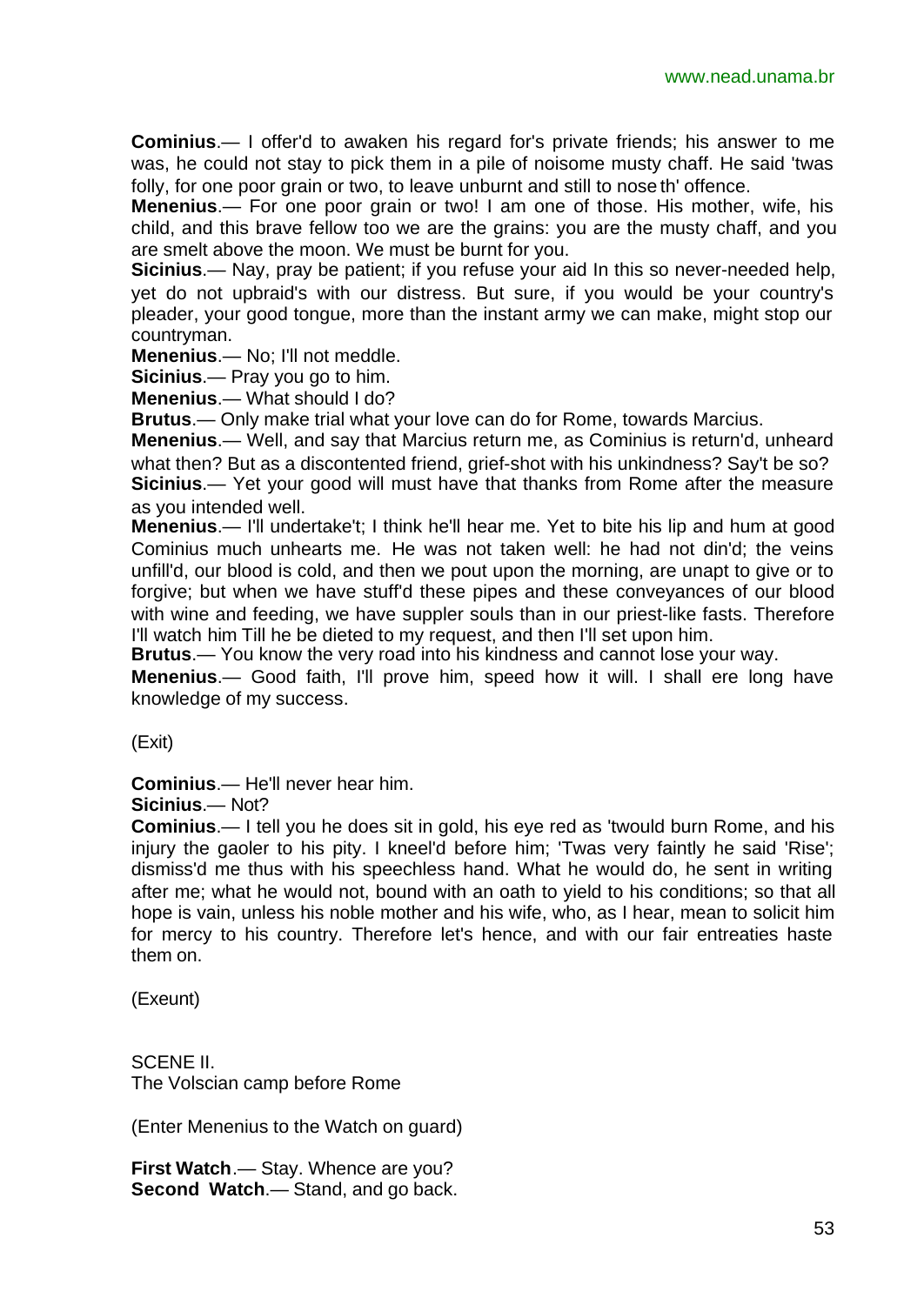**Cominius**.— I offer'd to awaken his regard for's private friends; his answer to me was, he could not stay to pick them in a pile of noisome musty chaff. He said 'twas folly, for one poor grain or two, to leave unburnt and still to nose th' offence.

**Menenius**.— For one poor grain or two! I am one of those. His mother, wife, his child, and this brave fellow too we are the grains: you are the musty chaff, and you are smelt above the moon. We must be burnt for you.

**Sicinius**.— Nay, pray be patient; if you refuse your aid In this so never-needed help, yet do not upbraid's with our distress. But sure, if you would be your country's pleader, your good tongue, more than the instant army we can make, might stop our countryman.

**Menenius**.— No; I'll not meddle.

**Sicinius**.— Pray you go to him.

**Menenius**.— What should I do?

**Brutus**.— Only make trial what your love can do for Rome, towards Marcius.

**Menenius**.— Well, and say that Marcius return me, as Cominius is return'd, unheard what then? But as a discontented friend, grief-shot with his unkindness? Say't be so?

**Sicinius**.— Yet your good will must have that thanks from Rome after the measure as you intended well.

**Menenius**.— I'll undertake't; I think he'll hear me. Yet to bite his lip and hum at good Cominius much unhearts me. He was not taken well: he had not din'd; the veins unfill'd, our blood is cold, and then we pout upon the morning, are unapt to give or to forgive; but when we have stuff'd these pipes and these conveyances of our blood with wine and feeding, we have suppler souls than in our priest-like fasts. Therefore I'll watch him Till he be dieted to my request, and then I'll set upon him.

**Brutus**.— You know the very road into his kindness and cannot lose your way.

**Menenius**.— Good faith, I'll prove him, speed how it will. I shall ere long have knowledge of my success.

(Exit)

**Cominius**.— He'll never hear him.

**Sicinius**.— Not?

**Cominius**.— I tell you he does sit in gold, his eye red as 'twould burn Rome, and his injury the gaoler to his pity. I kneel'd before him; 'Twas very faintly he said 'Rise'; dismiss'd me thus with his speechless hand. What he would do, he sent in writing after me; what he would not, bound with an oath to yield to his conditions; so that all hope is vain, unless his noble mother and his wife, who, as I hear, mean to solicit him for mercy to his country. Therefore let's hence, and with our fair entreaties haste them on.

(Exeunt)

SCENE II.
The Volscian camp before Rome

(Enter Menenius to the Watch on guard)

**First Watch**.— Stay. Whence are you?

**Second Watch**.— Stand, and go back.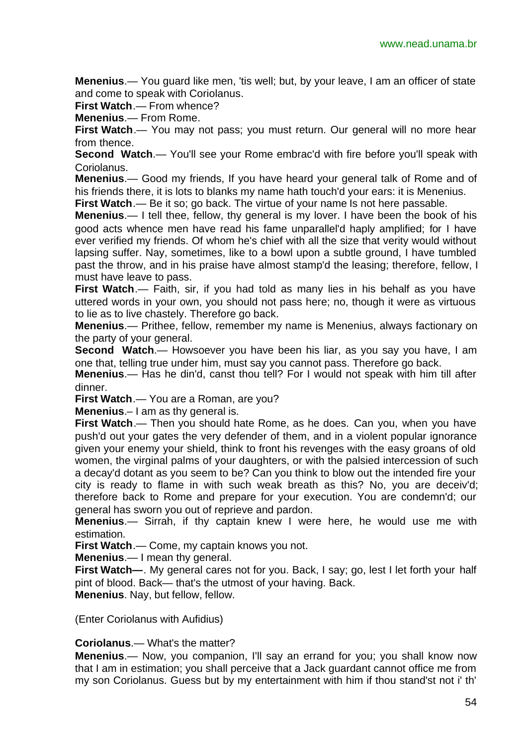**Menenius**.— You guard like men, 'tis well; but, by your leave, I am an officer of state and come to speak with Coriolanus.

**First Watch**.— From whence?

**Menenius**.— From Rome.

**First Watch**.— You may not pass; you must return. Our general will no more hear from thence.

**Second Watch**.— You'll see your Rome embrac'd with fire before you'll speak with Coriolanus.

**Menenius**.— Good my friends, If you have heard your general talk of Rome and of his friends there, it is lots to blanks my name hath touch'd your ears: it is Menenius.

**First Watch**.— Be it so; go back. The virtue of your name Is not here passable.

**Menenius**.— I tell thee, fellow, thy general is my lover. I have been the book of his good acts whence men have read his fame unparallel'd haply amplified; for I have ever verified my friends. Of whom he's chief with all the size that verity would without lapsing suffer. Nay, sometimes, like to a bowl upon a subtle ground, I have tumbled past the throw, and in his praise have almost stamp'd the leasing; therefore, fellow, I must have leave to pass.

**First Watch**.— Faith, sir, if you had told as many lies in his behalf as you have uttered words in your own, you should not pass here; no, though it were as virtuous to lie as to live chastely. Therefore go back.

**Menenius**.— Prithee, fellow, remember my name is Menenius, always factionary on the party of your general.

**Second Watch**.— Howsoever you have been his liar, as you say you have, I am one that, telling true under him, must say you cannot pass. Therefore go back.

**Menenius**.— Has he din'd, canst thou tell? For I would not speak with him till after dinner.

**First Watch**.— You are a Roman, are you?

**Menenius**.– I am as thy general is.

**First Watch**.— Then you should hate Rome, as he does. Can you, when you have push'd out your gates the very defender of them, and in a violent popular ignorance given your enemy your shield, think to front his revenges with the easy groans of old women, the virginal palms of your daughters, or with the palsied intercession of such a decay'd dotant as you seem to be? Can you think to blow out the intended fire your city is ready to flame in with such weak breath as this? No, you are deceiv'd; therefore back to Rome and prepare for your execution. You are condemn'd; our general has sworn you out of reprieve and pardon.

**Menenius**.— Sirrah, if thy captain knew I were here, he would use me with estimation.

**First Watch**.— Come, my captain knows you not.

**Menenius**.— I mean thy general.

**First Watch—**. My general cares not for you. Back, I say; go, lest I let forth your half pint of blood. Back— that's the utmost of your having. Back.

**Menenius**. Nay, but fellow, fellow.

(Enter Coriolanus with Aufidius)

**Coriolanus**.— What's the matter?

**Menenius**.— Now, you companion, I'll say an errand for you; you shall know now that I am in estimation; you shall perceive that a Jack guardant cannot office me from my son Coriolanus. Guess but by my entertainment with him if thou stand'st not i' th'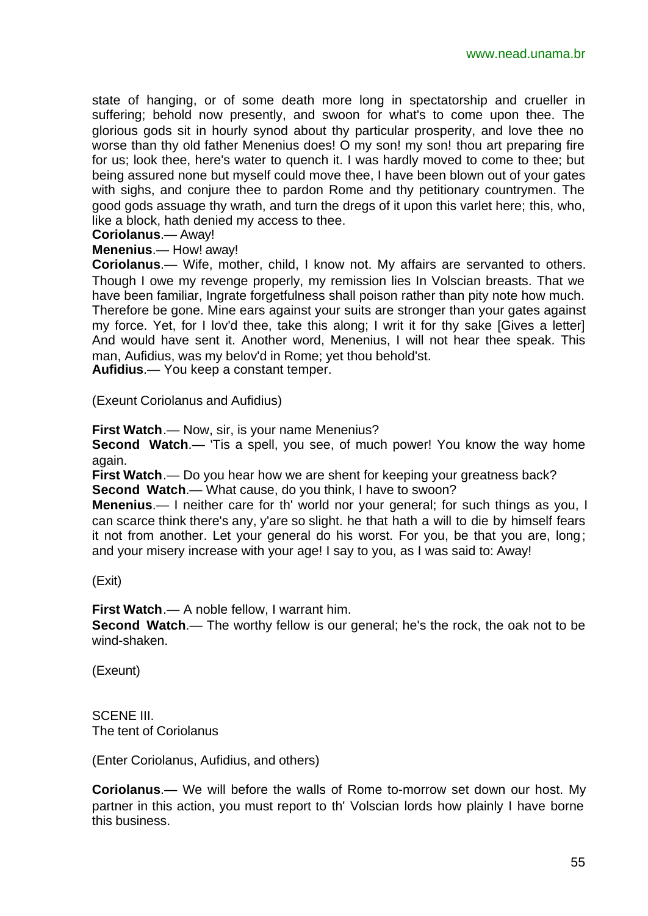state of hanging, or of some death more long in spectatorship and crueller in suffering; behold now presently, and swoon for what's to come upon thee. The glorious gods sit in hourly synod about thy particular prosperity, and love thee no worse than thy old father Menenius does! O my son! my son! thou art preparing fire for us; look thee, here's water to quench it. I was hardly moved to come to thee; but being assured none but myself could move thee, I have been blown out of your gates with sighs, and conjure thee to pardon Rome and thy petitionary countrymen. The good gods assuage thy wrath, and turn the dregs of it upon this varlet here; this, who, like a block, hath denied my access to thee.

**Coriolanus**.— Away!

**Menenius**.— How! away!

**Coriolanus**.— Wife, mother, child, I know not. My affairs are servanted to others. Though I owe my revenge properly, my remission lies In Volscian breasts. That we have been familiar, Ingrate forgetfulness shall poison rather than pity note how much. Therefore be gone. Mine ears against your suits are stronger than your gates against my force. Yet, for I lov'd thee, take this along; I writ it for thy sake [Gives a letter] And would have sent it. Another word, Menenius, I will not hear thee speak. This man, Aufidius, was my belov'd in Rome; yet thou behold'st.

**Aufidius**.— You keep a constant temper.

(Exeunt Coriolanus and Aufidius)

**First Watch**.— Now, sir, is your name Menenius?

**Second Watch**.— 'Tis a spell, you see, of much power! You know the way home again.

**First Watch**.— Do you hear how we are shent for keeping your greatness back?

**Second Watch**.— What cause, do you think, I have to swoon?

**Menenius**.— I neither care for th' world nor your general; for such things as you, I can scarce think there's any, y'are so slight. he that hath a will to die by himself fears it not from another. Let your general do his worst. For you, be that you are, long; and your misery increase with your age! I say to you, as I was said to: Away!

(Exit)

**First Watch**.— A noble fellow, I warrant him.

**Second Watch**.— The worthy fellow is our general; he's the rock, the oak not to be wind-shaken.

(Exeunt)

SCENE III.
The tent of Coriolanus

(Enter Coriolanus, Aufidius, and others)

**Coriolanus**.— We will before the walls of Rome to-morrow set down our host. My partner in this action, you must report to th' Volscian lords how plainly I have borne this business.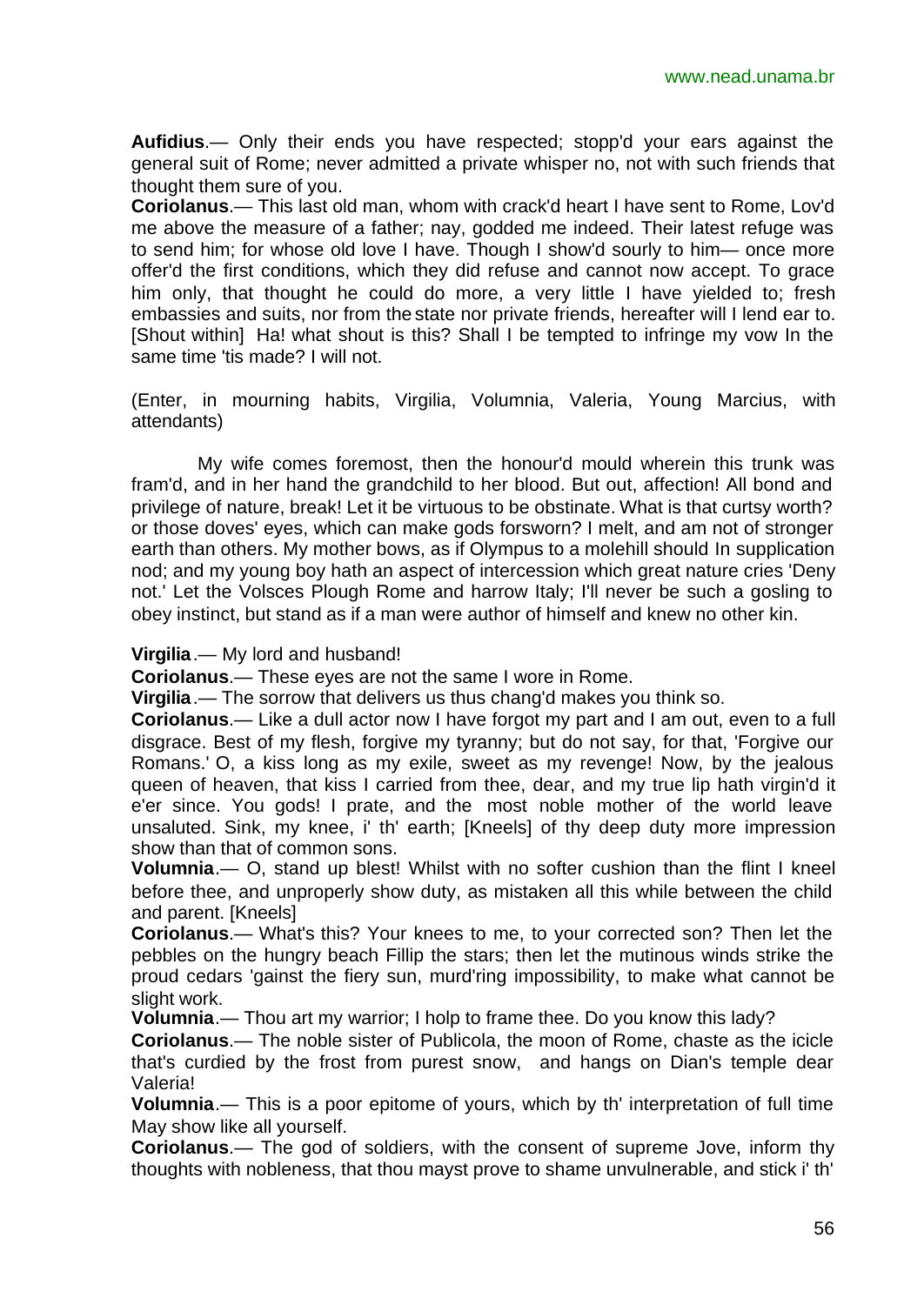**Aufidius**.— Only their ends you have respected; stopp'd your ears against the general suit of Rome; never admitted a private whisper no, not with such friends that thought them sure of you.

**Coriolanus**.— This last old man, whom with crack'd heart I have sent to Rome, Lov'd me above the measure of a father; nay, godded me indeed. Their latest refuge was to send him; for whose old love I have. Though I show'd sourly to him— once more offer'd the first conditions, which they did refuse and cannot now accept. To grace him only, that thought he could do more, a very little I have yielded to; fresh embassies and suits, nor from the state nor private friends, hereafter will I lend ear to. [Shout within] Ha! what shout is this? Shall I be tempted to infringe my vow In the same time 'tis made? I will not.

(Enter, in mourning habits, Virgilia, Volumnia, Valeria, Young Marcius, with attendants)

My wife comes foremost, then the honour'd mould wherein this trunk was fram'd, and in her hand the grandchild to her blood. But out, affection! All bond and privilege of nature, break! Let it be virtuous to be obstinate. What is that curtsy worth? or those doves' eyes, which can make gods forsworn? I melt, and am not of stronger earth than others. My mother bows, as if Olympus to a molehill should In supplication nod; and my young boy hath an aspect of intercession which great nature cries 'Deny not.' Let the Volsces Plough Rome and harrow Italy; I'll never be such a gosling to obey instinct, but stand as if a man were author of himself and knew no other kin.

**Virgilia**.— My lord and husband!

**Coriolanus**.— These eyes are not the same I wore in Rome.

**Virgilia**.— The sorrow that delivers us thus chang'd makes you think so.

**Coriolanus**.— Like a dull actor now I have forgot my part and I am out, even to a full disgrace. Best of my flesh, forgive my tyranny; but do not say, for that, 'Forgive our Romans.' O, a kiss long as my exile, sweet as my revenge! Now, by the jealous queen of heaven, that kiss I carried from thee, dear, and my true lip hath virgin'd it e'er since. You gods! I prate, and the most noble mother of the world leave unsaluted. Sink, my knee, i' th' earth; [Kneels] of thy deep duty more impression show than that of common sons.

**Volumnia**.— O, stand up blest! Whilst with no softer cushion than the flint I kneel before thee, and unproperly show duty, as mistaken all this while between the child and parent. [Kneels]

**Coriolanus**.— What's this? Your knees to me, to your corrected son? Then let the pebbles on the hungry beach Fillip the stars; then let the mutinous winds strike the proud cedars 'gainst the fiery sun, murd'ring impossibility, to make what cannot be slight work.

**Volumnia**.— Thou art my warrior; I holp to frame thee. Do you know this lady?

**Coriolanus**.— The noble sister of Publicola, the moon of Rome, chaste as the icicle that's curdied by the frost from purest snow, and hangs on Dian's temple dear Valeria!

**Volumnia**.— This is a poor epitome of yours, which by th' interpretation of full time May show like all yourself.

**Coriolanus**.— The god of soldiers, with the consent of supreme Jove, inform thy thoughts with nobleness, that thou mayst prove to shame unvulnerable, and stick i' th'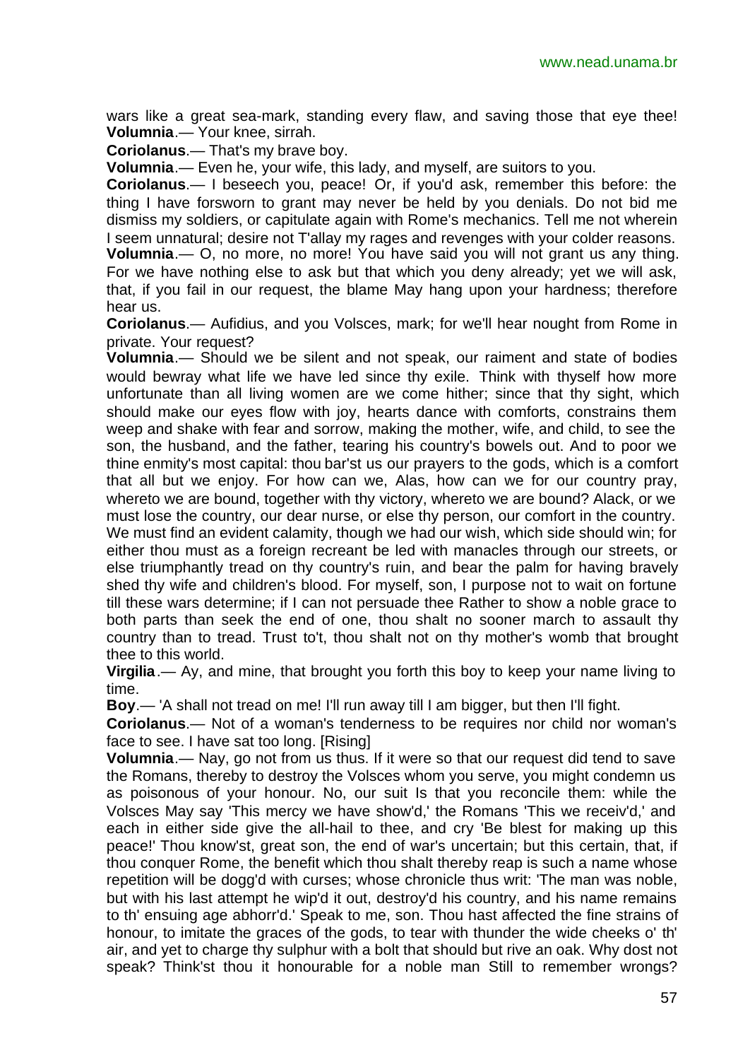wars like a great sea-mark, standing every flaw, and saving those that eye thee!
**Volumnia**.— Your knee, sirrah.

**Coriolanus**.— That's my brave boy.

**Volumnia**.— Even he, your wife, this lady, and myself, are suitors to you.

**Coriolanus**.— I beseech you, peace! Or, if you'd ask, remember this before: the thing I have forsworn to grant may never be held by you denials. Do not bid me dismiss my soldiers, or capitulate again with Rome's mechanics. Tell me not wherein I seem unnatural; desire not T'allay my rages and revenges with your colder reasons.

**Volumnia**.— O, no more, no more! You have said you will not grant us any thing. For we have nothing else to ask but that which you deny already; yet we will ask, that, if you fail in our request, the blame May hang upon your hardness; therefore hear us.

**Coriolanus**.— Aufidius, and you Volsces, mark; for we'll hear nought from Rome in private. Your request?

**Volumnia**.— Should we be silent and not speak, our raiment and state of bodies would bewray what life we have led since thy exile. Think with thyself how more unfortunate than all living women are we come hither; since that thy sight, which should make our eyes flow with joy, hearts dance with comforts, constrains them weep and shake with fear and sorrow, making the mother, wife, and child, to see the son, the husband, and the father, tearing his country's bowels out. And to poor we thine enmity's most capital: thou bar'st us our prayers to the gods, which is a comfort that all but we enjoy. For how can we, Alas, how can we for our country pray, whereto we are bound, together with thy victory, whereto we are bound? Alack, or we must lose the country, our dear nurse, or else thy person, our comfort in the country. We must find an evident calamity, though we had our wish, which side should win; for either thou must as a foreign recreant be led with manacles through our streets, or else triumphantly tread on thy country's ruin, and bear the palm for having bravely shed thy wife and children's blood. For myself, son, I purpose not to wait on fortune till these wars determine; if I can not persuade thee Rather to show a noble grace to both parts than seek the end of one, thou shalt no sooner march to assault thy country than to tread. Trust to't, thou shalt not on thy mother's womb that brought thee to this world.

**Virgilia**.— Ay, and mine, that brought you forth this boy to keep your name living to time.

**Boy**.— 'A shall not tread on me! I'll run away till I am bigger, but then I'll fight.

**Coriolanus**.— Not of a woman's tenderness to be requires nor child nor woman's face to see. I have sat too long. [Rising]

**Volumnia**.— Nay, go not from us thus. If it were so that our request did tend to save the Romans, thereby to destroy the Volsces whom you serve, you might condemn us as poisonous of your honour. No, our suit Is that you reconcile them: while the Volsces May say 'This mercy we have show'd,' the Romans 'This we receiv'd,' and each in either side give the all-hail to thee, and cry 'Be blest for making up this peace!' Thou know'st, great son, the end of war's uncertain; but this certain, that, if thou conquer Rome, the benefit which thou shalt thereby reap is such a name whose repetition will be dogg'd with curses; whose chronicle thus writ: 'The man was noble, but with his last attempt he wip'd it out, destroy'd his country, and his name remains to th' ensuing age abhorr'd.' Speak to me, son. Thou hast affected the fine strains of honour, to imitate the graces of the gods, to tear with thunder the wide cheeks o' th' air, and yet to charge thy sulphur with a bolt that should but rive an oak. Why dost not speak? Think'st thou it honourable for a noble man Still to remember wrongs?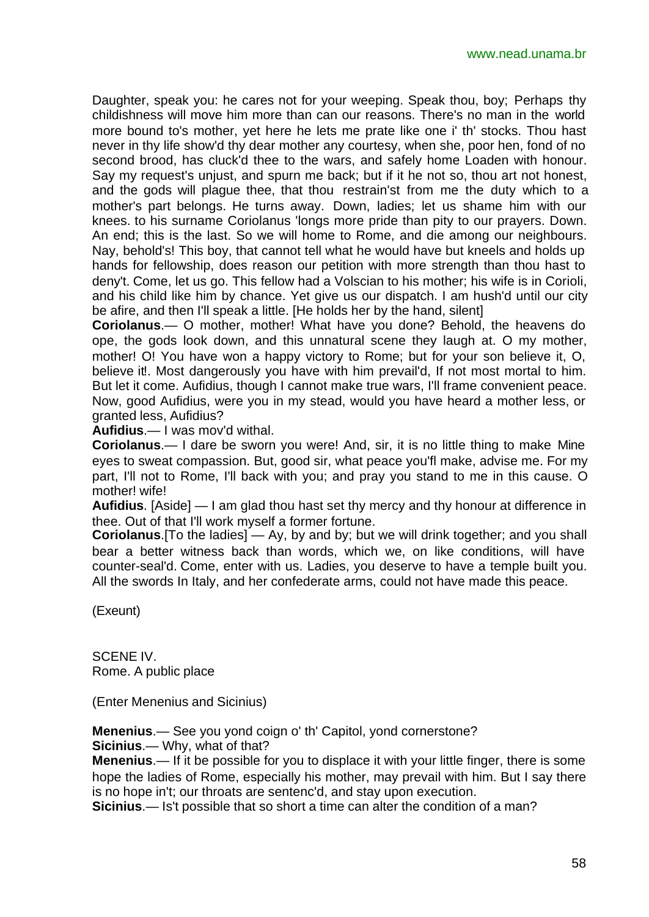Daughter, speak you: he cares not for your weeping. Speak thou, boy; Perhaps thy childishness will move him more than can our reasons. There's no man in the world more bound to's mother, yet here he lets me prate like one i' th' stocks. Thou hast never in thy life show'd thy dear mother any courtesy, when she, poor hen, fond of no second brood, has cluck'd thee to the wars, and safely home Loaden with honour. Say my request's unjust, and spurn me back; but if it he not so, thou art not honest, and the gods will plague thee, that thou restrain'st from me the duty which to a mother's part belongs. He turns away. Down, ladies; let us shame him with our knees. to his surname Coriolanus 'longs more pride than pity to our prayers. Down. An end; this is the last. So we will home to Rome, and die among our neighbours. Nay, behold's! This boy, that cannot tell what he would have but kneels and holds up hands for fellowship, does reason our petition with more strength than thou hast to deny't. Come, let us go. This fellow had a Volscian to his mother; his wife is in Corioli, and his child like him by chance. Yet give us our dispatch. I am hush'd until our city be afire, and then I'll speak a little. [He holds her by the hand, silent]

**Coriolanus**.— O mother, mother! What have you done? Behold, the heavens do ope, the gods look down, and this unnatural scene they laugh at. O my mother, mother! O! You have won a happy victory to Rome; but for your son believe it, O, believe it!. Most dangerously you have with him prevail'd, If not most mortal to him. But let it come. Aufidius, though I cannot make true wars, I'll frame convenient peace. Now, good Aufidius, were you in my stead, would you have heard a mother less, or granted less, Aufidius?

**Aufidius**.— I was mov'd withal.

**Coriolanus**.— I dare be sworn you were! And, sir, it is no little thing to make Mine eyes to sweat compassion. But, good sir, what peace you'fl make, advise me. For my part, I'll not to Rome, I'll back with you; and pray you stand to me in this cause. O mother! wife!

**Aufidius**. [Aside] — I am glad thou hast set thy mercy and thy honour at difference in thee. Out of that I'll work myself a former fortune.

**Coriolanus**.[To the ladies] — Ay, by and by; but we will drink together; and you shall bear a better witness back than words, which we, on like conditions, will have counter-seal'd. Come, enter with us. Ladies, you deserve to have a temple built you. All the swords In Italy, and her confederate arms, could not have made this peace.

(Exeunt)

SCENE IV.
Rome. A public place

(Enter Menenius and Sicinius)

**Menenius**.— See you yond coign o' th' Capitol, yond cornerstone?

**Sicinius**.— Why, what of that?

**Menenius**.— If it be possible for you to displace it with your little finger, there is some hope the ladies of Rome, especially his mother, may prevail with him. But I say there is no hope in't; our throats are sentenc'd, and stay upon execution.

**Sicinius**.— Is't possible that so short a time can alter the condition of a man?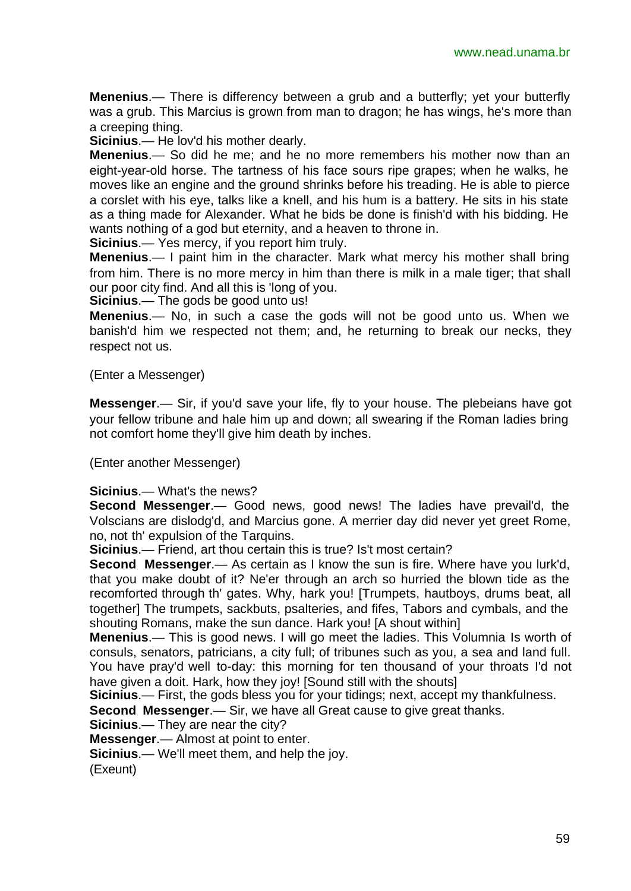**Menenius**.— There is differency between a grub and a butterfly; yet your butterfly was a grub. This Marcius is grown from man to dragon; he has wings, he's more than a creeping thing.

**Sicinius**.— He lov'd his mother dearly.

**Menenius**.— So did he me; and he no more remembers his mother now than an eight-year-old horse. The tartness of his face sours ripe grapes; when he walks, he moves like an engine and the ground shrinks before his treading. He is able to pierce a corslet with his eye, talks like a knell, and his hum is a battery. He sits in his state as a thing made for Alexander. What he bids be done is finish'd with his bidding. He wants nothing of a god but eternity, and a heaven to throne in.

**Sicinius**.— Yes mercy, if you report him truly.

**Menenius**.— I paint him in the character. Mark what mercy his mother shall bring from him. There is no more mercy in him than there is milk in a male tiger; that shall our poor city find. And all this is 'long of you.

**Sicinius**.— The gods be good unto us!

**Menenius**.— No, in such a case the gods will not be good unto us. When we banish'd him we respected not them; and, he returning to break our necks, they respect not us.

(Enter a Messenger)

**Messenger**.— Sir, if you'd save your life, fly to your house. The plebeians have got your fellow tribune and hale him up and down; all swearing if the Roman ladies bring not comfort home they'll give him death by inches.

(Enter another Messenger)

**Sicinius**.— What's the news?

**Second Messenger**.— Good news, good news! The ladies have prevail'd, the Volscians are dislodg'd, and Marcius gone. A merrier day did never yet greet Rome, no, not th' expulsion of the Tarquins.

**Sicinius**.— Friend, art thou certain this is true? Is't most certain?

**Second Messenger**.— As certain as I know the sun is fire. Where have you lurk'd, that you make doubt of it? Ne'er through an arch so hurried the blown tide as the recomforted through th' gates. Why, hark you! [Trumpets, hautboys, drums beat, all together] The trumpets, sackbuts, psalteries, and fifes, Tabors and cymbals, and the shouting Romans, make the sun dance. Hark you! [A shout within]

**Menenius**.— This is good news. I will go meet the ladies. This Volumnia Is worth of consuls, senators, patricians, a city full; of tribunes such as you, a sea and land full. You have pray'd well to-day: this morning for ten thousand of your throats I'd not have given a doit. Hark, how they joy! [Sound still with the shouts]

**Sicinius**.— First, the gods bless you for your tidings; next, accept my thankfulness.

**Second Messenger**.— Sir, we have all Great cause to give great thanks.

**Sicinius**.— They are near the city?

**Messenger**.— Almost at point to enter.

**Sicinius**.— We'll meet them, and help the joy.

(Exeunt)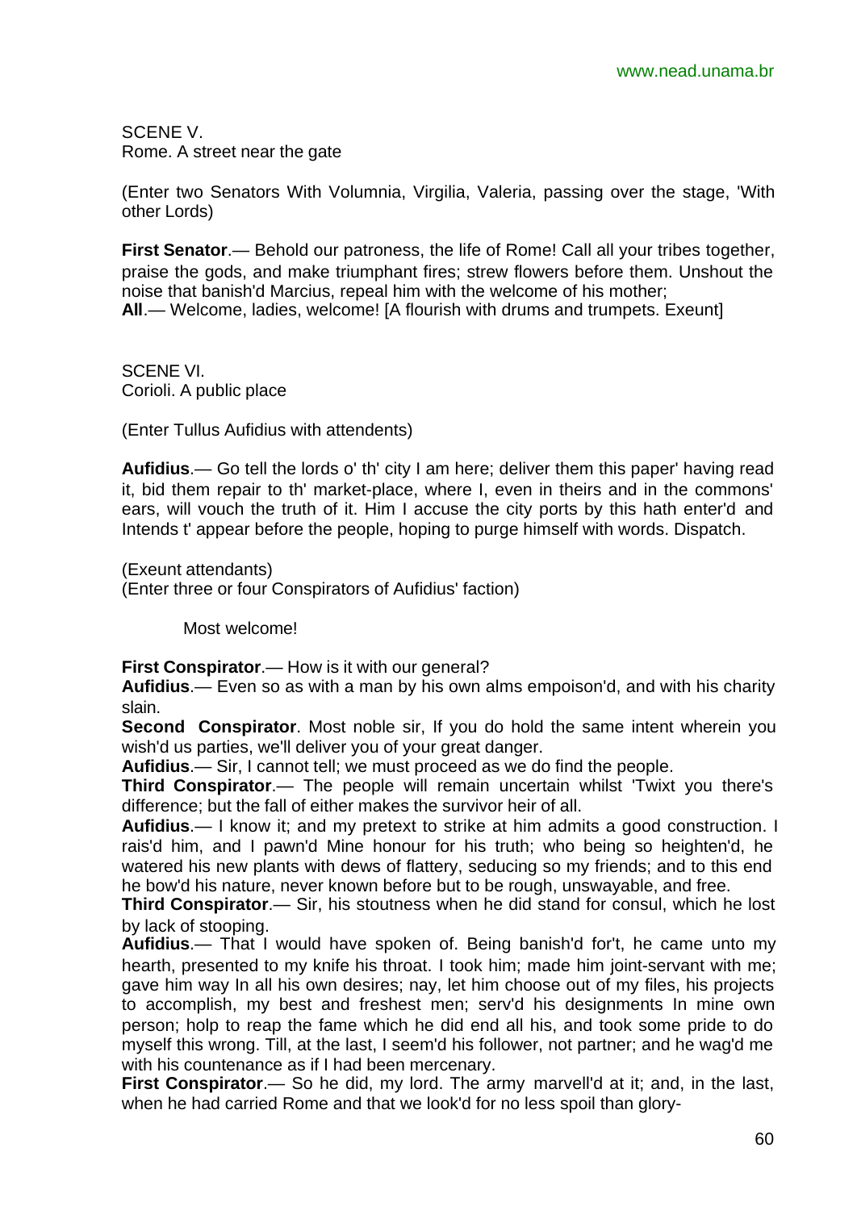SCENE V.
Rome. A street near the gate

(Enter two Senators With Volumnia, Virgilia, Valeria, passing over the stage, 'With other Lords)

**First Senator**.— Behold our patroness, the life of Rome! Call all your tribes together, praise the gods, and make triumphant fires; strew flowers before them. Unshout the noise that banish'd Marcius, repeal him with the welcome of his mother;
**All**.— Welcome, ladies, welcome! [A flourish with drums and trumpets. Exeunt]

SCENE VI.
Corioli. A public place

(Enter Tullus Aufidius with attendents)

**Aufidius**.— Go tell the lords o' th' city I am here; deliver them this paper' having read it, bid them repair to th' market-place, where I, even in theirs and in the commons' ears, will vouch the truth of it. Him I accuse the city ports by this hath enter'd and Intends t' appear before the people, hoping to purge himself with words. Dispatch.

(Exeunt attendants)
(Enter three or four Conspirators of Aufidius' faction)

Most welcome!

**First Conspirator**.— How is it with our general?
**Aufidius**.— Even so as with a man by his own alms empoison'd, and with his charity slain.
**Second Conspirator**. Most noble sir, If you do hold the same intent wherein you wish'd us parties, we'll deliver you of your great danger.
**Aufidius**.— Sir, I cannot tell; we must proceed as we do find the people.
**Third Conspirator**.— The people will remain uncertain whilst 'Twixt you there's difference; but the fall of either makes the survivor heir of all.
**Aufidius**.— I know it; and my pretext to strike at him admits a good construction. I rais'd him, and I pawn'd Mine honour for his truth; who being so heighten'd, he watered his new plants with dews of flattery, seducing so my friends; and to this end he bow'd his nature, never known before but to be rough, unswayable, and free.
**Third Conspirator**.— Sir, his stoutness when he did stand for consul, which he lost by lack of stooping.
**Aufidius**.— That I would have spoken of. Being banish'd for't, he came unto my hearth, presented to my knife his throat. I took him; made him joint-servant with me; gave him way In all his own desires; nay, let him choose out of my files, his projects to accomplish, my best and freshest men; serv'd his designments In mine own person; holp to reap the fame which he did end all his, and took some pride to do myself this wrong. Till, at the last, I seem'd his follower, not partner; and he wag'd me with his countenance as if I had been mercenary.
**First Conspirator**.— So he did, my lord. The army marvell'd at it; and, in the last, when he had carried Rome and that we look'd for no less spoil than glory-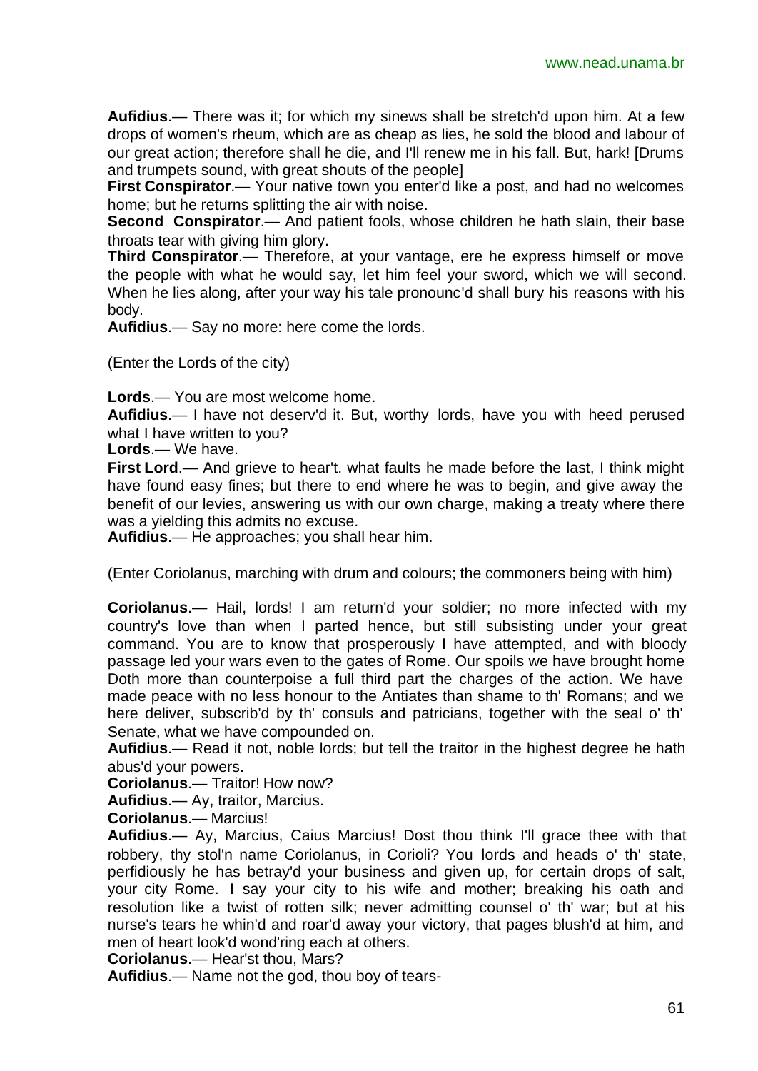**Aufidius**.— There was it; for which my sinews shall be stretch'd upon him. At a few drops of women's rheum, which are as cheap as lies, he sold the blood and labour of our great action; therefore shall he die, and I'll renew me in his fall. But, hark! [Drums and trumpets sound, with great shouts of the people]

**First Conspirator**.— Your native town you enter'd like a post, and had no welcomes home; but he returns splitting the air with noise.

**Second Conspirator**.— And patient fools, whose children he hath slain, their base throats tear with giving him glory.

**Third Conspirator**.— Therefore, at your vantage, ere he express himself or move the people with what he would say, let him feel your sword, which we will second. When he lies along, after your way his tale pronounc'd shall bury his reasons with his body.

**Aufidius**.— Say no more: here come the lords.

(Enter the Lords of the city)

**Lords**.— You are most welcome home.

**Aufidius**.— I have not deserv'd it. But, worthy lords, have you with heed perused what I have written to you?

**Lords**.— We have.

**First Lord**.— And grieve to hear't. what faults he made before the last, I think might have found easy fines; but there to end where he was to begin, and give away the benefit of our levies, answering us with our own charge, making a treaty where there was a yielding this admits no excuse.

**Aufidius**.— He approaches; you shall hear him.

(Enter Coriolanus, marching with drum and colours; the commoners being with him)

**Coriolanus**.— Hail, lords! I am return'd your soldier; no more infected with my country's love than when I parted hence, but still subsisting under your great command. You are to know that prosperously I have attempted, and with bloody passage led your wars even to the gates of Rome. Our spoils we have brought home Doth more than counterpoise a full third part the charges of the action. We have made peace with no less honour to the Antiates than shame to th' Romans; and we here deliver, subscrib'd by th' consuls and patricians, together with the seal o' th' Senate, what we have compounded on.

**Aufidius**.— Read it not, noble lords; but tell the traitor in the highest degree he hath abus'd your powers.

**Coriolanus**.— Traitor! How now?

**Aufidius**.— Ay, traitor, Marcius.

**Coriolanus**.— Marcius!

**Aufidius**.— Ay, Marcius, Caius Marcius! Dost thou think I'll grace thee with that robbery, thy stol'n name Coriolanus, in Corioli? You lords and heads o' th' state, perfidiously he has betray'd your business and given up, for certain drops of salt, your city Rome. I say your city to his wife and mother; breaking his oath and resolution like a twist of rotten silk; never admitting counsel o' th' war; but at his nurse's tears he whin'd and roar'd away your victory, that pages blush'd at him, and men of heart look'd wond'ring each at others.

**Coriolanus**.— Hear'st thou, Mars?

**Aufidius**.— Name not the god, thou boy of tears-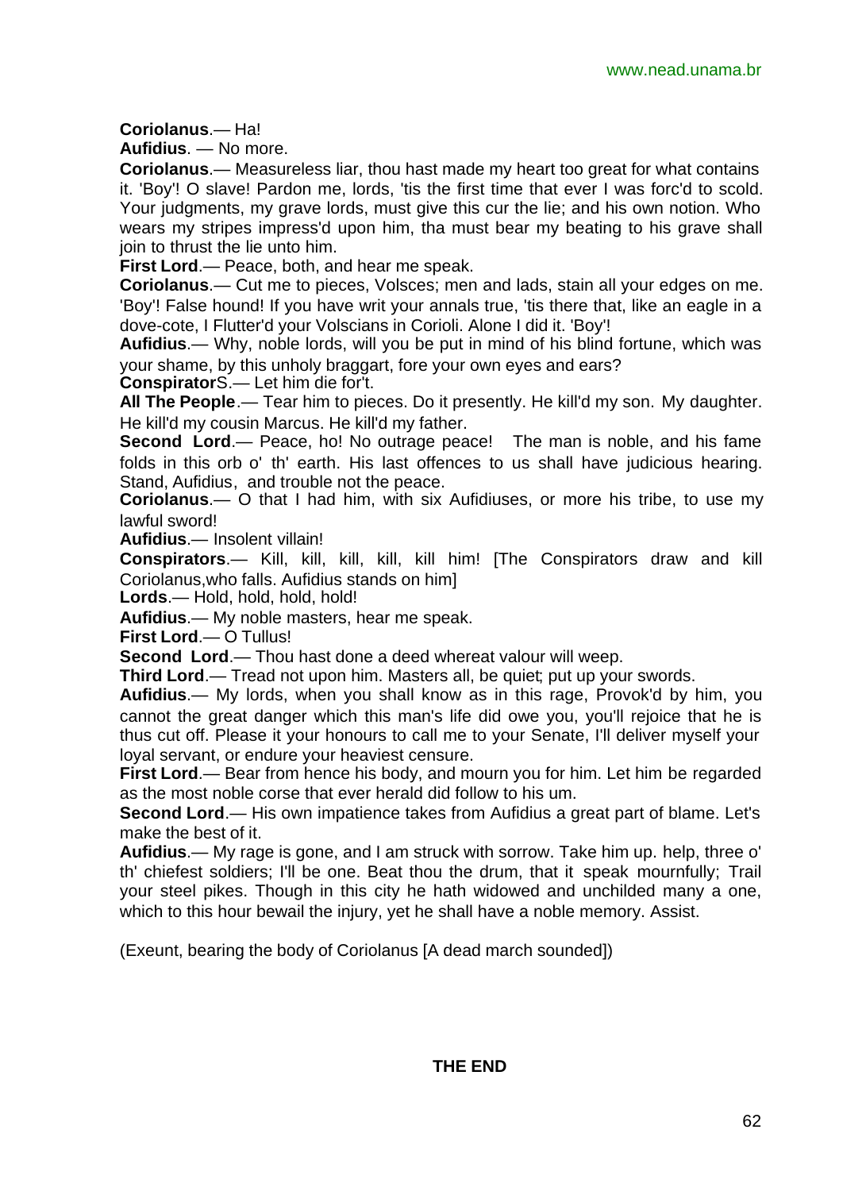**Coriolanus**.— Ha!

**Aufidius**. — No more.

**Coriolanus**.— Measureless liar, thou hast made my heart too great for what contains it. 'Boy'! O slave! Pardon me, lords, 'tis the first time that ever I was forc'd to scold. Your judgments, my grave lords, must give this cur the lie; and his own notion. Who wears my stripes impress'd upon him, tha must bear my beating to his grave shall join to thrust the lie unto him.

**First Lord**.— Peace, both, and hear me speak.

**Coriolanus**.— Cut me to pieces, Volsces; men and lads, stain all your edges on me. 'Boy'! False hound! If you have writ your annals true, 'tis there that, like an eagle in a dove-cote, I Flutter'd your Volscians in Corioli. Alone I did it. 'Boy'!

**Aufidius**.— Why, noble lords, will you be put in mind of his blind fortune, which was your shame, by this unholy braggart, fore your own eyes and ears?

**Conspirator**S.— Let him die for't.

**All The People**.— Tear him to pieces. Do it presently. He kill'd my son. My daughter. He kill'd my cousin Marcus. He kill'd my father.

**Second Lord**.— Peace, ho! No outrage peace! The man is noble, and his fame folds in this orb o' th' earth. His last offences to us shall have judicious hearing. Stand, Aufidius, and trouble not the peace.

**Coriolanus**.— O that I had him, with six Aufidiuses, or more his tribe, to use my lawful sword!

**Aufidius**.— Insolent villain!

**Conspirators**.— Kill, kill, kill, kill, kill him! [The Conspirators draw and kill Coriolanus,who falls. Aufidius stands on him]

**Lords**.— Hold, hold, hold, hold!

**Aufidius**.— My noble masters, hear me speak.

**First Lord**.— O Tullus!

**Second Lord**.— Thou hast done a deed whereat valour will weep.

**Third Lord**.— Tread not upon him. Masters all, be quiet; put up your swords.

**Aufidius**.— My lords, when you shall know as in this rage, Provok'd by him, you cannot the great danger which this man's life did owe you, you'll rejoice that he is thus cut off. Please it your honours to call me to your Senate, I'll deliver myself your loyal servant, or endure your heaviest censure.

**First Lord**.— Bear from hence his body, and mourn you for him. Let him be regarded as the most noble corse that ever herald did follow to his um.

**Second Lord**.— His own impatience takes from Aufidius a great part of blame. Let's make the best of it.

**Aufidius**.— My rage is gone, and I am struck with sorrow. Take him up. help, three o' th' chiefest soldiers; I'll be one. Beat thou the drum, that it speak mournfully; Trail your steel pikes. Though in this city he hath widowed and unchilded many a one, which to this hour bewail the injury, yet he shall have a noble memory. Assist.

(Exeunt, bearing the body of Coriolanus [A dead march sounded])

**THE END**